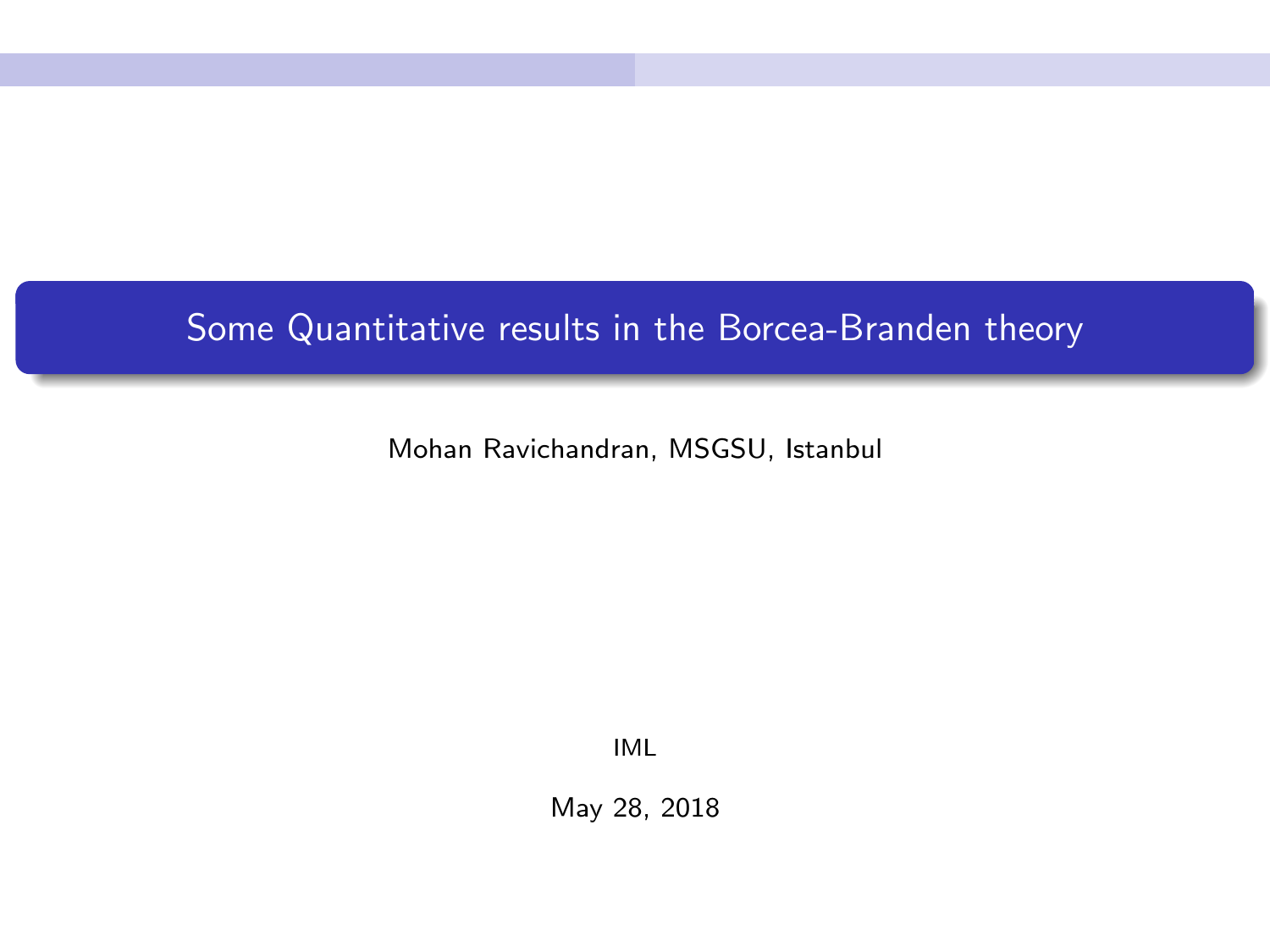# Some Quantitative results in the Borcea-Branden theory

Mohan Ravichandran, MSGSU, Istanbul

IML

May 28, 2018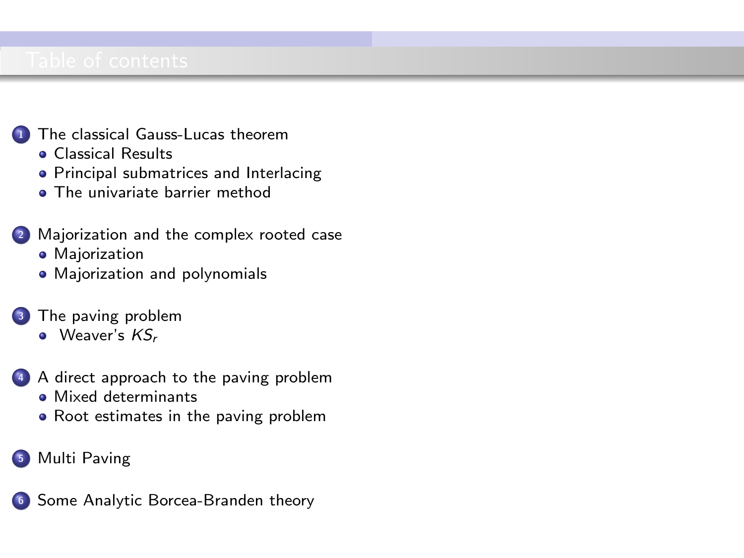# Table of contents

1. The classical Gauss-Lucas theorem
   - Classical Results
   - Principal submatrices and Interlacing
   - The univariate barrier method

2. Majorization and the complex rooted case
   - Majorization
   - Majorization and polynomials

3. The paving problem
   - Weaver's $KS_r$

4. A direct approach to the paving problem
   - Mixed determinants
   - Root estimates in the paving problem

5. Multi Paving

6. Some Analytic Borcea-Branden theory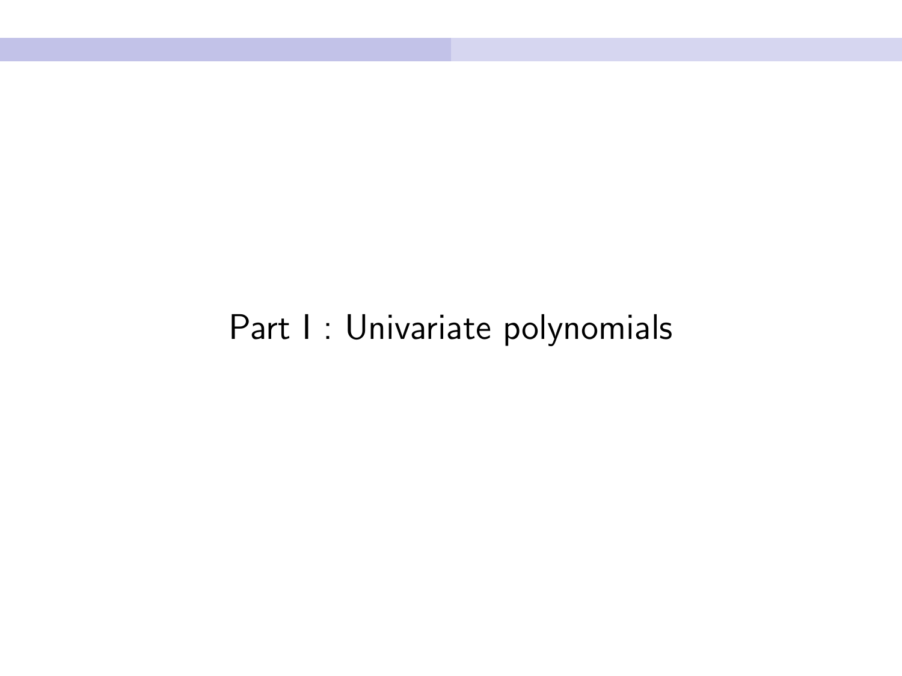# Part I : Univariate polynomials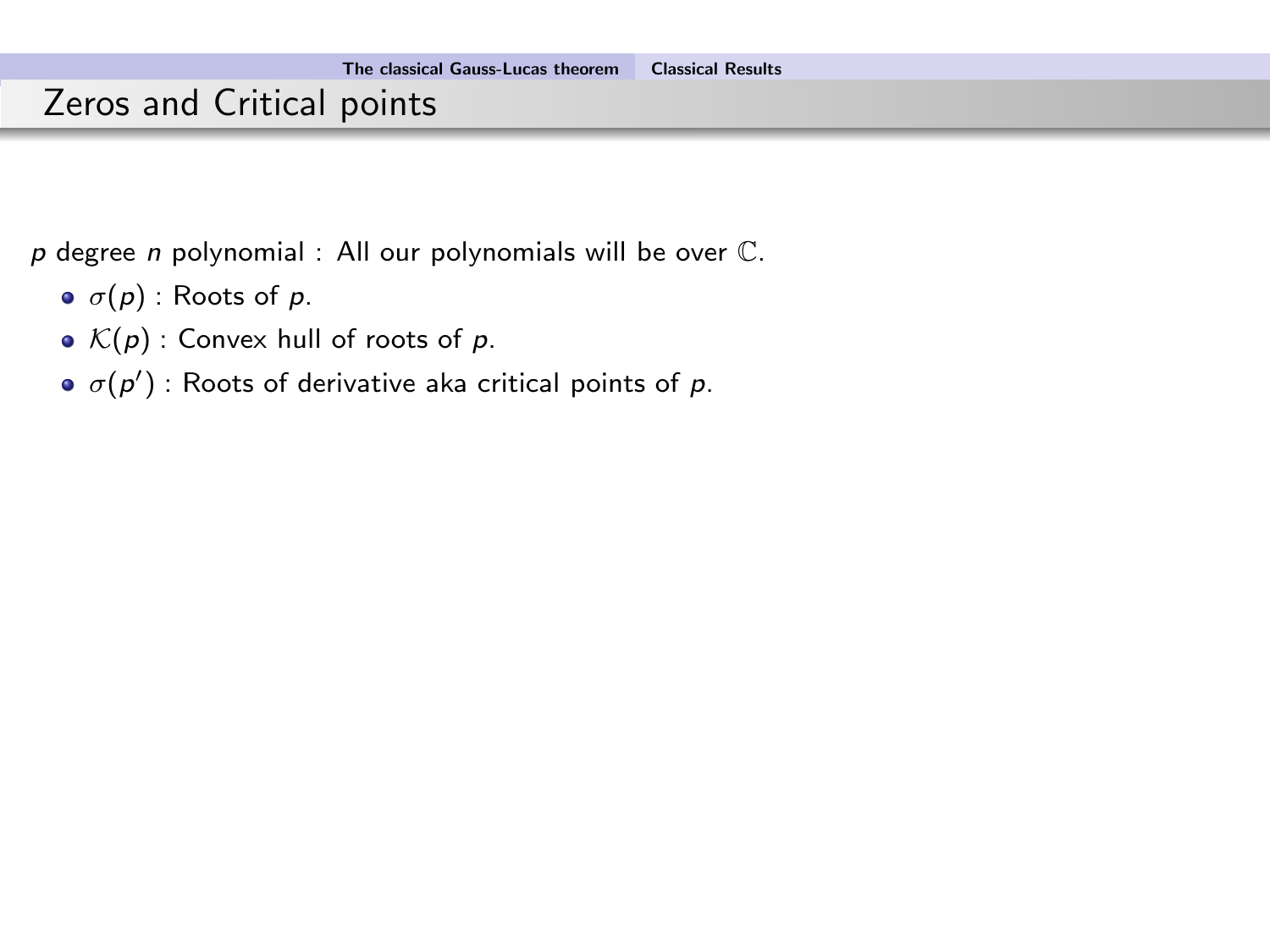## Zeros and Critical points

$p$ degree $n$ polynomial : All our polynomials will be over $\mathbb{C}$.

- $\sigma(p)$ : Roots of $p$.
- $\mathcal{K}(p)$ : Convex hull of roots of $p$.
- $\sigma(p')$ : Roots of derivative aka critical points of $p$.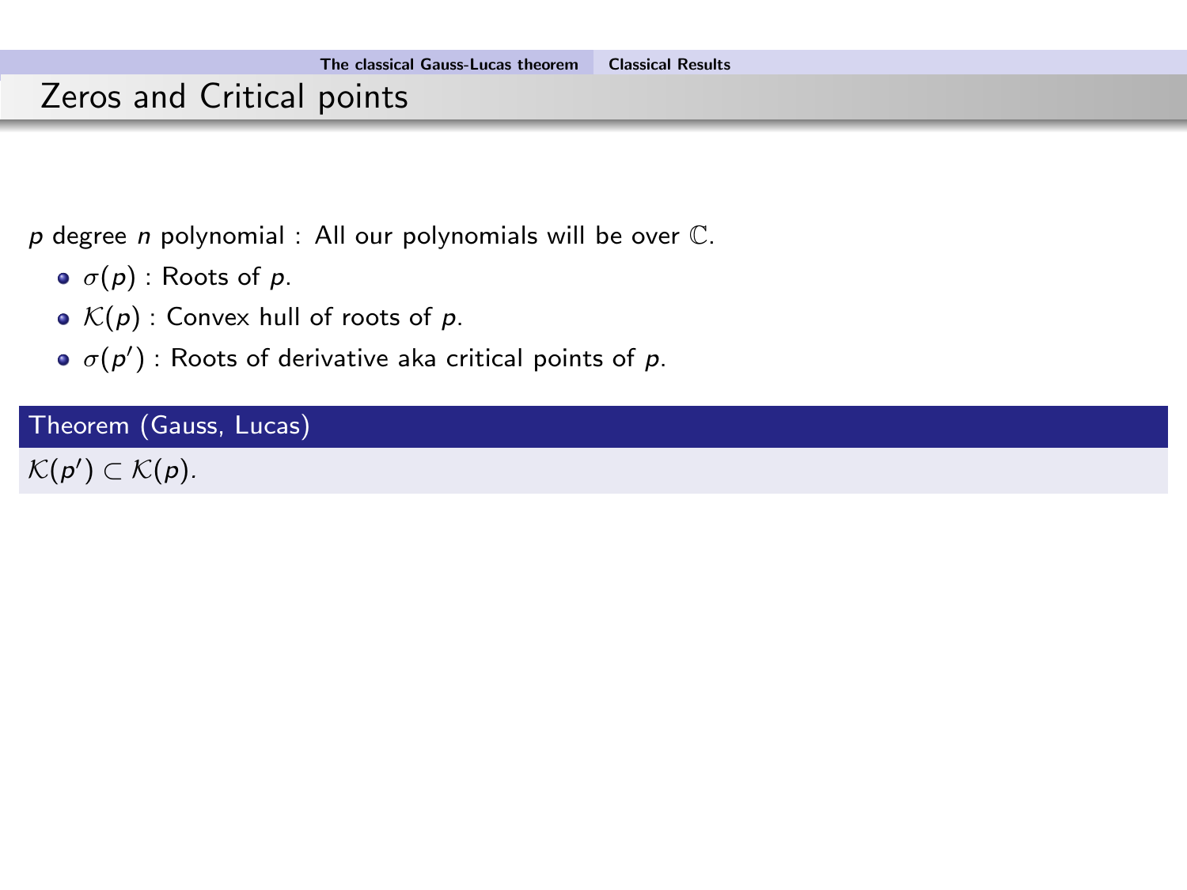## Zeros and Critical points

$p$ degree $n$ polynomial : All our polynomials will be over $\mathbb{C}$.

- $\sigma(p)$ : Roots of $p$.
- $\mathcal{K}(p)$ : Convex hull of roots of $p$.
- $\sigma(p')$ : Roots of derivative aka critical points of $p$.

**Theorem (Gauss, Lucas)**

$\mathcal{K}(p') \subset \mathcal{K}(p)$.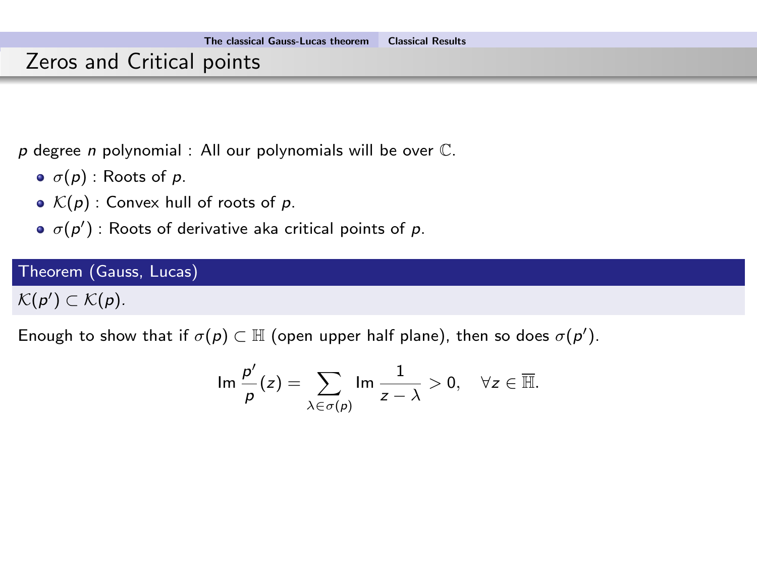## Zeros and Critical points

$p$ degree $n$ polynomial : All our polynomials will be over $\mathbb{C}$.

- $\sigma(p)$ : Roots of $p$.
- $\mathcal{K}(p)$ : Convex hull of roots of $p$.
- $\sigma(p')$ : Roots of derivative aka critical points of $p$.

**Theorem (Gauss, Lucas)**

$\mathcal{K}(p') \subset \mathcal{K}(p)$.

Enough to show that if $\sigma(p) \subset \mathbb{H}$ (open upper half plane), then so does $\sigma(p')$.

$$\operatorname{Im} \frac{p'}{p}(z) = \sum_{\lambda \in \sigma(p)} \operatorname{Im} \frac{1}{z - \lambda} > 0, \quad \forall z \in \overline{\mathbb{H}}.$$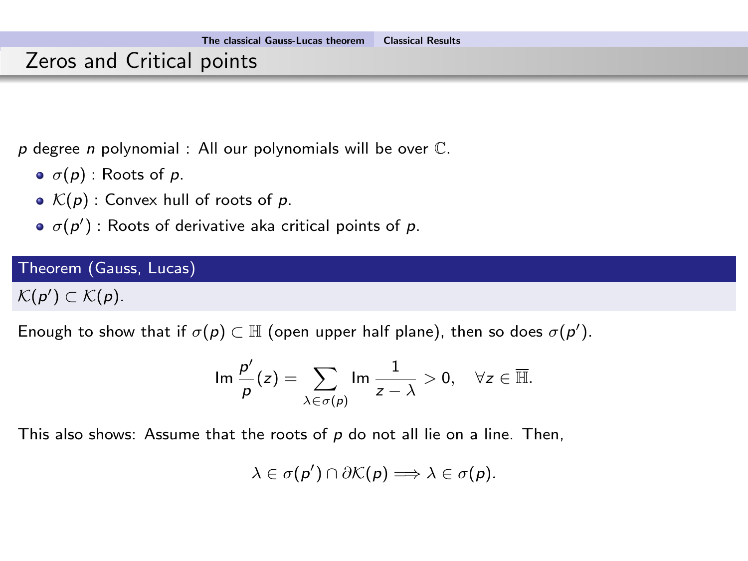## Zeros and Critical points

$p$ degree $n$ polynomial : All our polynomials will be over $\mathbb{C}$.

- $\sigma(p)$ : Roots of $p$.
- $\mathcal{K}(p)$ : Convex hull of roots of $p$.
- $\sigma(p')$ : Roots of derivative aka critical points of $p$.

**Theorem (Gauss, Lucas)**

*$\mathcal{K}(p') \subset \mathcal{K}(p)$.*

Enough to show that if $\sigma(p) \subset \mathbb{H}$ (open upper half plane), then so does $\sigma(p')$.

$$\operatorname{Im} \frac{p'}{p}(z) = \sum_{\lambda \in \sigma(p)} \operatorname{Im} \frac{1}{z - \lambda} > 0, \quad \forall z \in \overline{\mathbb{H}}.$$

This also shows: Assume that the roots of $p$ do not all lie on a line. Then,

$$\lambda \in \sigma(p') \cap \partial\mathcal{K}(p) \Longrightarrow \lambda \in \sigma(p).$$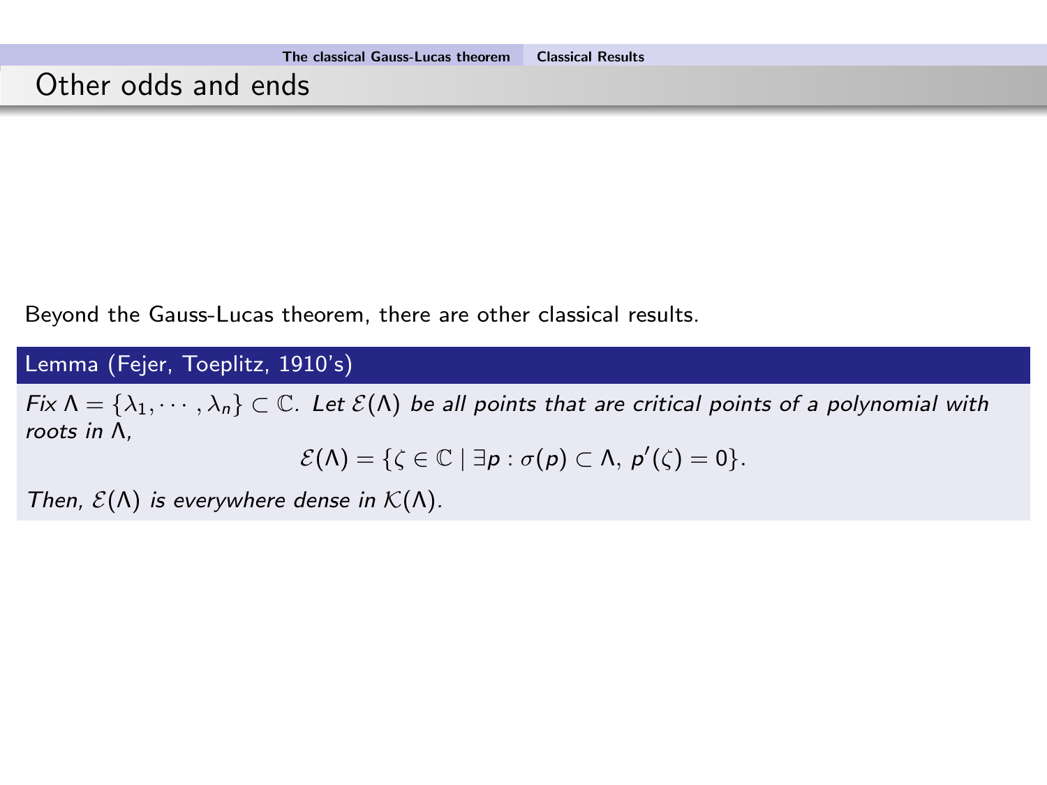## Other odds and ends

Beyond the Gauss-Lucas theorem, there are other classical results.

**Lemma (Fejer, Toeplitz, 1910's)**

*Fix $\Lambda = \{\lambda_1, \cdots, \lambda_n\} \subset \mathbb{C}$. Let $\mathcal{E}(\Lambda)$ be all points that are critical points of a polynomial with roots in $\Lambda$,*

$$\mathcal{E}(\Lambda) = \{\zeta \in \mathbb{C} \mid \exists p : \sigma(p) \subset \Lambda,\, p'(\zeta) = 0\}.$$

*Then, $\mathcal{E}(\Lambda)$ is everywhere dense in $\mathcal{K}(\Lambda)$.*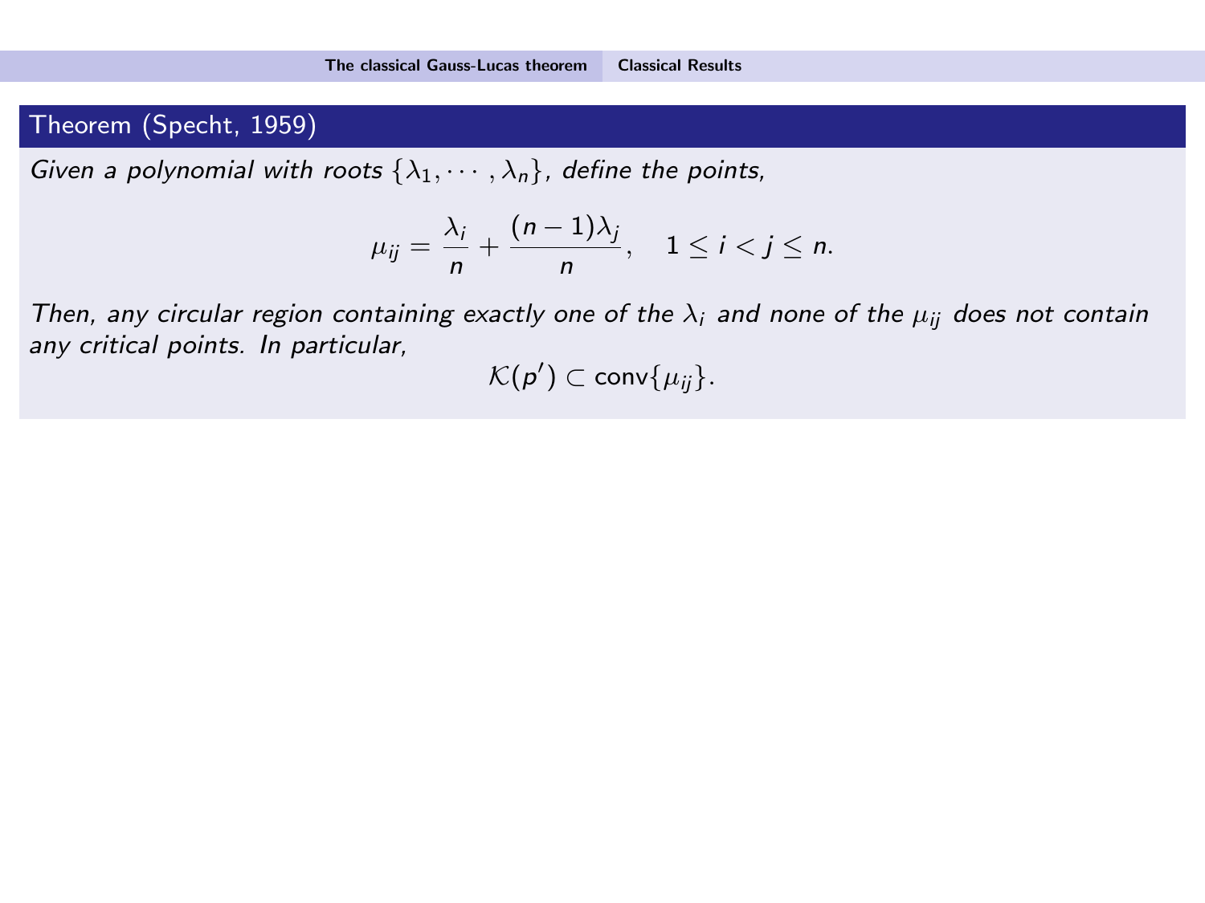**Theorem (Specht, 1959)**

*Given a polynomial with roots $\{\lambda_1, \cdots, \lambda_n\}$, define the points,*

$$\mu_{ij} = \frac{\lambda_i}{n} + \frac{(n-1)\lambda_j}{n}, \quad 1 \leq i < j \leq n.$$

*Then, any circular region containing exactly one of the $\lambda_i$ and none of the $\mu_{ij}$ does not contain any critical points. In particular,*

$$\mathcal{K}(p') \subset \mathrm{conv}\{\mu_{ij}\}.$$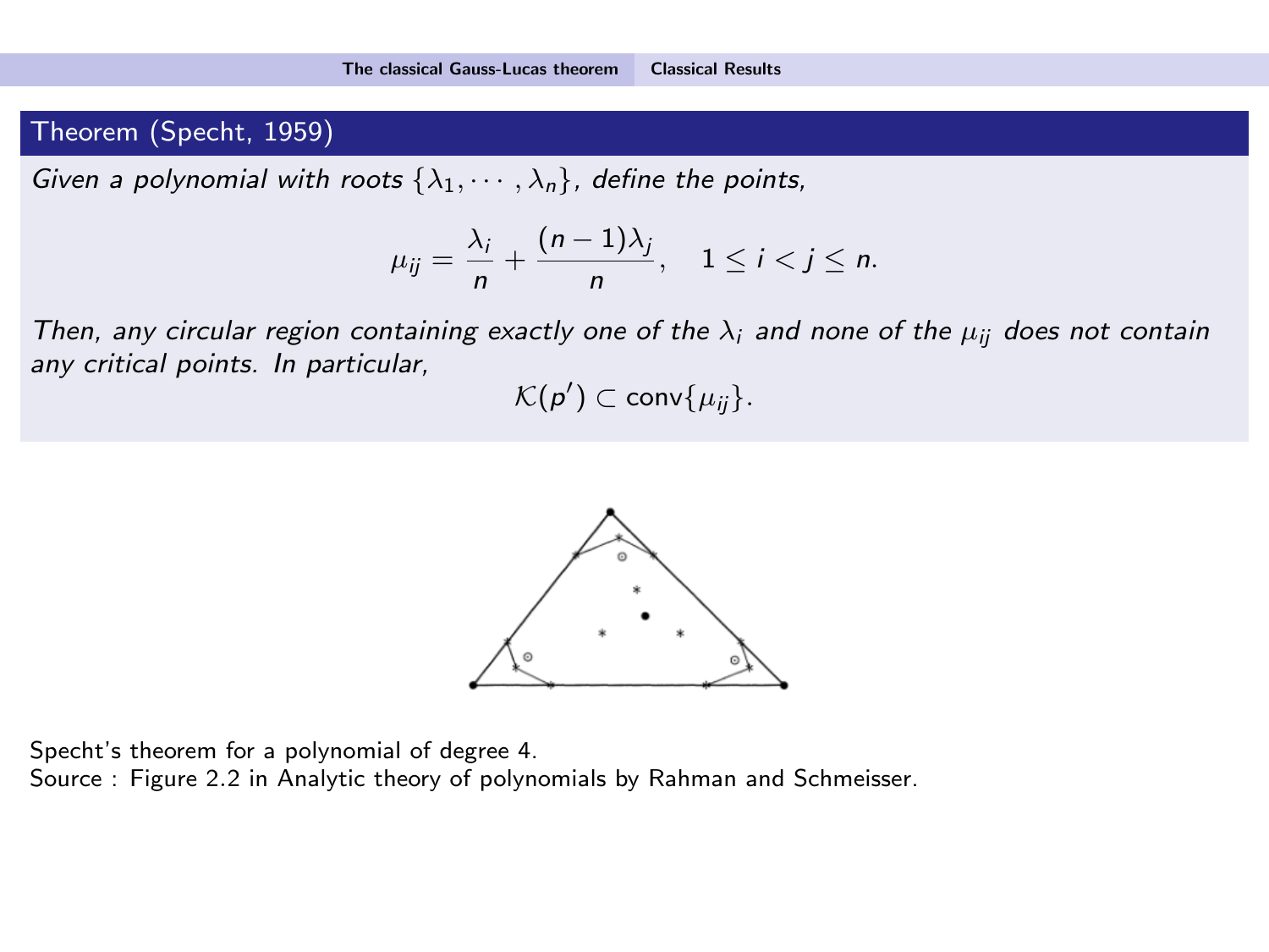## Theorem (Specht, 1959)

*Given a polynomial with roots $\{\lambda_1, \cdots, \lambda_n\}$, define the points,*

$$\mu_{ij} = \frac{\lambda_i}{n} + \frac{(n-1)\lambda_j}{n}, \quad 1 \leq i < j \leq n.$$

*Then, any circular region containing exactly one of the $\lambda_i$ and none of the $\mu_{ij}$ does not contain any critical points. In particular,*

$$\mathcal{K}(p') \subset \text{conv}\{\mu_{ij}\}.$$

Specht's theorem for a polynomial of degree 4.
Source : Figure 2.2 in Analytic theory of polynomials by Rahman and Schmeisser.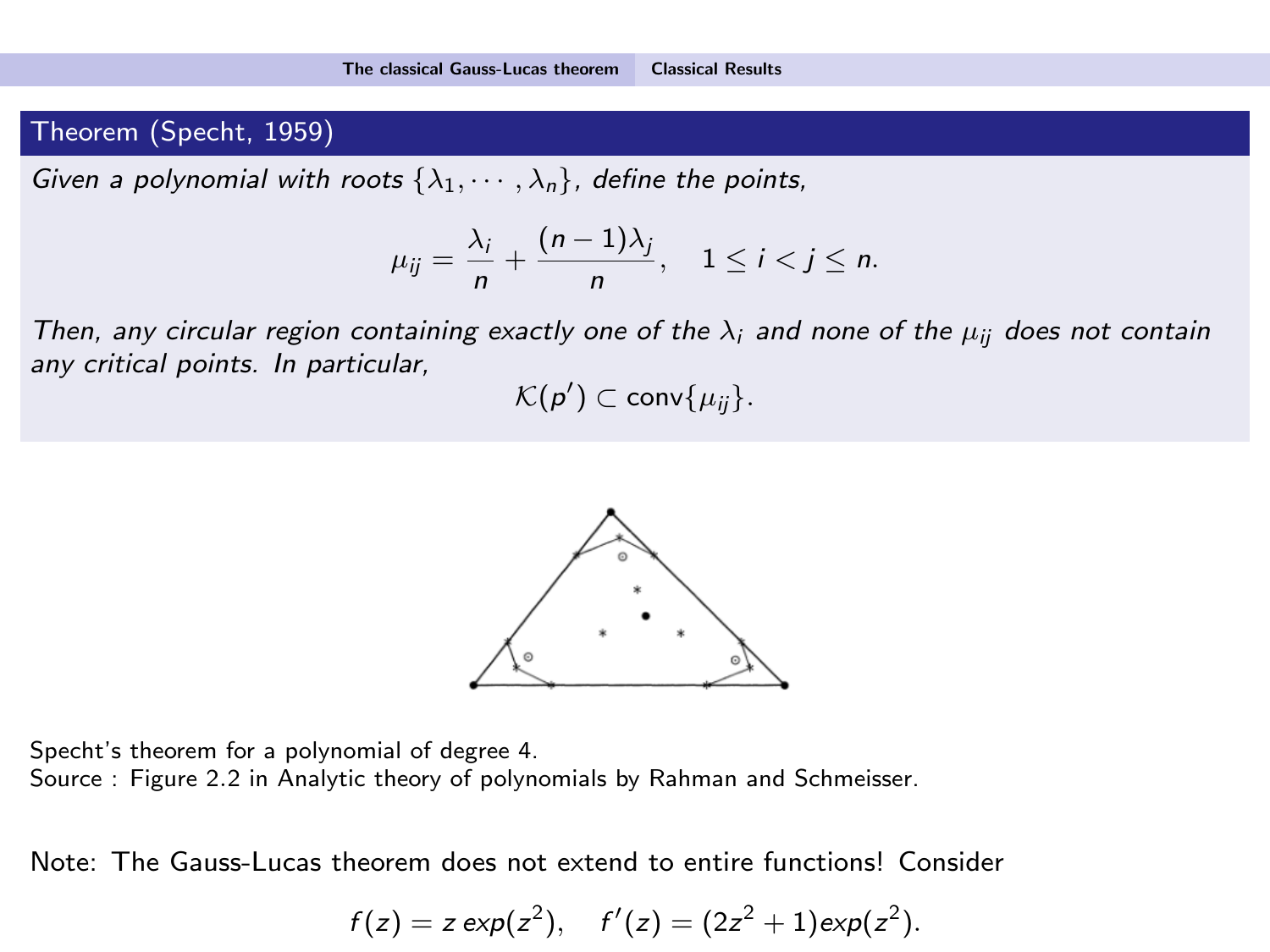**Theorem (Specht, 1959)**

*Given a polynomial with roots $\{\lambda_1, \cdots, \lambda_n\}$, define the points,*

$$\mu_{ij} = \frac{\lambda_i}{n} + \frac{(n-1)\lambda_j}{n}, \quad 1 \leq i < j \leq n.$$

*Then, any circular region containing exactly one of the $\lambda_i$ and none of the $\mu_{ij}$ does not contain any critical points. In particular,*

$$\mathcal{K}(p') \subset \text{conv}\{\mu_{ij}\}.$$

Specht's theorem for a polynomial of degree 4.
Source : Figure 2.2 in Analytic theory of polynomials by Rahman and Schmeisser.

Note: The Gauss-Lucas theorem does not extend to entire functions! Consider

$$f(z) = z\, exp(z^2), \quad f'(z) = (2z^2 + 1)exp(z^2).$$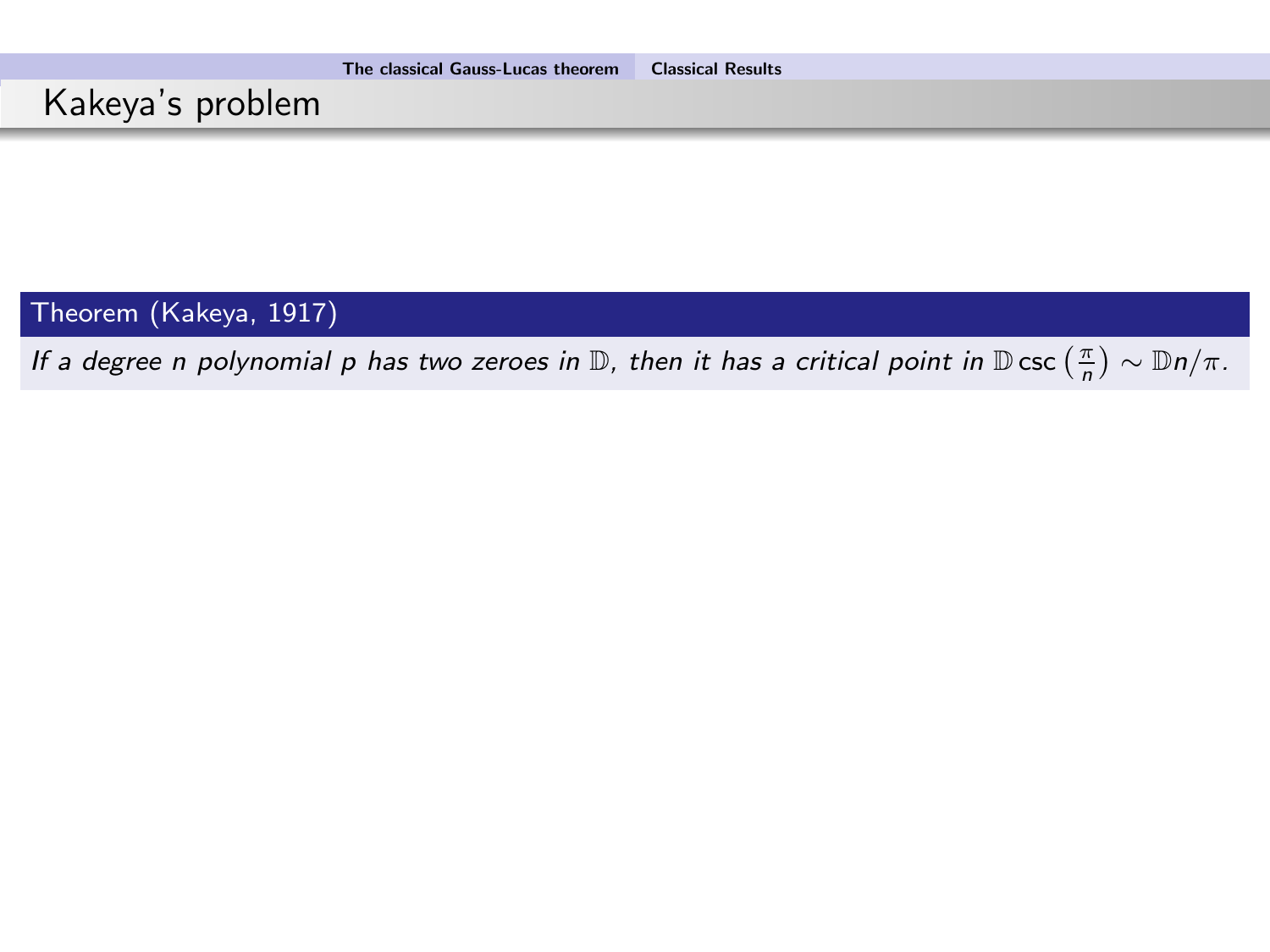# Kakeya's problem

**Theorem (Kakeya, 1917)**

*If a degree $n$ polynomial $p$ has two zeroes in $\mathbb{D}$, then it has a critical point in $\mathbb{D} \csc\left(\frac{\pi}{n}\right) \sim \mathbb{D}n/\pi$.*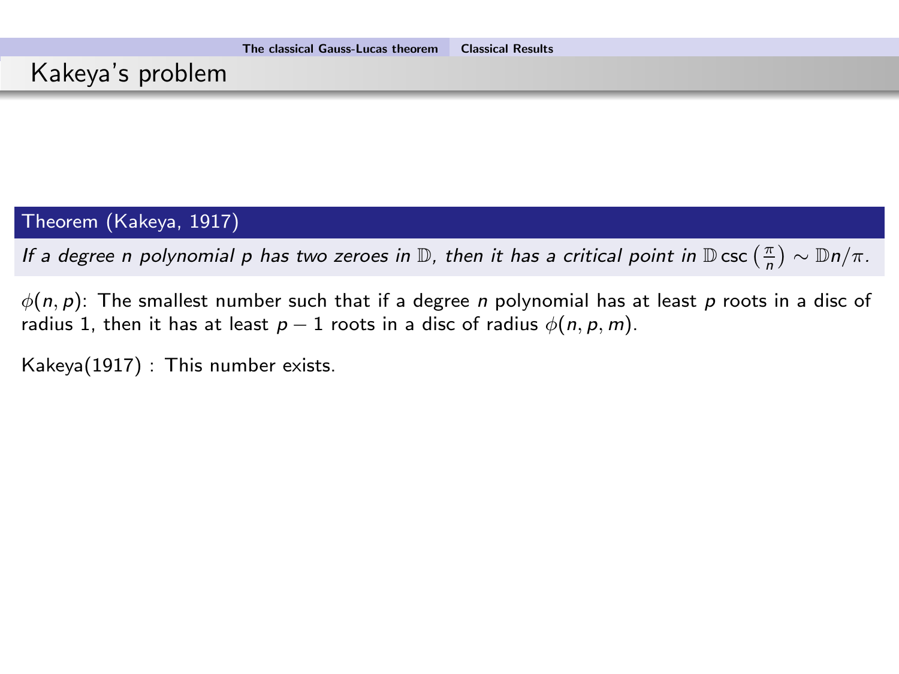# Kakeya's problem

**Theorem (Kakeya, 1917)**

*If a degree $n$ polynomial $p$ has two zeroes in $\mathbb{D}$, then it has a critical point in $\mathbb{D} \csc\left(\frac{\pi}{n}\right) \sim \mathbb{D}n/\pi$.*

$\phi(n, p)$: The smallest number such that if a degree $n$ polynomial has at least $p$ roots in a disc of radius 1, then it has at least $p - 1$ roots in a disc of radius $\phi(n, p, m)$.

Kakeya(1917) : This number exists.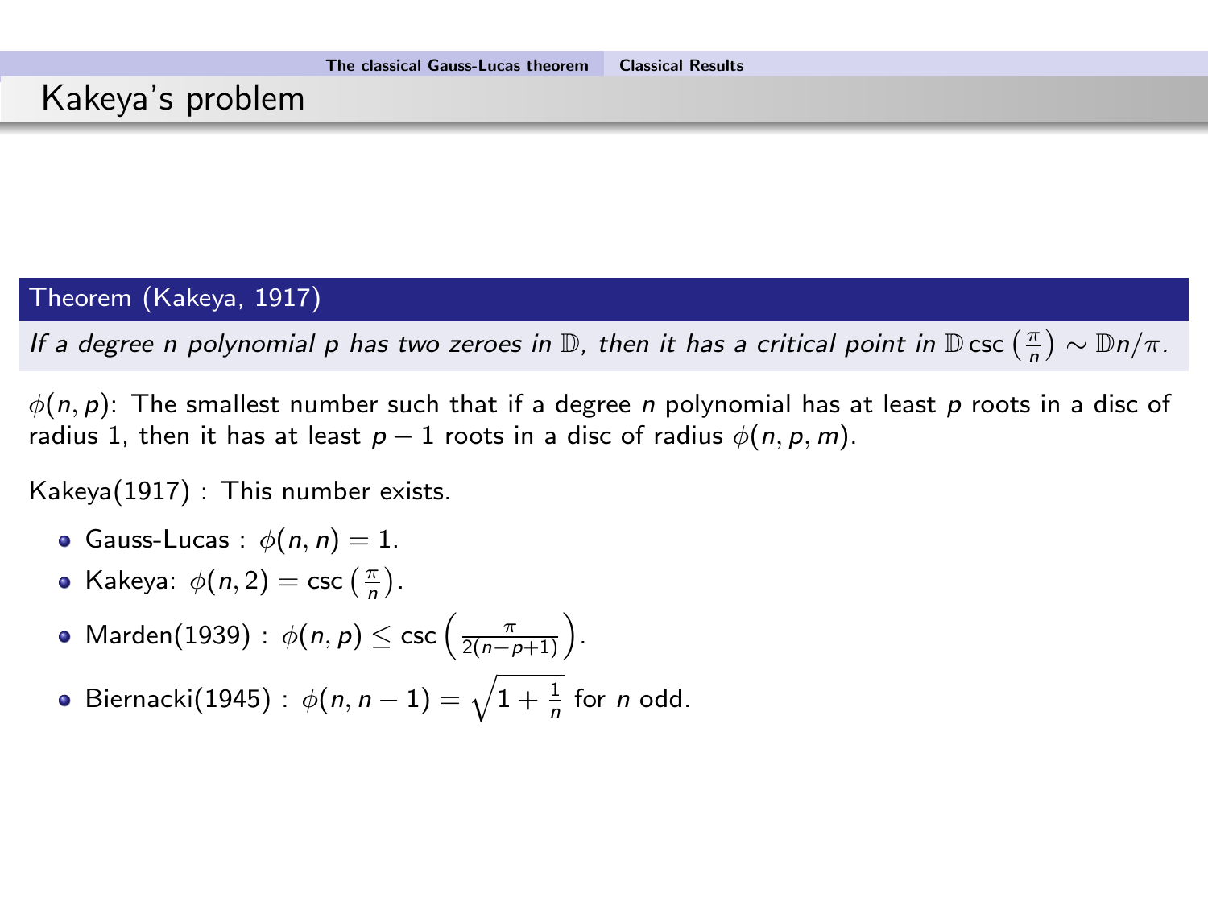# Kakeya's problem

**Theorem (Kakeya, 1917)**

*If a degree $n$ polynomial $p$ has two zeroes in $\mathbb{D}$, then it has a critical point in $\mathbb{D}\csc\left(\frac{\pi}{n}\right) \sim \mathbb{D}n/\pi$.*

$\phi(n,p)$: The smallest number such that if a degree $n$ polynomial has at least $p$ roots in a disc of radius 1, then it has at least $p-1$ roots in a disc of radius $\phi(n,p,m)$.

Kakeya(1917) : This number exists.

- Gauss-Lucas : $\phi(n,n) = 1$.
- Kakeya: $\phi(n,2) = \csc\left(\frac{\pi}{n}\right)$.
- Marden(1939) : $\phi(n,p) \leq \csc\left(\frac{\pi}{2(n-p+1)}\right)$.
- Biernacki(1945) : $\phi(n,n-1) = \sqrt{1+\frac{1}{n}}$ for $n$ odd.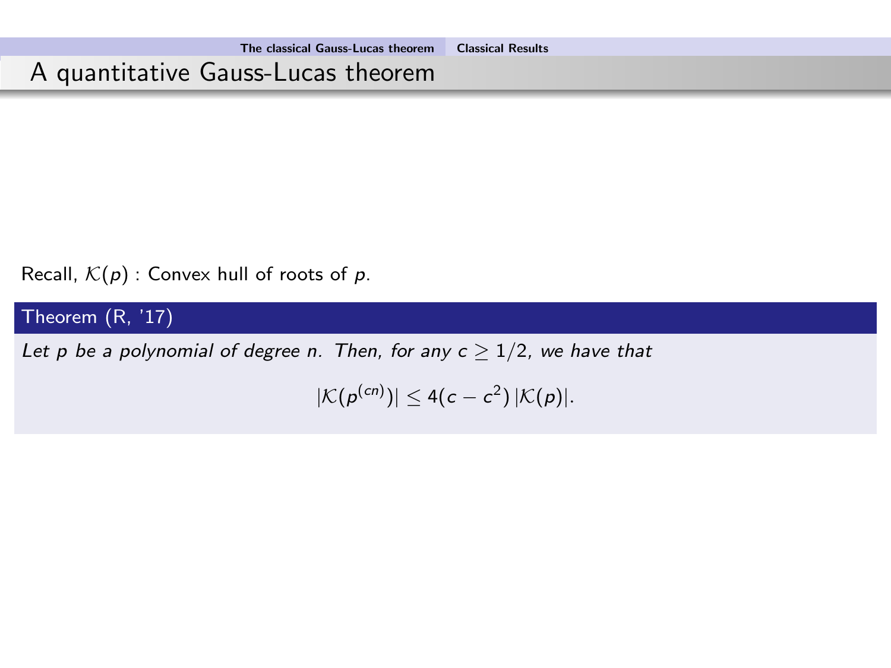# A quantitative Gauss-Lucas theorem

Recall, $\mathcal{K}(p)$ : Convex hull of roots of $p$.

**Theorem (R, '17)**

*Let $p$ be a polynomial of degree $n$. Then, for any $c \geq 1/2$, we have that*

$$|\mathcal{K}(p^{(cn)})| \leq 4(c - c^2)\, |\mathcal{K}(p)|.$$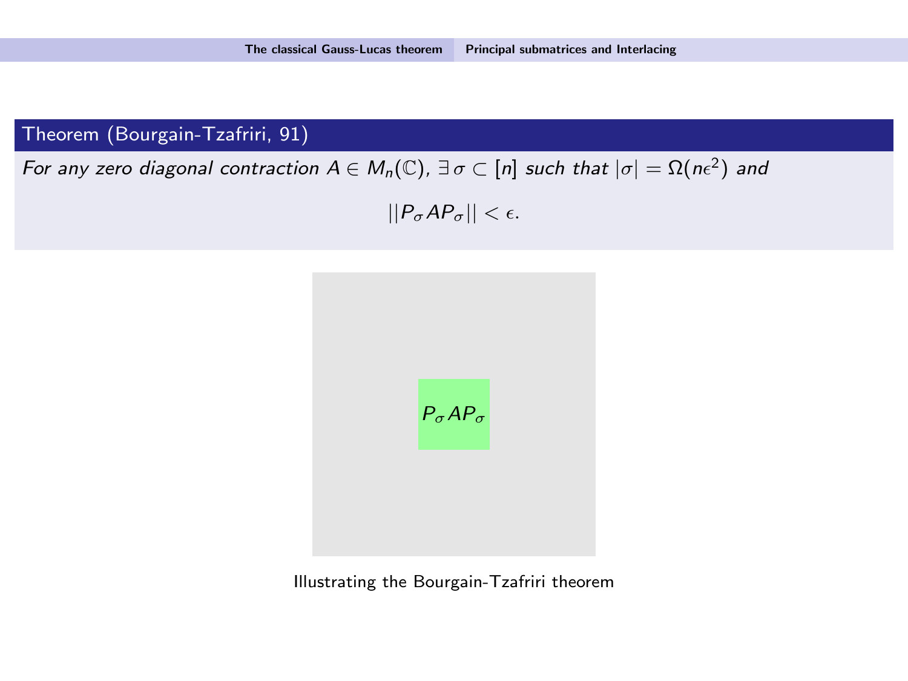**Theorem (Bourgain-Tzafriri, 91)**

*For any zero diagonal contraction $A \in M_n(\mathbb{C})$, $\exists\, \sigma \subset [n]$ such that $|\sigma| = \Omega(n\epsilon^2)$ and*

$$||P_\sigma A P_\sigma|| < \epsilon.$$

$P_\sigma A P_\sigma$

Illustrating the Bourgain-Tzafriri theorem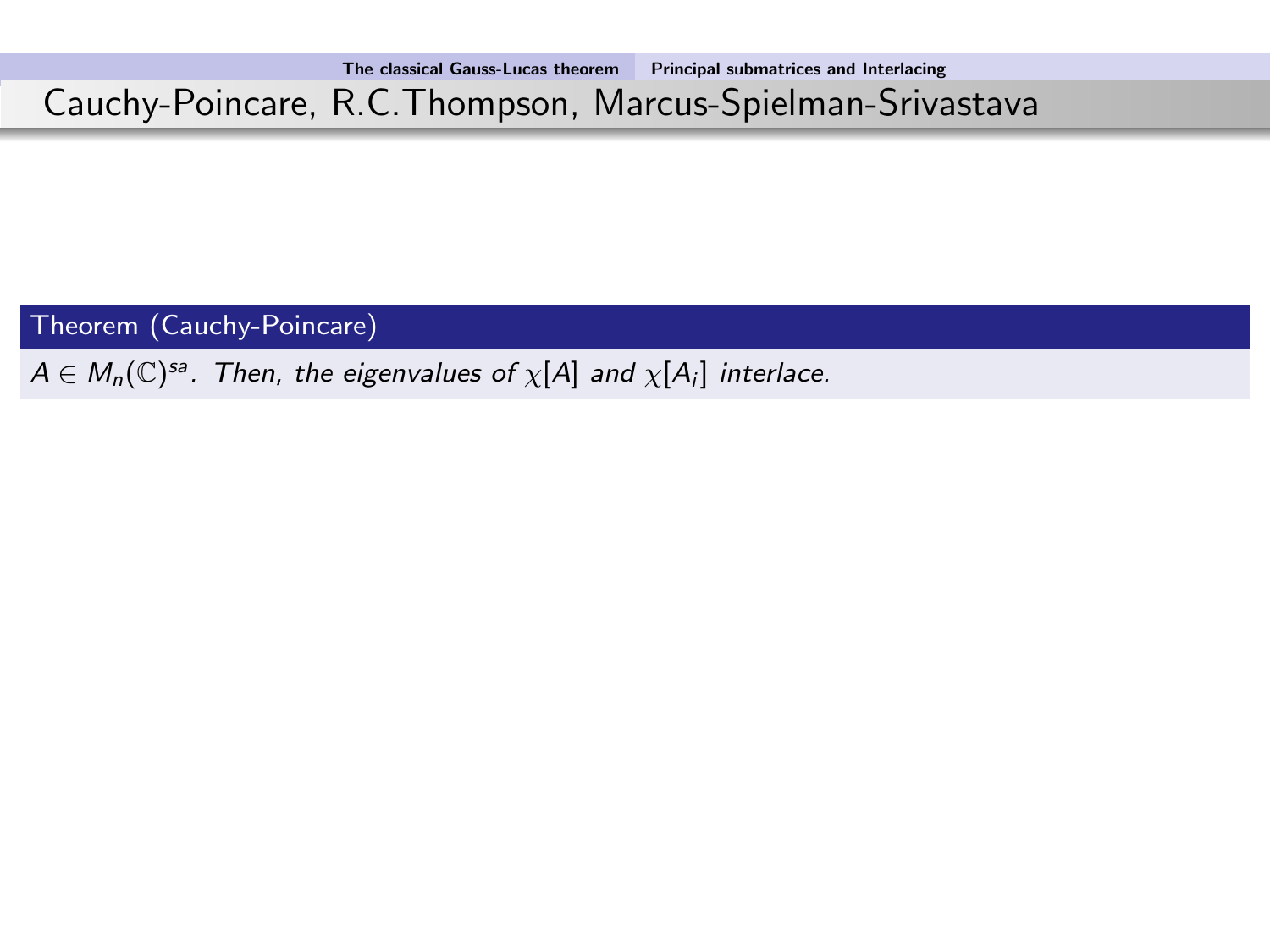# Cauchy-Poincare, R.C.Thompson, Marcus-Spielman-Srivastava

**Theorem (Cauchy-Poincare)**

*$A \in M_n(\mathbb{C})^{sa}$. Then, the eigenvalues of $\chi[A]$ and $\chi[A_i]$ interlace.*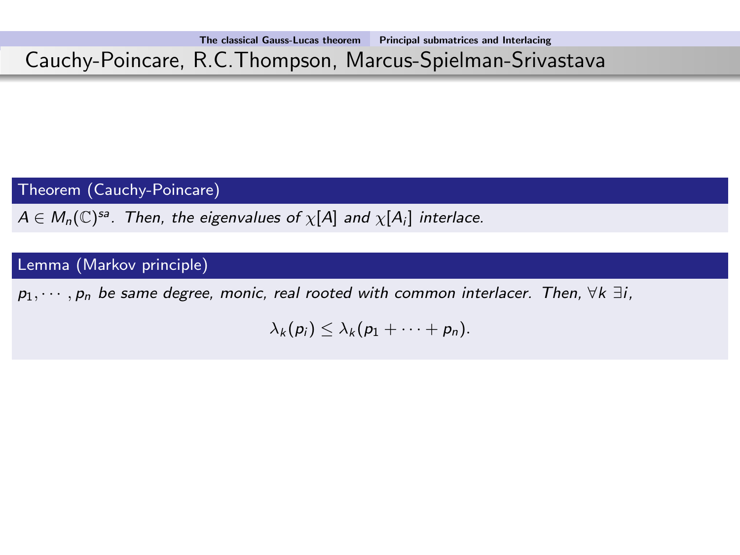# Cauchy-Poincare, R.C.Thompson, Marcus-Spielman-Srivastava

**Theorem (Cauchy-Poincare)**

*$A \in M_n(\mathbb{C})^{sa}$. Then, the eigenvalues of $\chi[A]$ and $\chi[A_i]$ interlace.*

**Lemma (Markov principle)**

*$p_1, \cdots, p_n$ be same degree, monic, real rooted with common interlacer. Then, $\forall k$ $\exists i$,*

$$\lambda_k(p_i) \leq \lambda_k(p_1 + \cdots + p_n).$$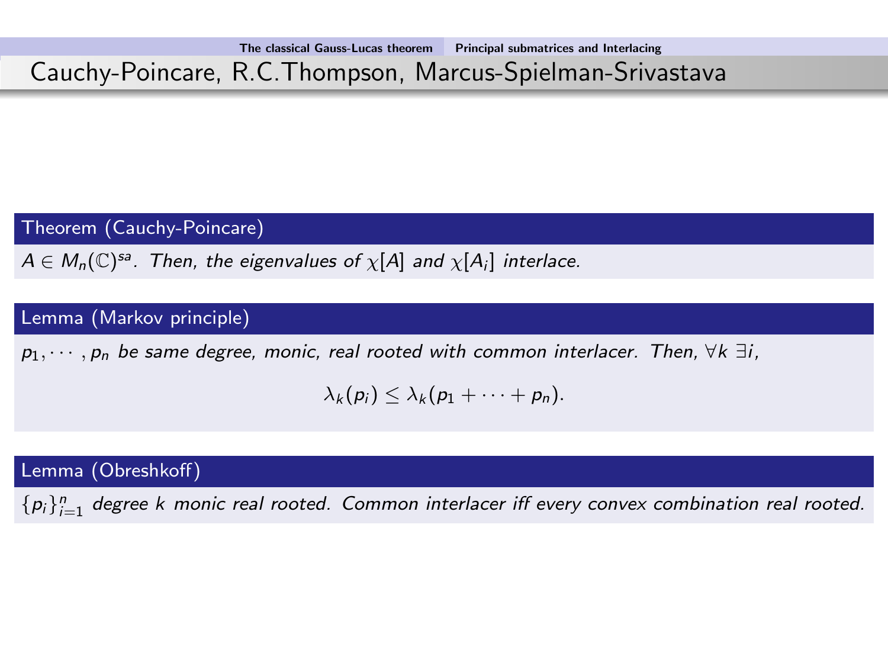# Cauchy-Poincare, R.C.Thompson, Marcus-Spielman-Srivastava

**Theorem (Cauchy-Poincare)**

*$A \in M_n(\mathbb{C})^{sa}$. Then, the eigenvalues of $\chi[A]$ and $\chi[A_i]$ interlace.*

**Lemma (Markov principle)**

*$p_1, \cdots, p_n$ be same degree, monic, real rooted with common interlacer. Then, $\forall k\ \exists i$,*

$$\lambda_k(p_i) \leq \lambda_k(p_1 + \cdots + p_n).$$

**Lemma (Obreshkoff)**

*$\{p_i\}_{i=1}^n$ degree $k$ monic real rooted. Common interlacer iff every convex combination real rooted.*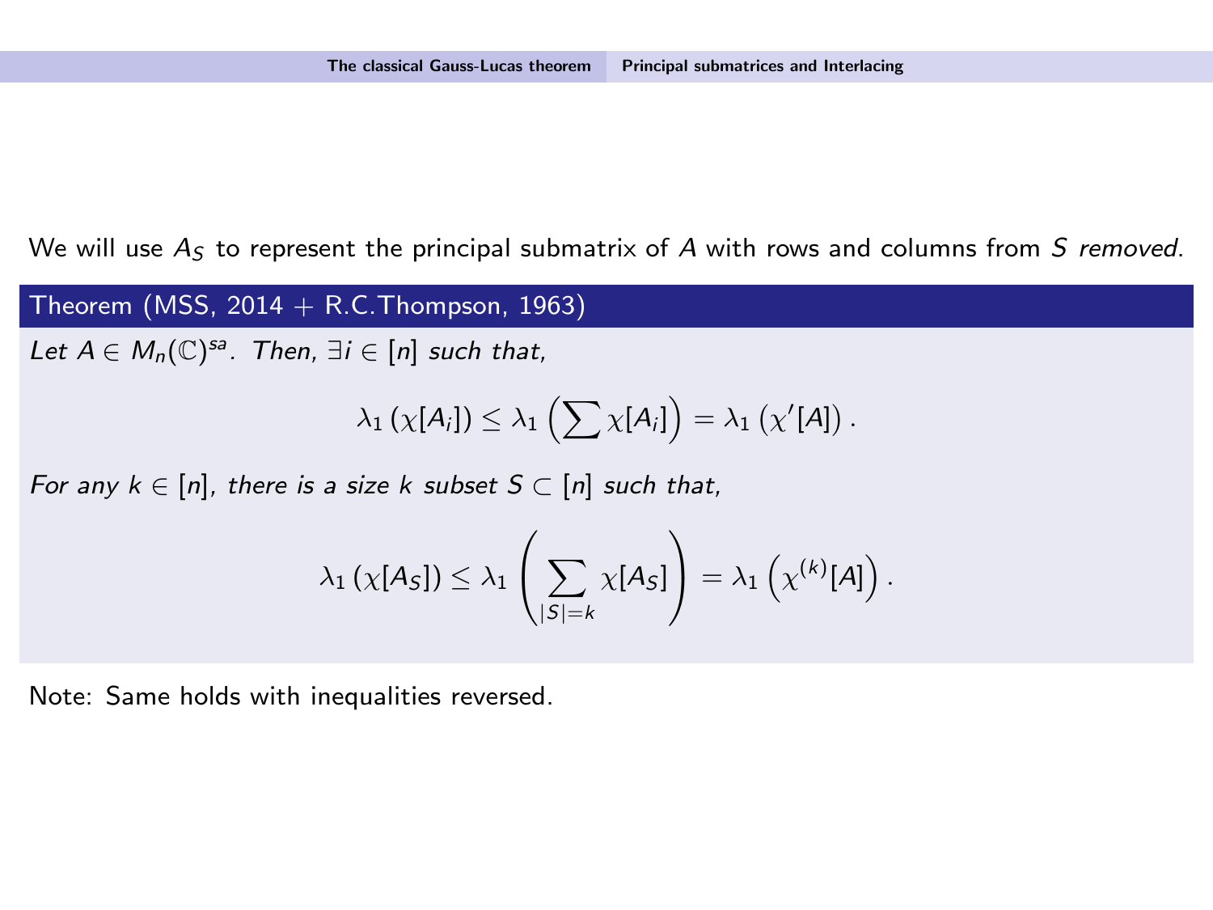We will use $A_S$ to represent the principal submatrix of $A$ with rows and columns from $S$ *removed*.

**Theorem (MSS, 2014 + R.C.Thompson, 1963)**

*Let $A \in M_n(\mathbb{C})^{sa}$. Then, $\exists i \in [n]$ such that,*

$$\lambda_1 \left(\chi[A_i]\right) \leq \lambda_1 \left(\sum \chi[A_i]\right) = \lambda_1 \left(\chi'[A]\right).$$

*For any $k \in [n]$, there is a size $k$ subset $S \subset [n]$ such that,*

$$\lambda_1 \left(\chi[A_S]\right) \leq \lambda_1 \left(\sum_{|S|=k} \chi[A_S]\right) = \lambda_1 \left(\chi^{(k)}[A]\right).$$

Note: Same holds with inequalities reversed.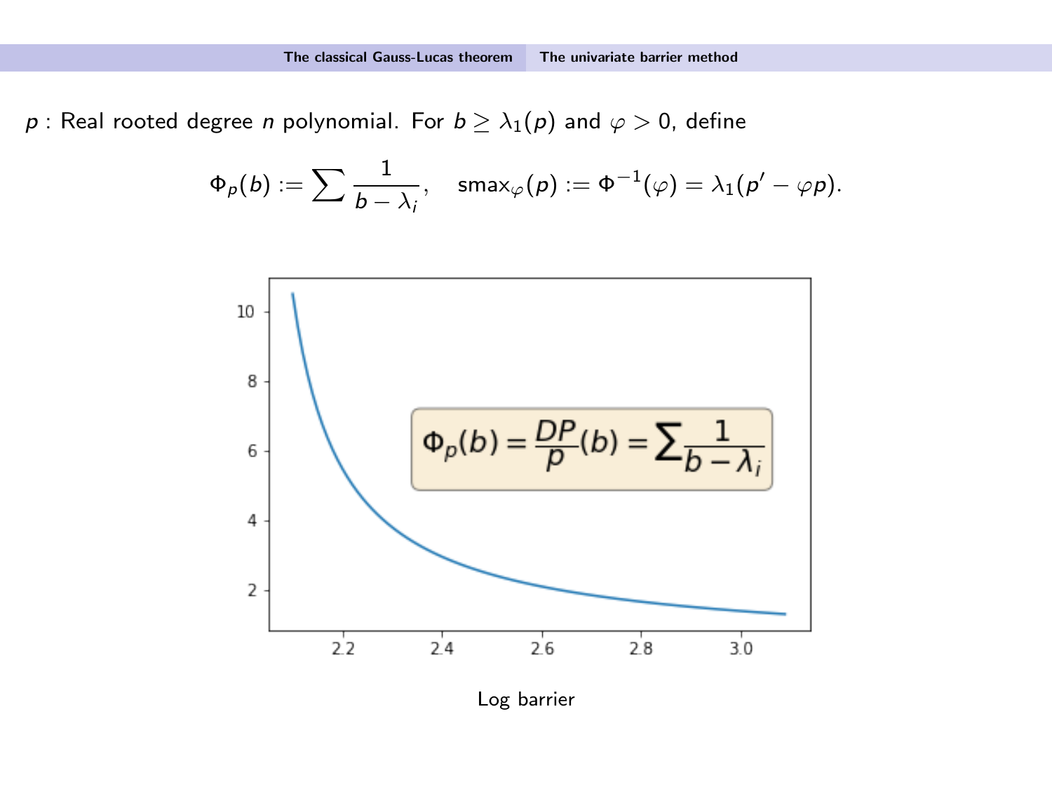$p$ : Real rooted degree $n$ polynomial. For $b \geq \lambda_1(p)$ and $\varphi > 0$, define

$$\Phi_p(b) := \sum \frac{1}{b - \lambda_i}, \quad \text{smax}_\varphi(p) := \Phi^{-1}(\varphi) = \lambda_1(p' - \varphi p).$$

10
8
6
4
2
2.2
2.4
2.6
2.8
3.0

$$\Phi_p(b) = \frac{DP}{p}(b) = \sum \frac{1}{b - \lambda_i}$$

Log barrier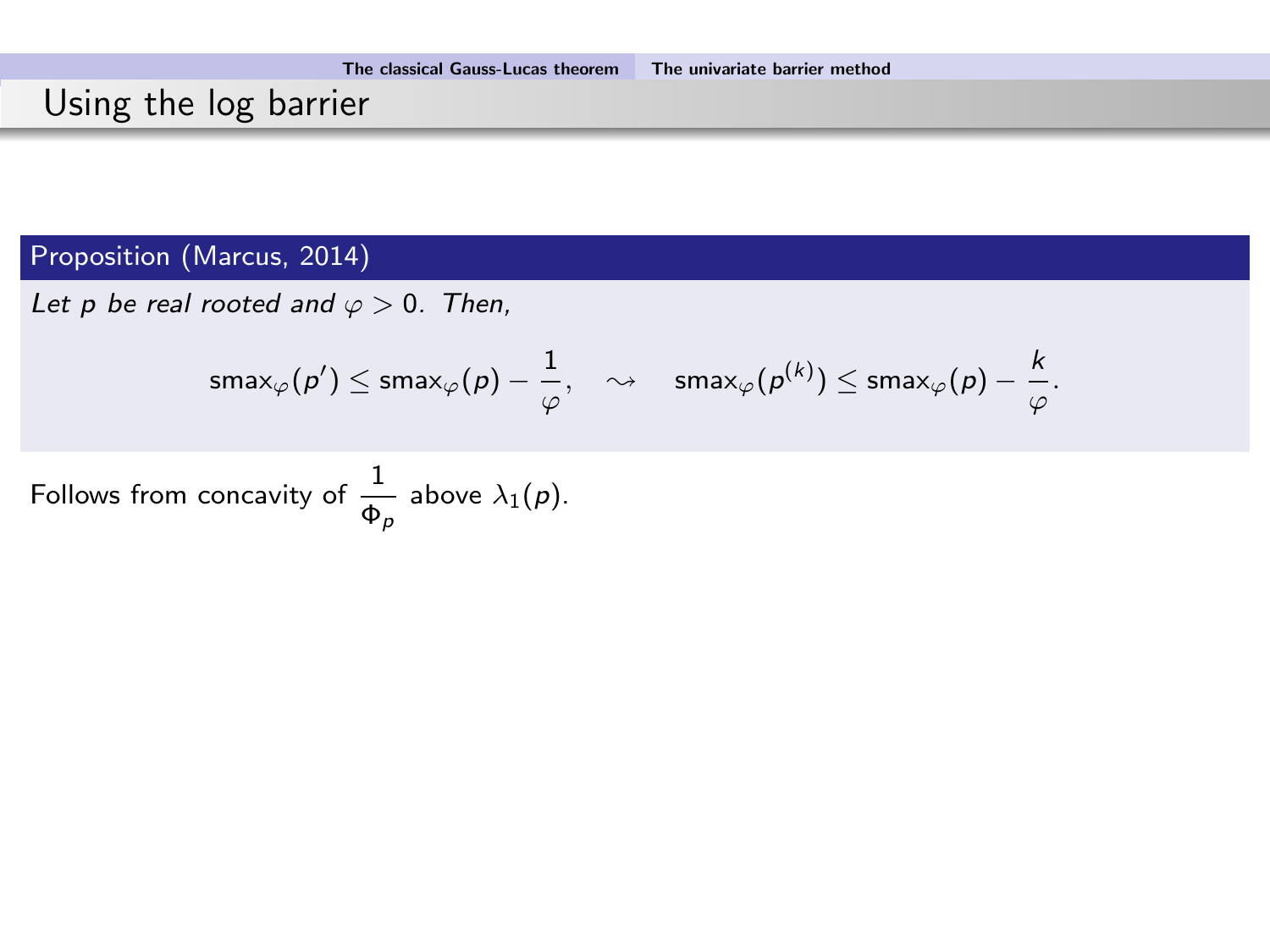# Using the log barrier

**Proposition (Marcus, 2014)**

*Let $p$ be real rooted and $\varphi > 0$. Then,*

$$\mathsf{smax}_\varphi(p') \leq \mathsf{smax}_\varphi(p) - \frac{1}{\varphi}, \quad \rightsquigarrow \quad \mathsf{smax}_\varphi(p^{(k)}) \leq \mathsf{smax}_\varphi(p) - \frac{k}{\varphi}.$$

Follows from concavity of $\dfrac{1}{\Phi_p}$ above $\lambda_1(p)$.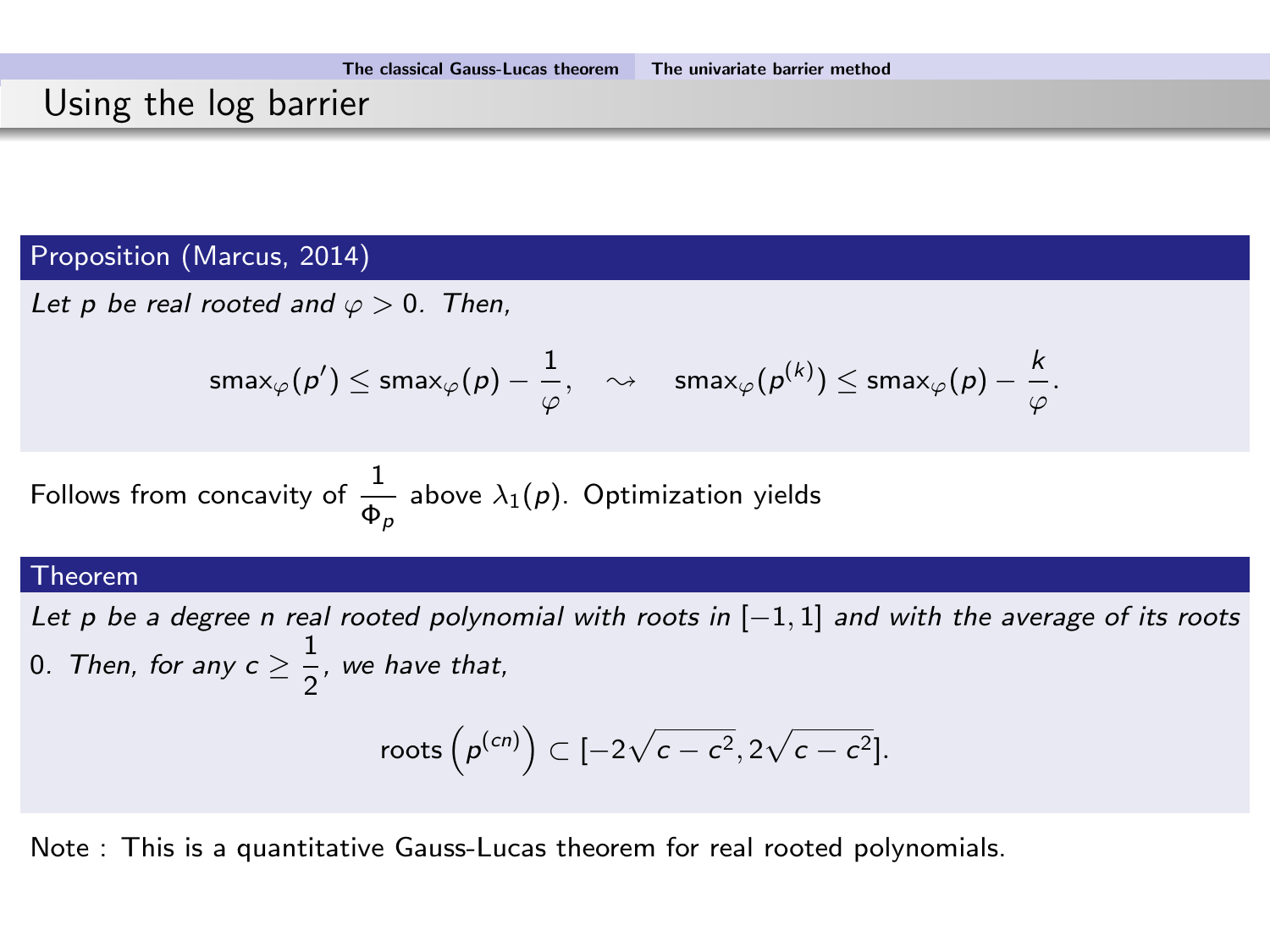## Using the log barrier

**Proposition (Marcus, 2014)**

*Let $p$ be real rooted and $\varphi > 0$. Then,*

$$\mathrm{smax}_\varphi(p') \le \mathrm{smax}_\varphi(p) - \frac{1}{\varphi}, \quad \rightsquigarrow \quad \mathrm{smax}_\varphi(p^{(k)}) \le \mathrm{smax}_\varphi(p) - \frac{k}{\varphi}.$$

Follows from concavity of $\dfrac{1}{\Phi_p}$ above $\lambda_1(p)$. Optimization yields

**Theorem**

*Let $p$ be a degree $n$ real rooted polynomial with roots in $[-1,1]$ and with the average of its roots $0$. Then, for any $c \ge \frac{1}{2}$, we have that,*

$$\mathrm{roots}\left(p^{(cn)}\right) \subset [-2\sqrt{c-c^2}, 2\sqrt{c-c^2}].$$

Note : This is a quantitative Gauss-Lucas theorem for real rooted polynomials.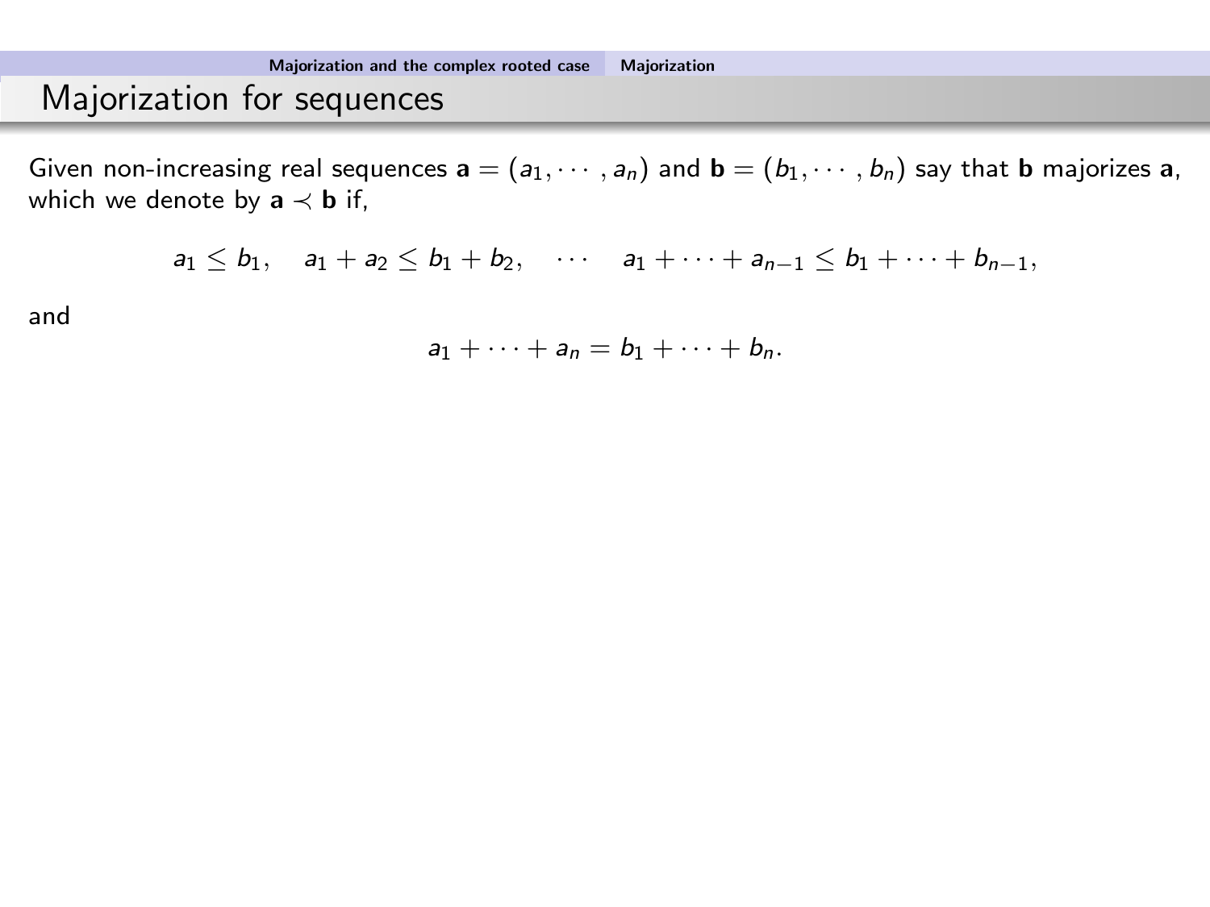# Majorization for sequences

Given non-increasing real sequences $\mathbf{a} = (a_1, \cdots, a_n)$ and $\mathbf{b} = (b_1, \cdots, b_n)$ say that $\mathbf{b}$ majorizes $\mathbf{a}$, which we denote by $\mathbf{a} \prec \mathbf{b}$ if,

$$a_1 \le b_1, \quad a_1 + a_2 \le b_1 + b_2, \quad \cdots \quad a_1 + \cdots + a_{n-1} \le b_1 + \cdots + b_{n-1},$$

and

$$a_1 + \cdots + a_n = b_1 + \cdots + b_n.$$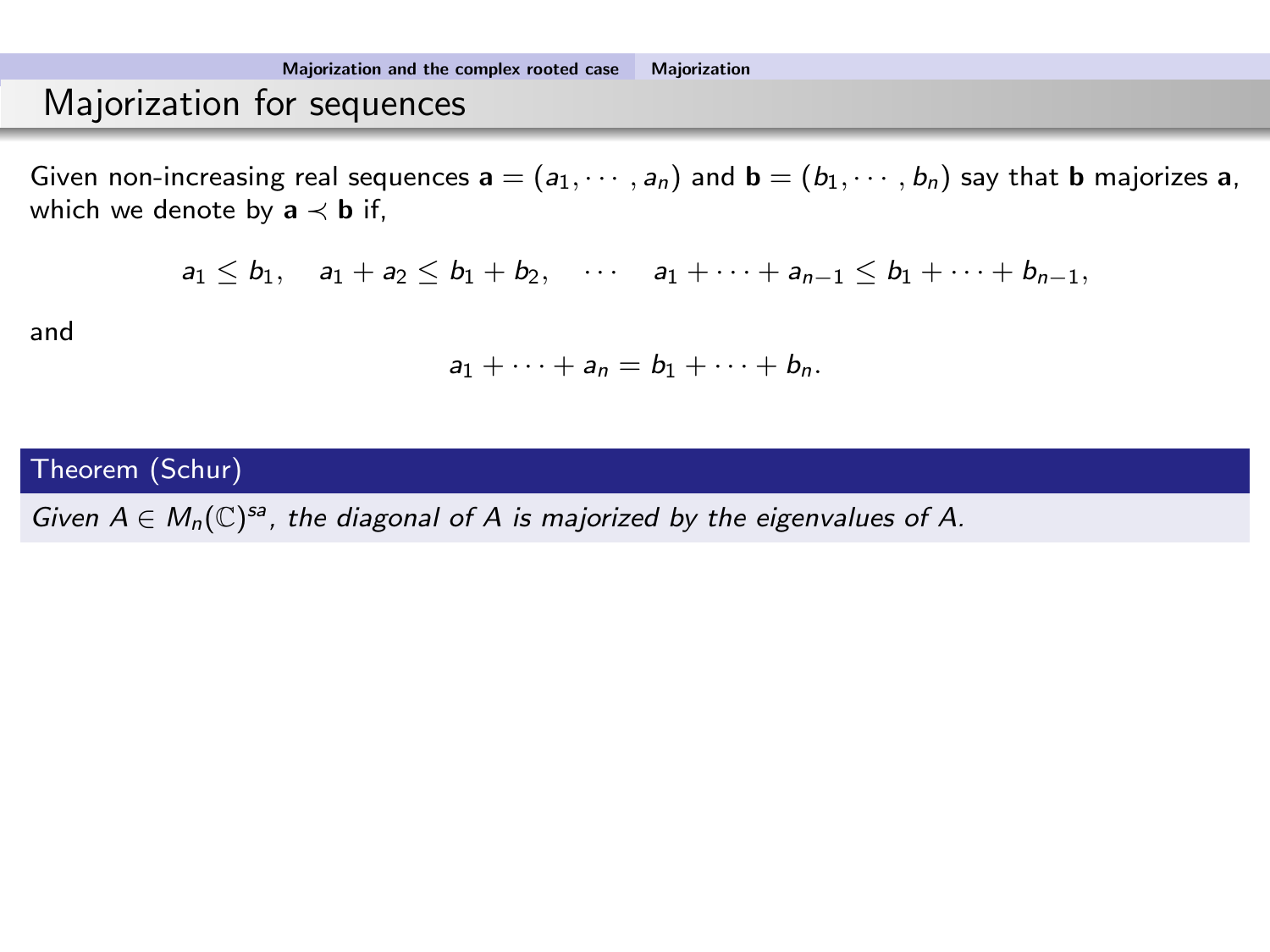# Majorization for sequences

Given non-increasing real sequences $\mathbf{a} = (a_1, \cdots, a_n)$ and $\mathbf{b} = (b_1, \cdots, b_n)$ say that $\mathbf{b}$ majorizes $\mathbf{a}$, which we denote by $\mathbf{a} \prec \mathbf{b}$ if,

$$a_1 \leq b_1, \quad a_1 + a_2 \leq b_1 + b_2, \quad \cdots \quad a_1 + \cdots + a_{n-1} \leq b_1 + \cdots + b_{n-1},$$

and

$$a_1 + \cdots + a_n = b_1 + \cdots + b_n.$$

**Theorem (Schur)**

*Given $A \in M_n(\mathbb{C})^{sa}$, the diagonal of $A$ is majorized by the eigenvalues of $A$.*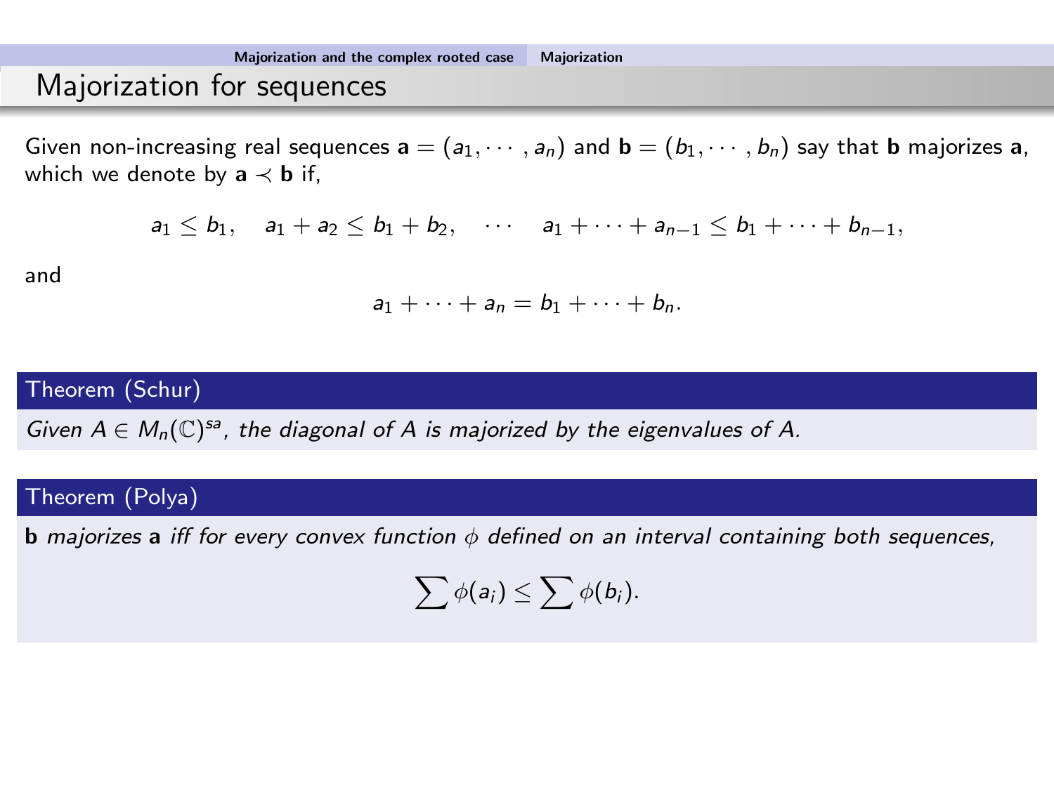# Majorization for sequences

Given non-increasing real sequences $\mathbf{a} = (a_1, \cdots, a_n)$ and $\mathbf{b} = (b_1, \cdots, b_n)$ say that $\mathbf{b}$ majorizes $\mathbf{a}$, which we denote by $\mathbf{a} \prec \mathbf{b}$ if,

$$a_1 \leq b_1, \quad a_1 + a_2 \leq b_1 + b_2, \quad \cdots \quad a_1 + \cdots + a_{n-1} \leq b_1 + \cdots + b_{n-1},$$

and

$$a_1 + \cdots + a_n = b_1 + \cdots + b_n.$$

**Theorem (Schur)**

*Given $A \in M_n(\mathbb{C})^{sa}$, the diagonal of $A$ is majorized by the eigenvalues of $A$.*

**Theorem (Polya)**

$\mathbf{b}$ *majorizes* $\mathbf{a}$ *iff for every convex function $\phi$ defined on an interval containing both sequences,*

$$\sum \phi(a_i) \leq \sum \phi(b_i).$$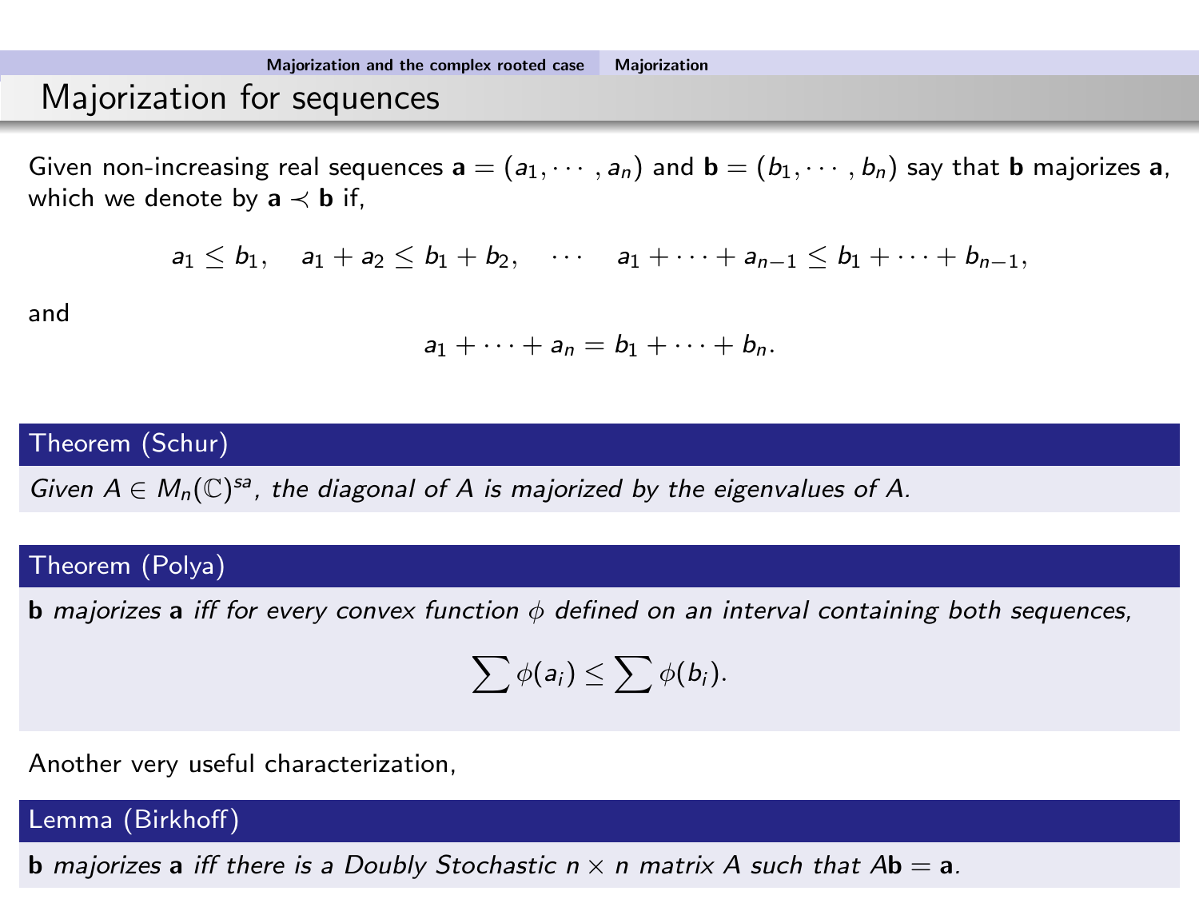# Majorization for sequences

Given non-increasing real sequences $\mathbf{a} = (a_1, \cdots, a_n)$ and $\mathbf{b} = (b_1, \cdots, b_n)$ say that $\mathbf{b}$ majorizes $\mathbf{a}$, which we denote by $\mathbf{a} \prec \mathbf{b}$ if,

$$a_1 \leq b_1, \quad a_1 + a_2 \leq b_1 + b_2, \quad \cdots \quad a_1 + \cdots + a_{n-1} \leq b_1 + \cdots + b_{n-1},$$

and

$$a_1 + \cdots + a_n = b_1 + \cdots + b_n.$$

**Theorem (Schur)**

*Given $A \in M_n(\mathbb{C})^{sa}$, the diagonal of $A$ is majorized by the eigenvalues of $A$.*

**Theorem (Polya)**

$\mathbf{b}$ *majorizes* $\mathbf{a}$ *iff for every convex function* $\phi$ *defined on an interval containing both sequences,*

$$\sum \phi(a_i) \leq \sum \phi(b_i).$$

Another very useful characterization,

**Lemma (Birkhoff)**

$\mathbf{b}$ *majorizes* $\mathbf{a}$ *iff there is a Doubly Stochastic* $n \times n$ *matrix* $A$ *such that* $A\mathbf{b} = \mathbf{a}$.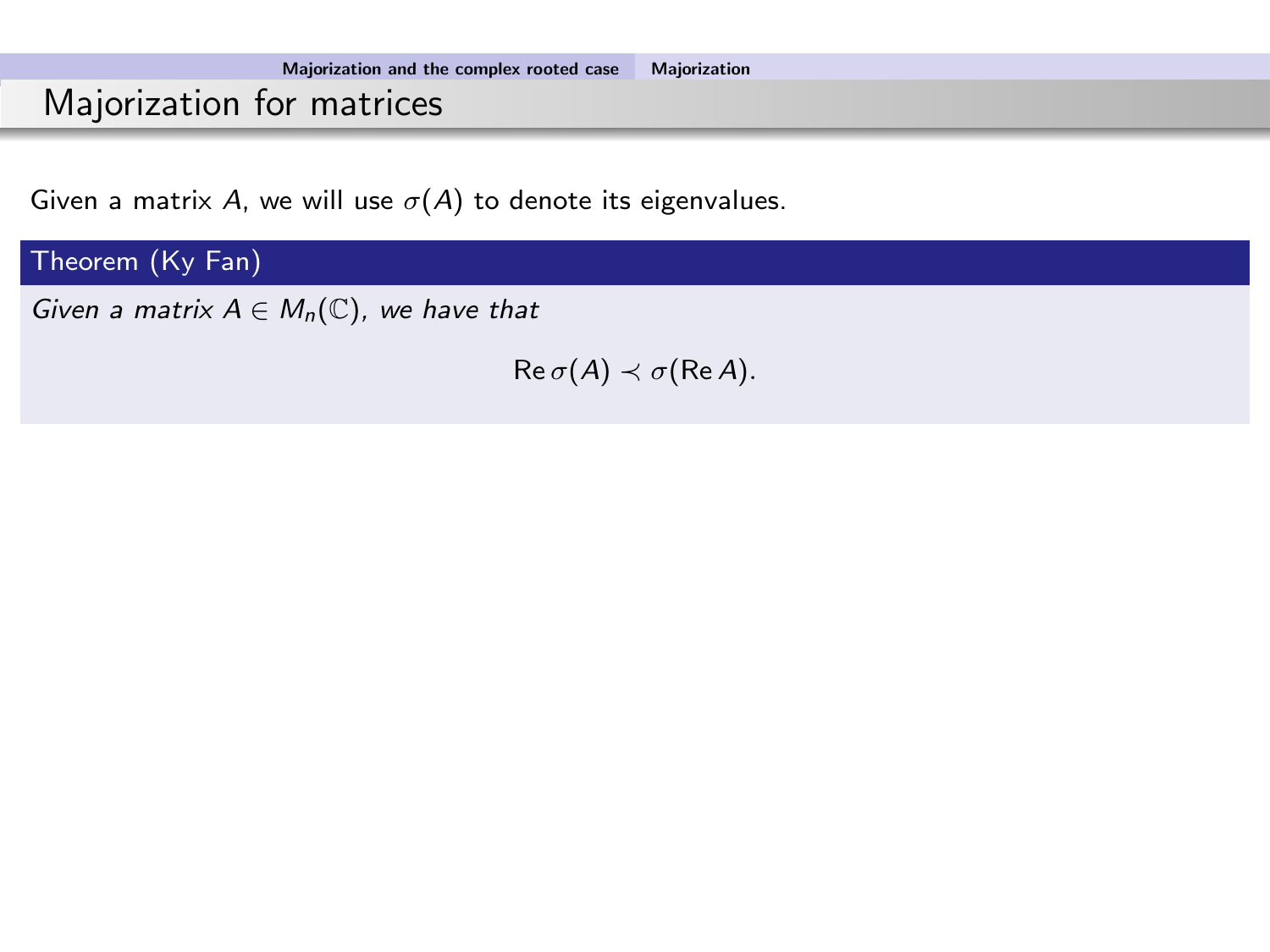# Majorization for matrices

Given a matrix $A$, we will use $\sigma(A)$ to denote its eigenvalues.

**Theorem (Ky Fan)**

*Given a matrix $A \in M_n(\mathbb{C})$, we have that*

$$\operatorname{Re} \sigma(A) \prec \sigma(\operatorname{Re} A).$$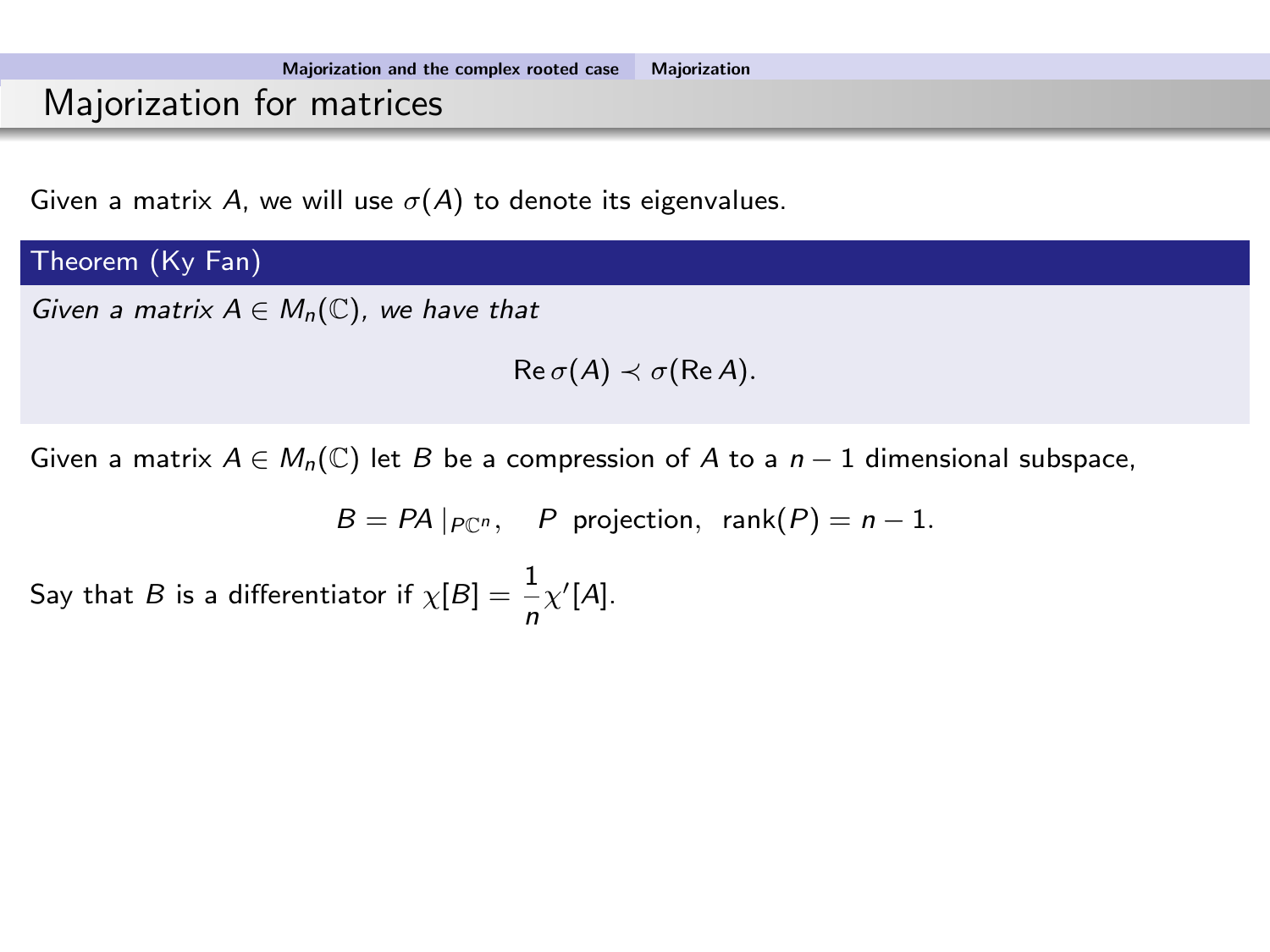# Majorization for matrices

Given a matrix $A$, we will use $\sigma(A)$ to denote its eigenvalues.

**Theorem (Ky Fan)**

*Given a matrix $A \in M_n(\mathbb{C})$, we have that*

$$\operatorname{Re}\sigma(A) \prec \sigma(\operatorname{Re} A).$$

Given a matrix $A \in M_n(\mathbb{C})$ let $B$ be a compression of $A$ to a $n-1$ dimensional subspace,

$$B = PA\,|_{P\mathbb{C}^n}, \quad P \text{ projection}, \ \operatorname{rank}(P) = n-1.$$

Say that $B$ is a differentiator if $\chi[B] = \dfrac{1}{n}\chi'[A]$.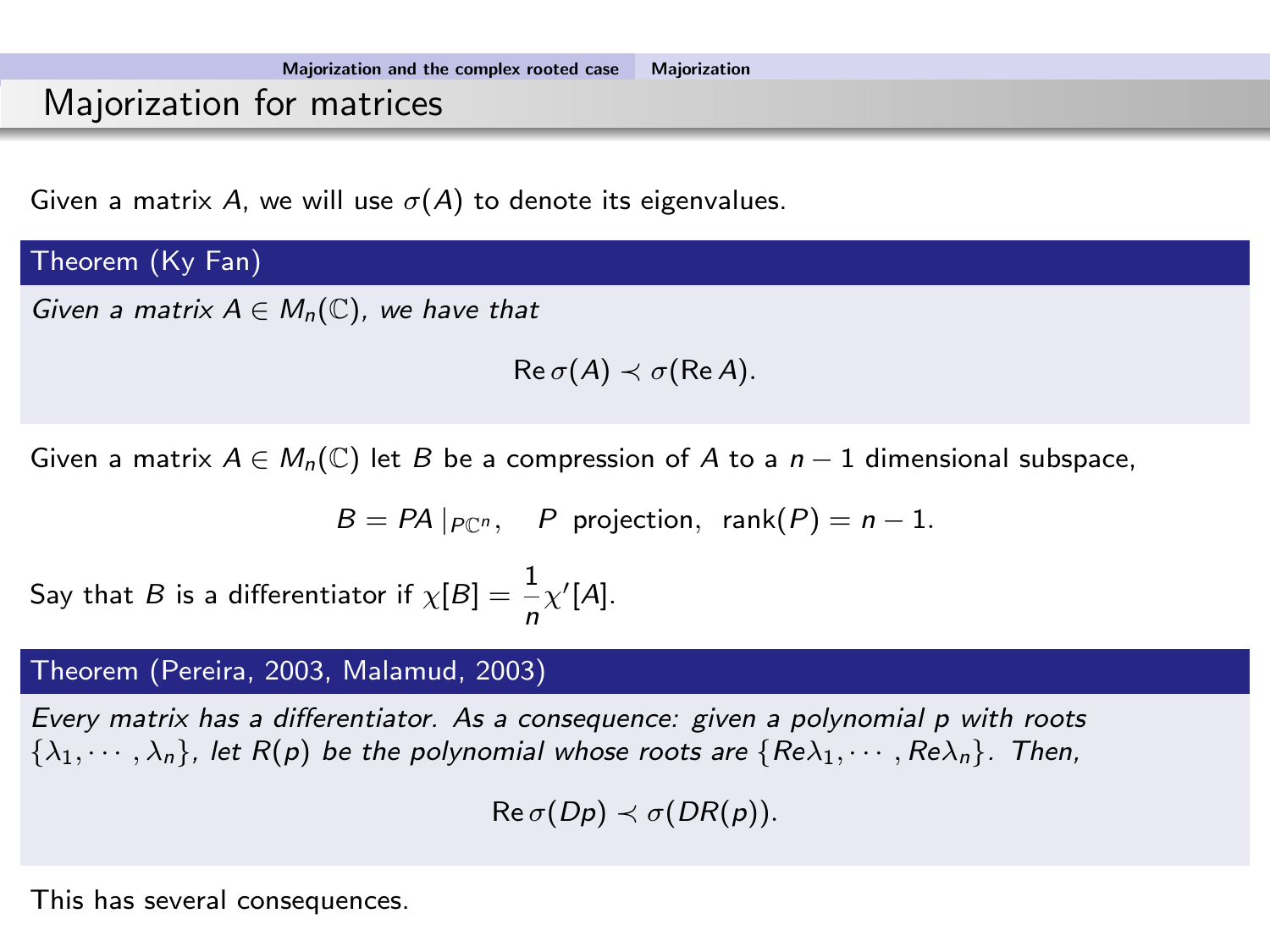# Majorization for matrices

Given a matrix $A$, we will use $\sigma(A)$ to denote its eigenvalues.

**Theorem (Ky Fan)**

*Given a matrix $A \in M_n(\mathbb{C})$, we have that*

$$\operatorname{Re}\sigma(A) \prec \sigma(\operatorname{Re} A).$$

Given a matrix $A \in M_n(\mathbb{C})$ let $B$ be a compression of $A$ to a $n-1$ dimensional subspace,

$$B = PA\,|_{P\mathbb{C}^n}, \quad P \text{ projection}, \ \operatorname{rank}(P) = n-1.$$

Say that $B$ is a differentiator if $\chi[B] = \dfrac{1}{n}\chi'[A]$.

**Theorem (Pereira, 2003, Malamud, 2003)**

*Every matrix has a differentiator. As a consequence: given a polynomial $p$ with roots $\{\lambda_1, \cdots, \lambda_n\}$, let $R(p)$ be the polynomial whose roots are $\{Re\lambda_1, \cdots, Re\lambda_n\}$. Then,*

$$\operatorname{Re}\sigma(Dp) \prec \sigma(DR(p)).$$

This has several consequences.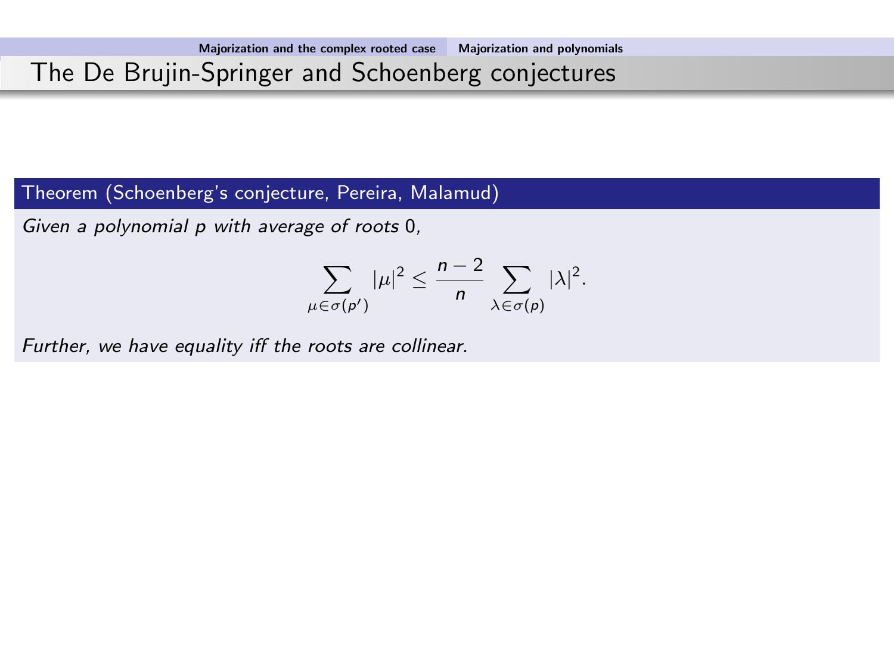# The De Brujin-Springer and Schoenberg conjectures

**Theorem (Schoenberg's conjecture, Pereira, Malamud)**

*Given a polynomial p with average of roots* 0,

$$\sum_{\mu \in \sigma(p')} |\mu|^2 \leq \frac{n-2}{n} \sum_{\lambda \in \sigma(p)} |\lambda|^2.$$

*Further, we have equality iff the roots are collinear.*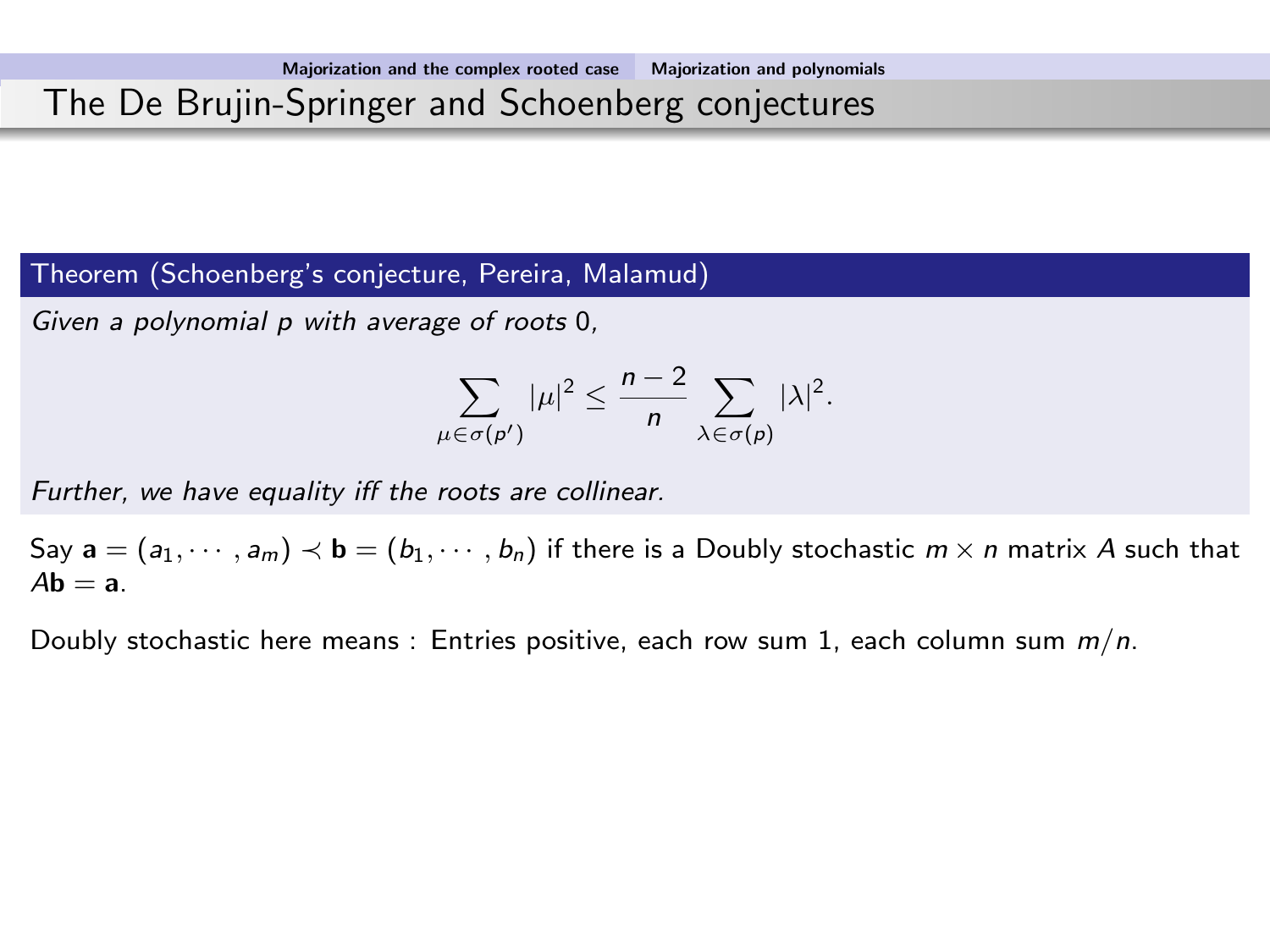# The De Brujin-Springer and Schoenberg conjectures

**Theorem (Schoenberg's conjecture, Pereira, Malamud)**

*Given a polynomial $p$ with average of roots* 0*,*

$$\sum_{\mu \in \sigma(p')} |\mu|^2 \leq \frac{n-2}{n} \sum_{\lambda \in \sigma(p)} |\lambda|^2.$$

*Further, we have equality iff the roots are collinear.*

Say $\mathbf{a} = (a_1, \cdots, a_m) \prec \mathbf{b} = (b_1, \cdots, b_n)$ if there is a Doubly stochastic $m \times n$ matrix $A$ such that $A\mathbf{b} = \mathbf{a}$.

Doubly stochastic here means : Entries positive, each row sum 1, each column sum $m/n$.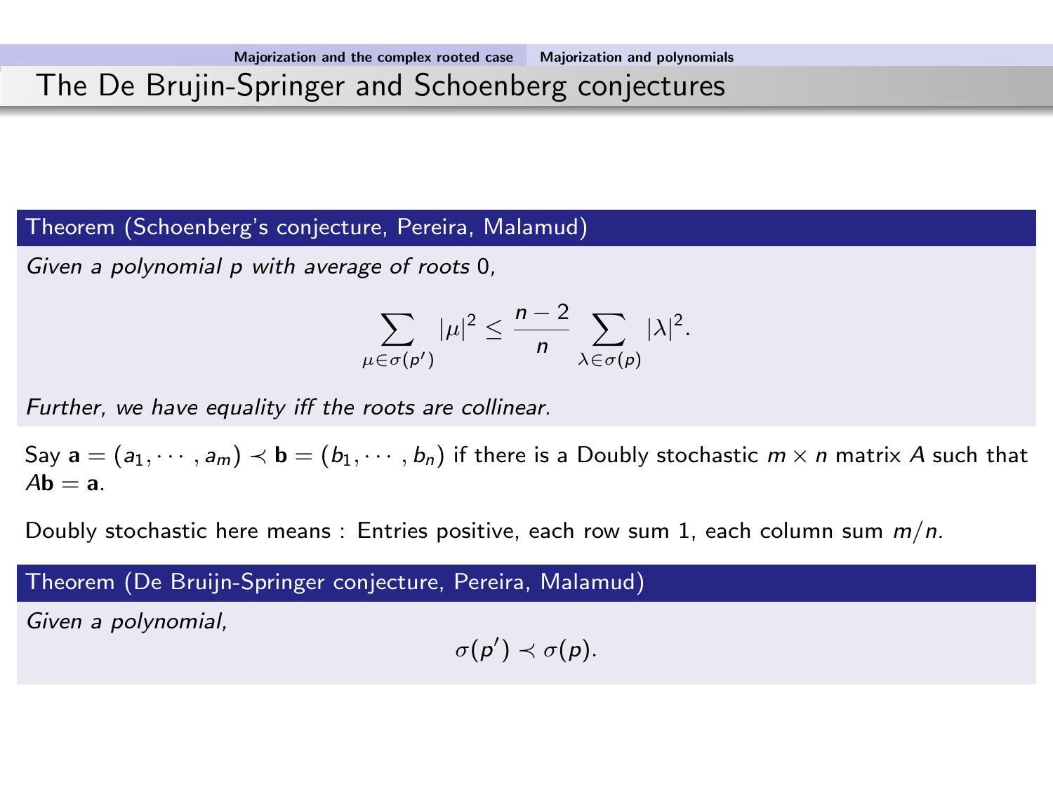# The De Brujin-Springer and Schoenberg conjectures

**Theorem (Schoenberg's conjecture, Pereira, Malamud)**

*Given a polynomial $p$ with average of roots* 0*,*

$$\sum_{\mu \in \sigma(p')} |\mu|^2 \leq \frac{n-2}{n} \sum_{\lambda \in \sigma(p)} |\lambda|^2.$$

*Further, we have equality iff the roots are collinear.*

Say $\mathbf{a} = (a_1, \cdots, a_m) \prec \mathbf{b} = (b_1, \cdots, b_n)$ if there is a Doubly stochastic $m \times n$ matrix $A$ such that $A\mathbf{b} = \mathbf{a}$.

Doubly stochastic here means : Entries positive, each row sum 1, each column sum $m/n$.

**Theorem (De Bruijn-Springer conjecture, Pereira, Malamud)**

*Given a polynomial,*

$$\sigma(p') \prec \sigma(p).$$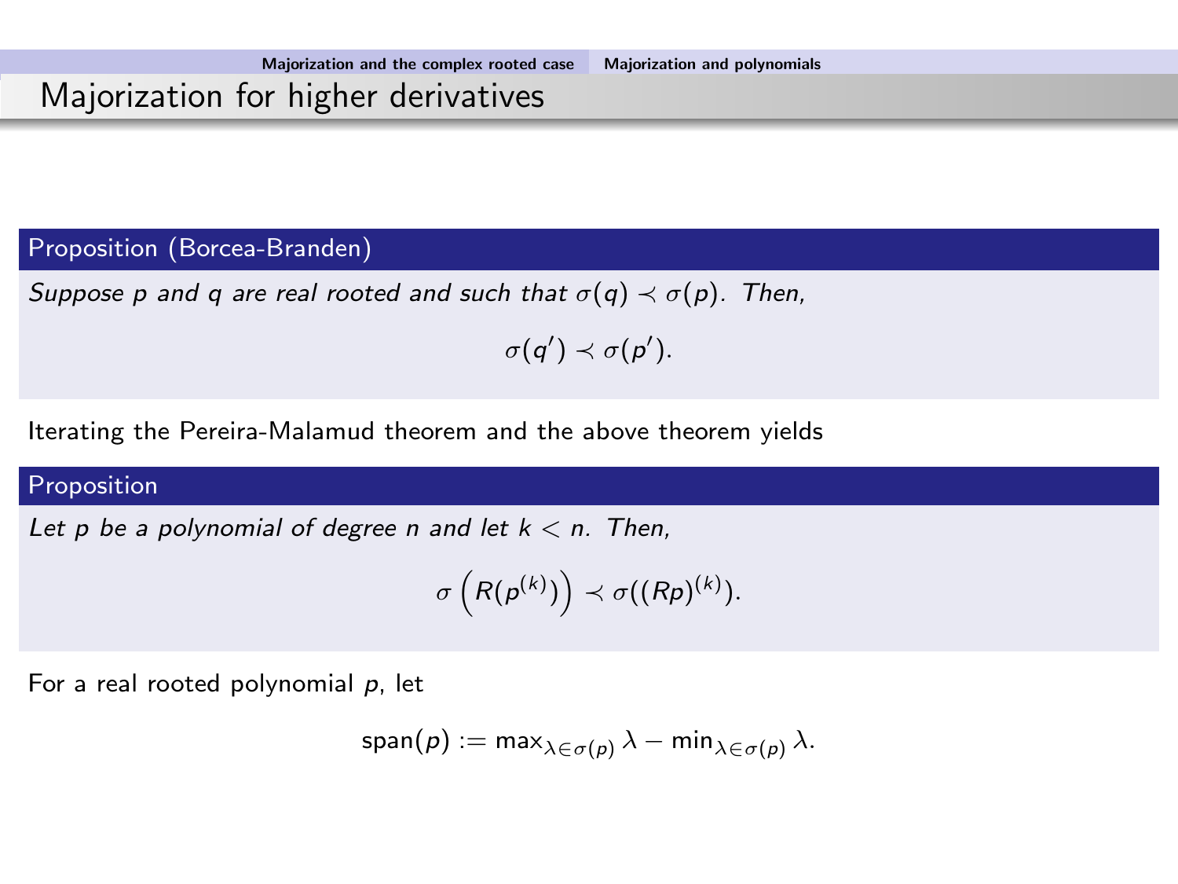# Majorization for higher derivatives

**Proposition (Borcea-Branden)**

*Suppose $p$ and $q$ are real rooted and such that $\sigma(q) \prec \sigma(p)$. Then,*

$$\sigma(q') \prec \sigma(p').$$

Iterating the Pereira-Malamud theorem and the above theorem yields

**Proposition**

*Let $p$ be a polynomial of degree $n$ and let $k < n$. Then,*

$$\sigma\left(R(p^{(k)})\right) \prec \sigma((Rp)^{(k)}).$$

For a real rooted polynomial $p$, let

$$\text{span}(p) := \max_{\lambda \in \sigma(p)} \lambda - \min_{\lambda \in \sigma(p)} \lambda.$$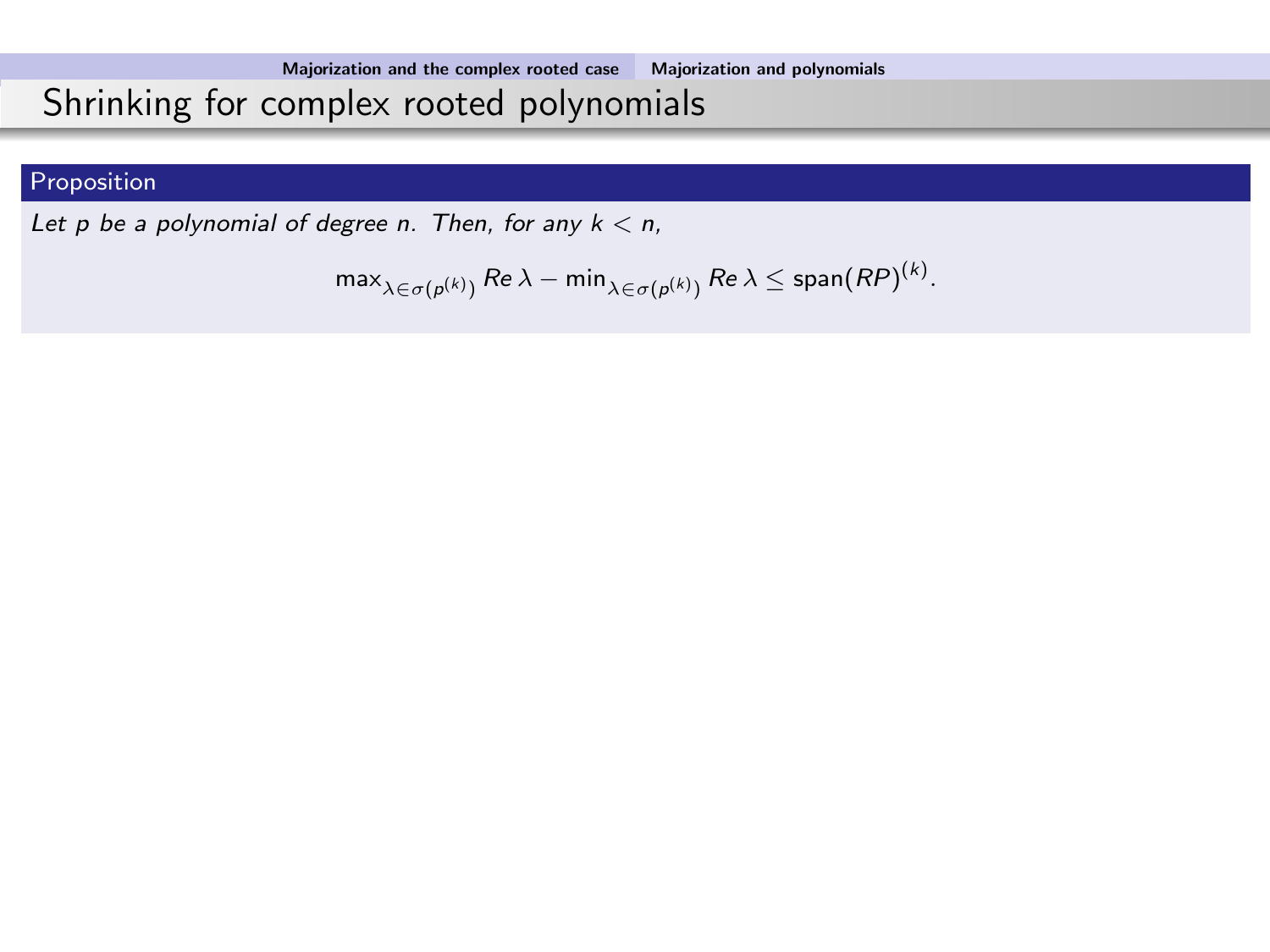# Shrinking for complex rooted polynomials

**Proposition**

*Let $p$ be a polynomial of degree $n$. Then, for any $k < n$,*

$$\max_{\lambda \in \sigma(p^{(k)})} Re\,\lambda - \min_{\lambda \in \sigma(p^{(k)})} Re\,\lambda \leq \text{span}(RP)^{(k)}.$$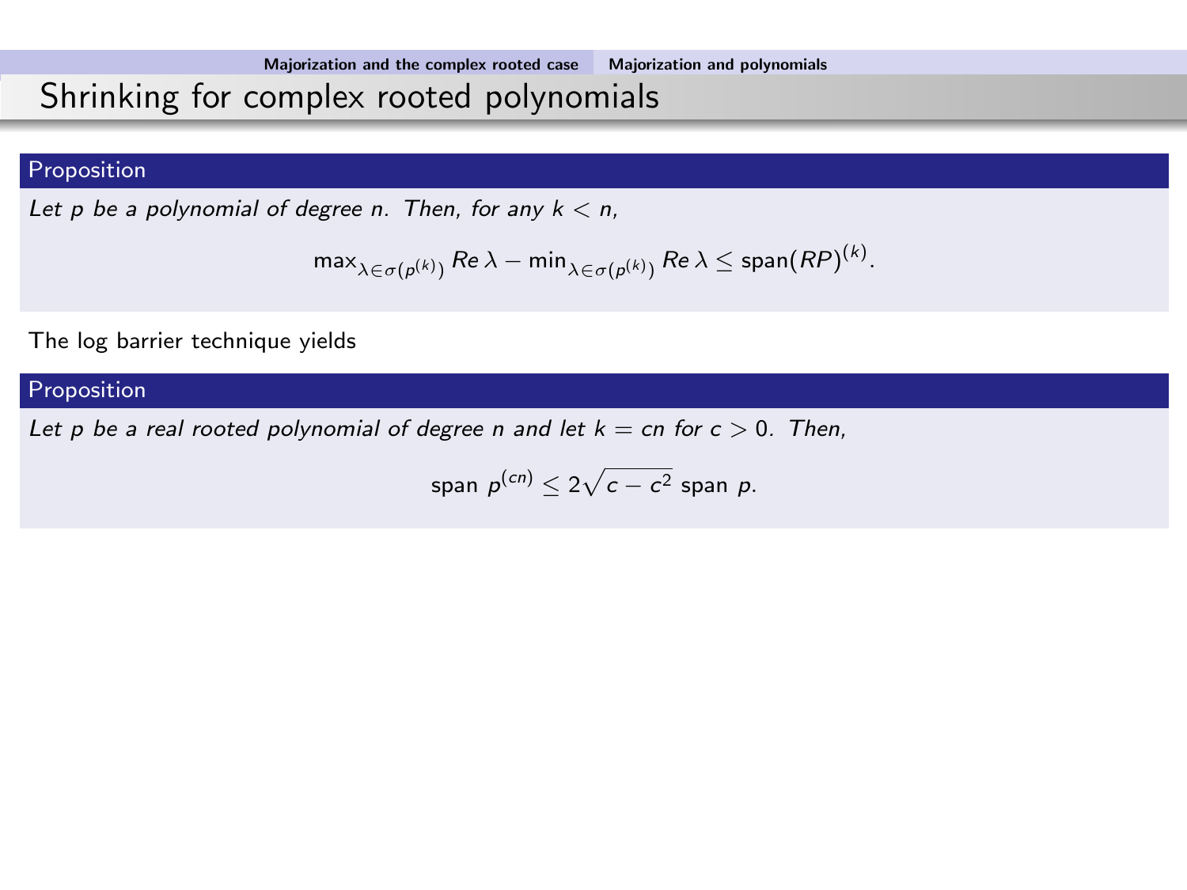# Shrinking for complex rooted polynomials

**Proposition**

*Let $p$ be a polynomial of degree $n$. Then, for any $k < n$,*

$$\max_{\lambda \in \sigma(p^{(k)})} Re\,\lambda - \min_{\lambda \in \sigma(p^{(k)})} Re\,\lambda \leq \text{span}(RP)^{(k)}.$$

The log barrier technique yields

**Proposition**

*Let $p$ be a real rooted polynomial of degree $n$ and let $k = cn$ for $c > 0$. Then,*

$$\text{span } p^{(cn)} \leq 2\sqrt{c - c^2} \text{ span } p.$$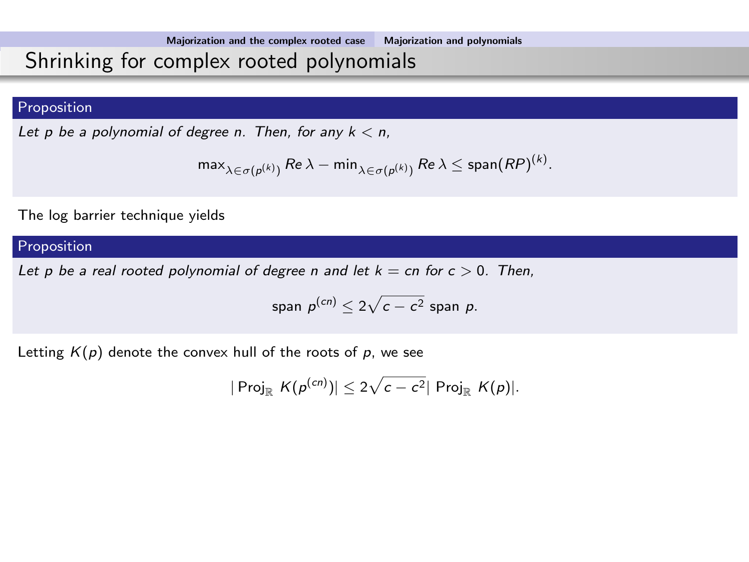# Shrinking for complex rooted polynomials

**Proposition**

*Let $p$ be a polynomial of degree $n$. Then, for any $k < n$,*

$$\max_{\lambda \in \sigma(p^{(k)})} Re\,\lambda - \min_{\lambda \in \sigma(p^{(k)})} Re\,\lambda \leq \text{span}(RP)^{(k)}.$$

The log barrier technique yields

**Proposition**

*Let $p$ be a real rooted polynomial of degree $n$ and let $k = cn$ for $c > 0$. Then,*

$$\text{span } p^{(cn)} \leq 2\sqrt{c - c^2} \text{ span } p.$$

Letting $K(p)$ denote the convex hull of the roots of $p$, we see

$$|\operatorname{Proj}_{\mathbb{R}} K(p^{(cn)})| \leq 2\sqrt{c - c^2} |\operatorname{Proj}_{\mathbb{R}} K(p)|.$$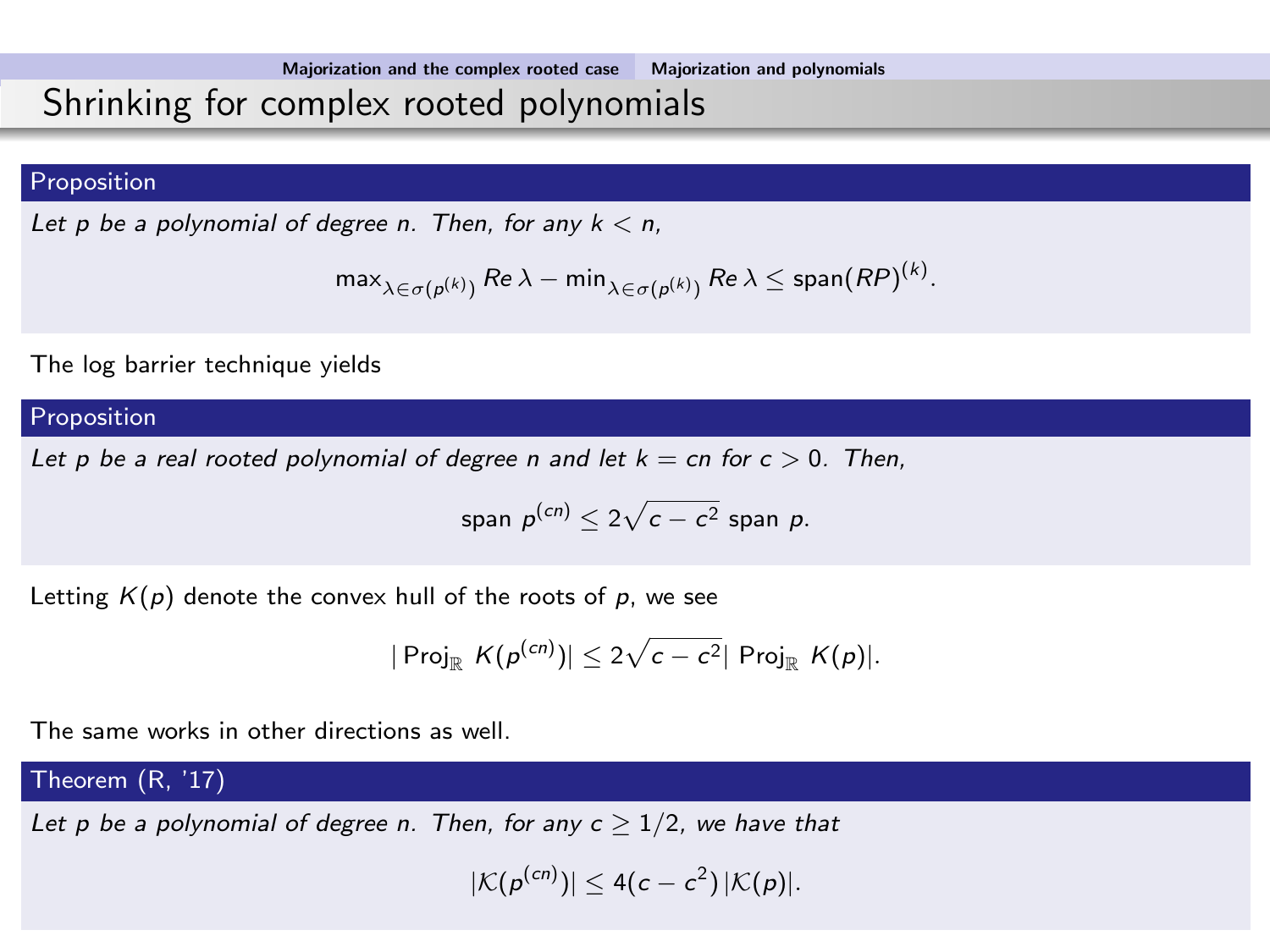# Shrinking for complex rooted polynomials

**Proposition**

*Let $p$ be a polynomial of degree $n$. Then, for any $k < n$,*

$$\max_{\lambda \in \sigma(p^{(k)})} Re\,\lambda - \min_{\lambda \in \sigma(p^{(k)})} Re\,\lambda \leq \text{span}(RP)^{(k)}.$$

The log barrier technique yields

**Proposition**

*Let $p$ be a real rooted polynomial of degree $n$ and let $k = cn$ for $c > 0$. Then,*

$$\text{span } p^{(cn)} \leq 2\sqrt{c - c^2} \text{ span } p.$$

Letting $K(p)$ denote the convex hull of the roots of $p$, we see

$$|\operatorname{Proj}_{\mathbb{R}} K(p^{(cn)})| \leq 2\sqrt{c - c^2} |\operatorname{Proj}_{\mathbb{R}} K(p)|.$$

The same works in other directions as well.

**Theorem (R, '17)**

*Let $p$ be a polynomial of degree $n$. Then, for any $c \geq 1/2$, we have that*

$$|\mathcal{K}(p^{(cn)})| \leq 4(c - c^2)\,|\mathcal{K}(p)|.$$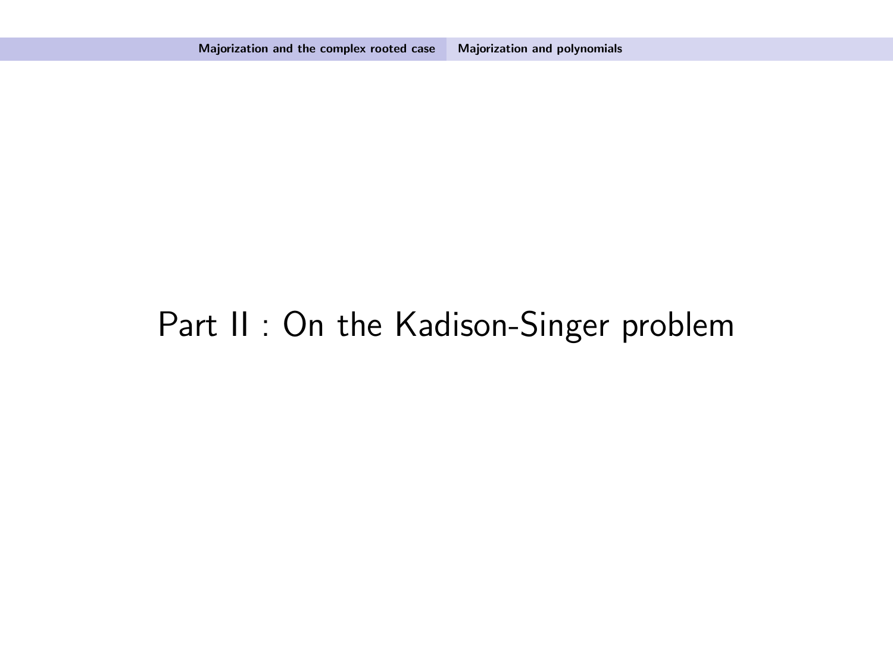# Part II : On the Kadison-Singer problem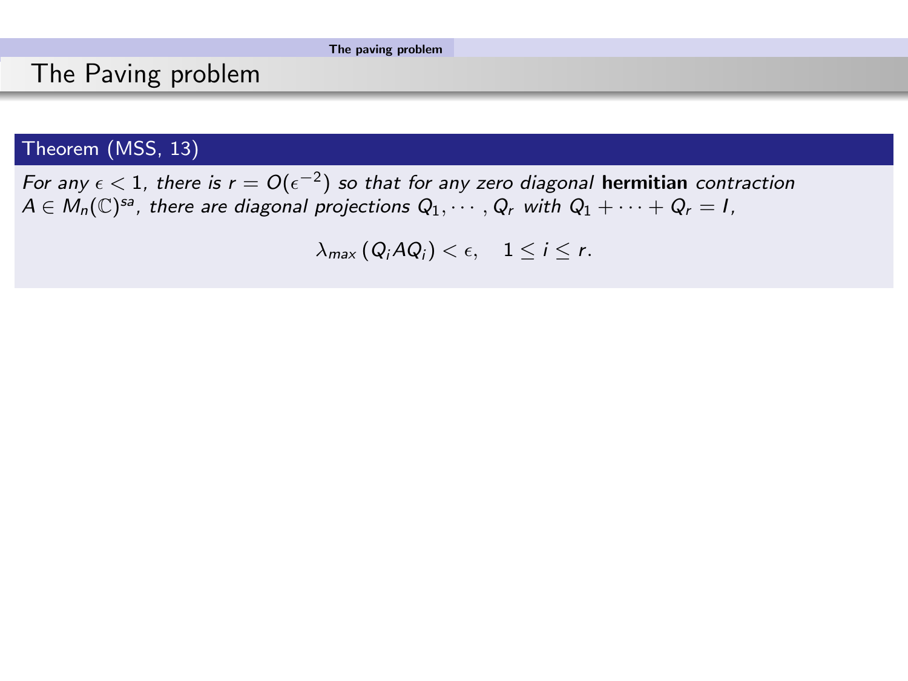# The Paving problem

**Theorem (MSS, 13)**

*For any $\epsilon < 1$, there is $r = O(\epsilon^{-2})$ so that for any zero diagonal* **hermitian** *contraction $A \in M_n(\mathbb{C})^{sa}$, there are diagonal projections $Q_1, \cdots, Q_r$ with $Q_1 + \cdots + Q_r = I$,*

$$\lambda_{max}\left(Q_i A Q_i\right) < \epsilon, \quad 1 \leq i \leq r.$$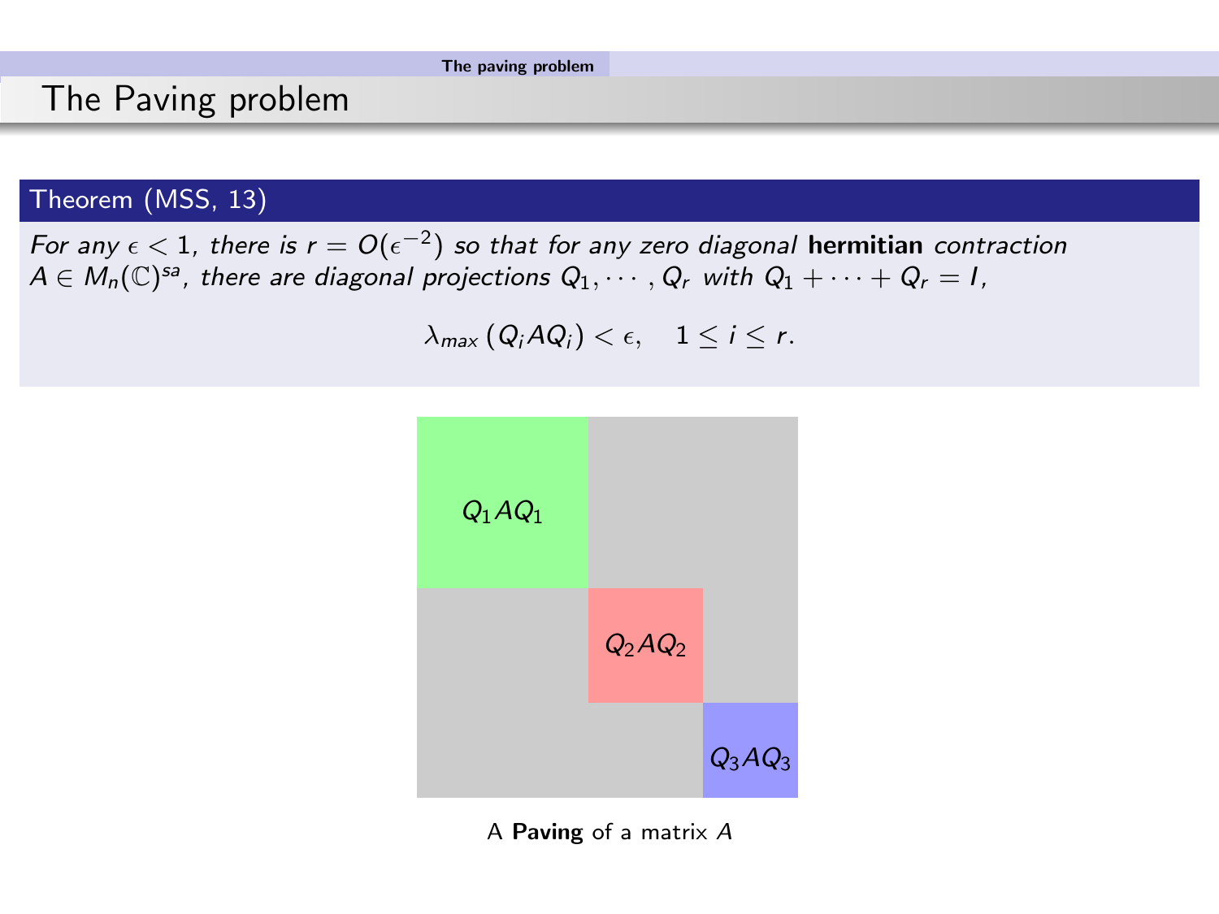# The Paving problem

**Theorem (MSS, 13)**

*For any $\epsilon < 1$, there is $r = O(\epsilon^{-2})$ so that for any zero diagonal* **hermitian** *contraction $A \in M_n(\mathbb{C})^{sa}$, there are diagonal projections $Q_1, \cdots, Q_r$ with $Q_1 + \cdots + Q_r = I$,*

$$\lambda_{max}(Q_i A Q_i) < \epsilon, \quad 1 \leq i \leq r.$$

$Q_1 A Q_1$

$Q_2 A Q_2$

$Q_3 A Q_3$

A **Paving** of a matrix $A$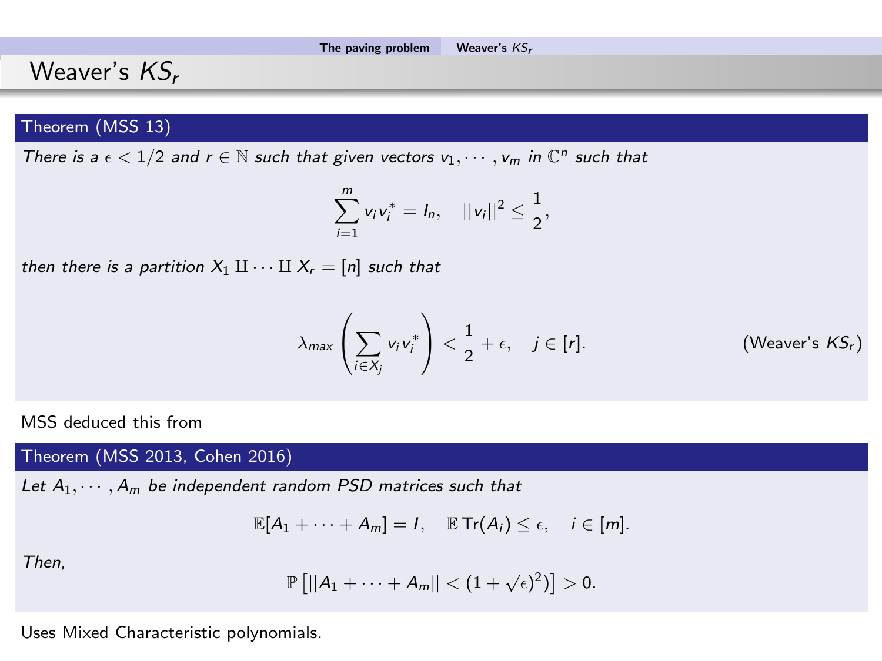# Weaver's $KS_r$

**Theorem (MSS 13)**

*There is a $\epsilon < 1/2$ and $r \in \mathbb{N}$ such that given vectors $v_1, \cdots, v_m$ in $\mathbb{C}^n$ such that*

$$\sum_{i=1}^{m} v_i v_i^* = I_n, \quad ||v_i||^2 \leq \frac{1}{2},$$

*then there is a partition $X_1 \amalg \cdots \amalg X_r = [n]$ such that*

$$\lambda_{max}\left(\sum_{i \in X_j} v_i v_i^*\right) < \frac{1}{2} + \epsilon, \quad j \in [r]. \qquad \text{(Weaver's } KS_r\text{)}$$

MSS deduced this from

**Theorem (MSS 2013, Cohen 2016)**

*Let $A_1, \cdots, A_m$ be independent random PSD matrices such that*

$$\mathbb{E}[A_1 + \cdots + A_m] = I, \quad \mathbb{E}\,\mathrm{Tr}(A_i) \leq \epsilon, \quad i \in [m].$$

*Then,*

$$\mathbb{P}\left[||A_1 + \cdots + A_m|| < (1 + \sqrt{\epsilon})^2)\right] > 0.$$

Uses Mixed Characteristic polynomials.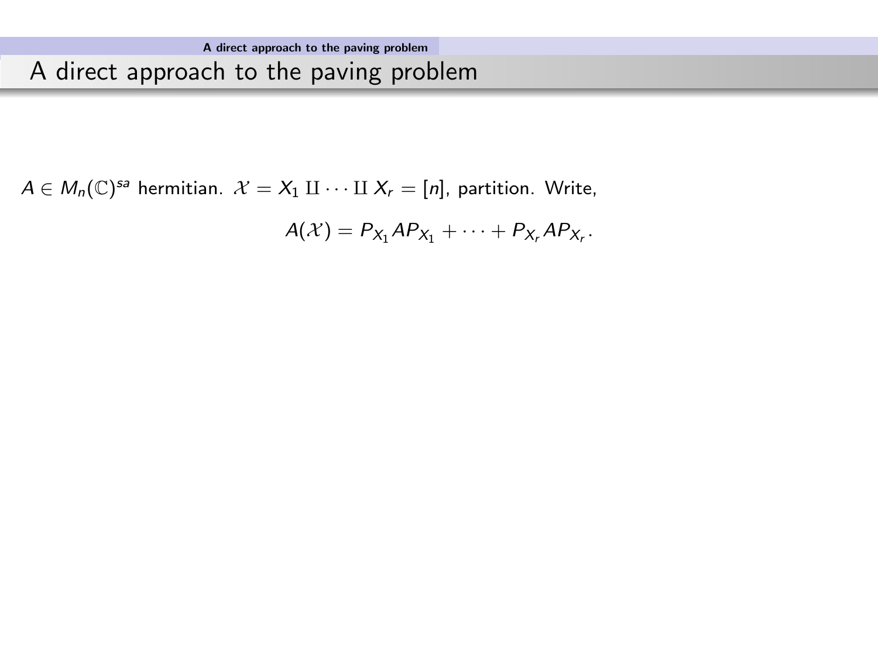# A direct approach to the paving problem

$A \in M_n(\mathbb{C})^{sa}$ hermitian. $\mathcal{X} = X_1 \amalg \cdots \amalg X_r = [n]$, partition. Write,

$$A(\mathcal{X}) = P_{X_1} A P_{X_1} + \cdots + P_{X_r} A P_{X_r}.$$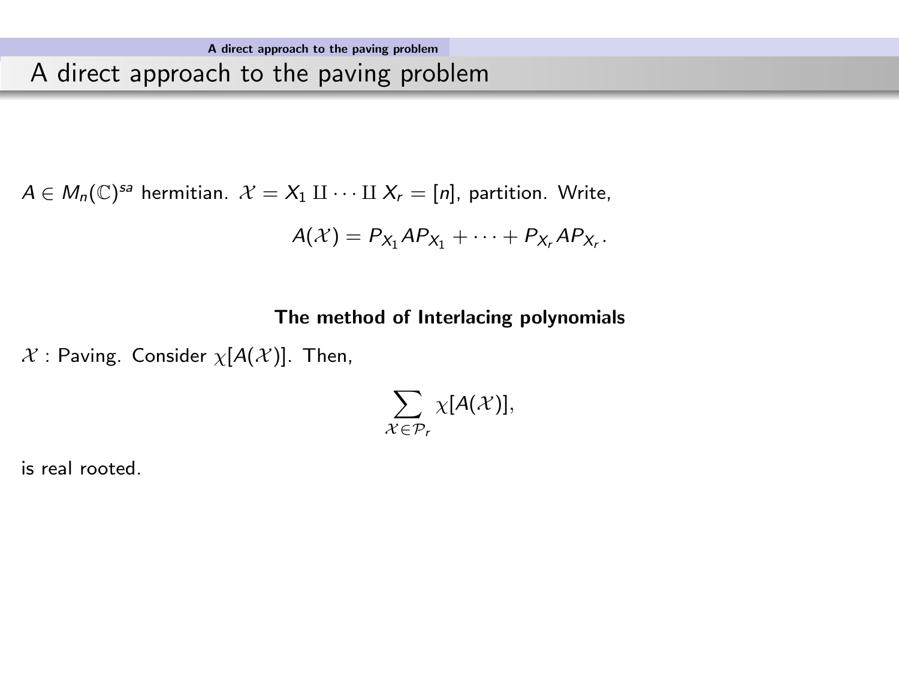# A direct approach to the paving problem

$A \in M_n(\mathbb{C})^{sa}$ hermitian. $\mathcal{X} = X_1 \amalg \cdots \amalg X_r = [n]$, partition. Write,

$$A(\mathcal{X}) = P_{X_1} A P_{X_1} + \cdots + P_{X_r} A P_{X_r}.$$

**The method of Interlacing polynomials**

$\mathcal{X}$ : Paving. Consider $\chi[A(\mathcal{X})]$. Then,

$$\sum_{\mathcal{X} \in \mathcal{P}_r} \chi[A(\mathcal{X})],$$

is real rooted.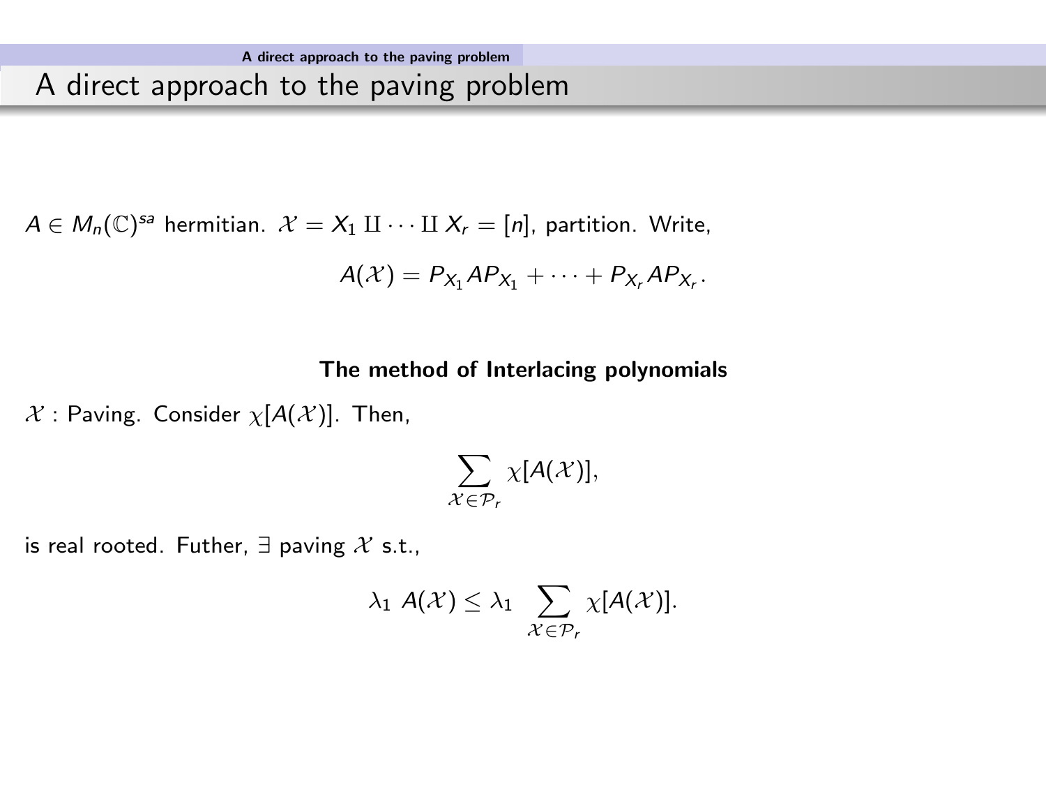# A direct approach to the paving problem

$A \in M_n(\mathbb{C})^{sa}$ hermitian. $\mathcal{X} = X_1 \amalg \cdots \amalg X_r = [n]$, partition. Write,

$$A(\mathcal{X}) = P_{X_1} A P_{X_1} + \cdots + P_{X_r} A P_{X_r}.$$

**The method of Interlacing polynomials**

$\mathcal{X}$ : Paving. Consider $\chi[A(\mathcal{X})]$. Then,

$$\sum_{\mathcal{X} \in \mathcal{P}_r} \chi[A(\mathcal{X})],$$

is real rooted. Futher, $\exists$ paving $\mathcal{X}$ s.t.,

$$\lambda_1 \ A(\mathcal{X}) \leq \lambda_1 \ \sum_{\mathcal{X} \in \mathcal{P}_r} \chi[A(\mathcal{X})].$$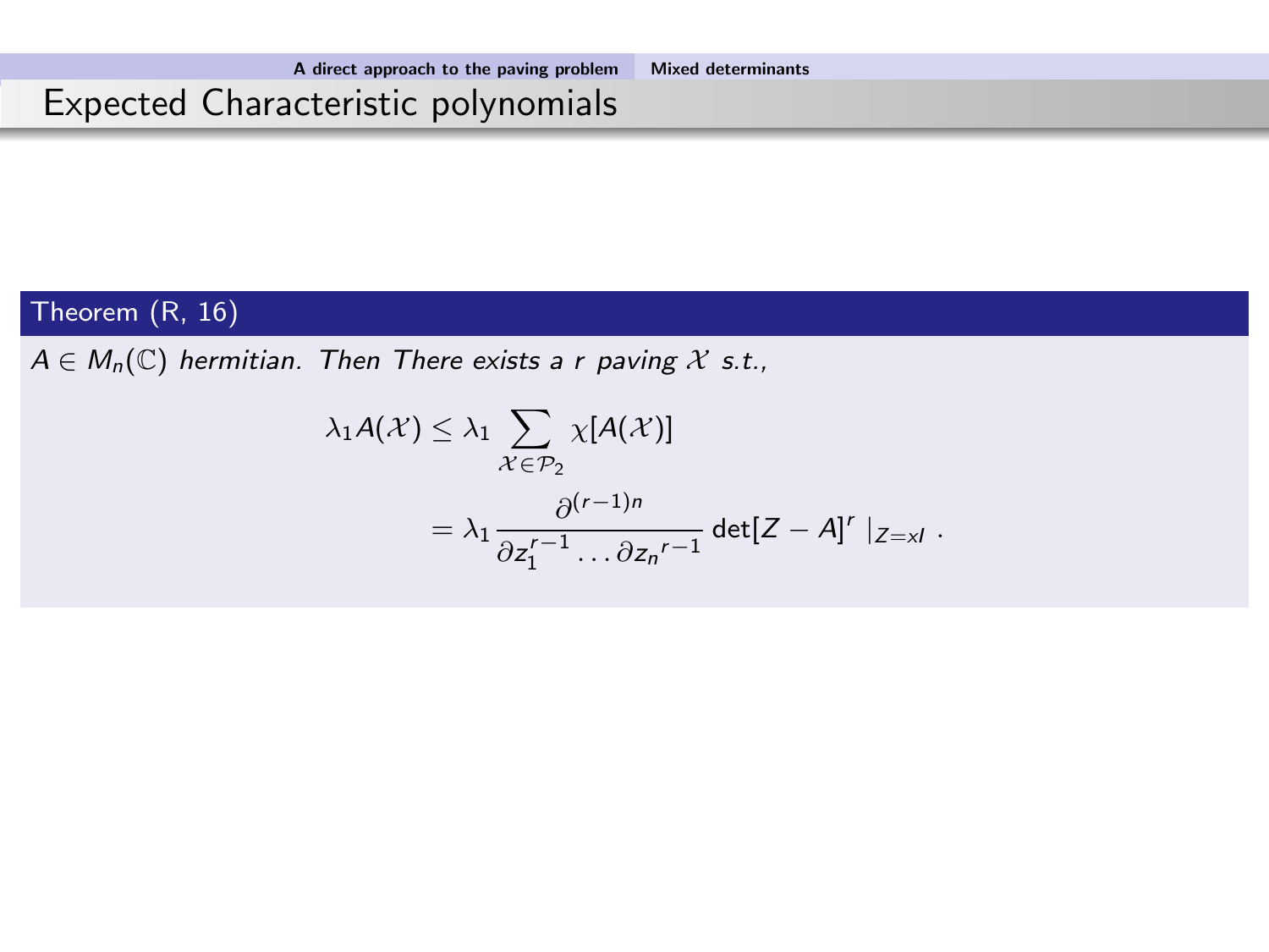# Expected Characteristic polynomials

**Theorem (R, 16)**

*$A \in M_n(\mathbb{C})$ hermitian. Then There exists a r paving $\mathcal{X}$ s.t.,*

$$\lambda_1 A(\mathcal{X}) \leq \lambda_1 \sum_{\mathcal{X} \in \mathcal{P}_2} \chi[A(\mathcal{X})]$$

$$= \lambda_1 \frac{\partial^{(r-1)n}}{\partial z_1^{r-1} \ldots \partial {z_n}^{r-1}} \det[Z - A]^r \mid_{Z=xI} .$$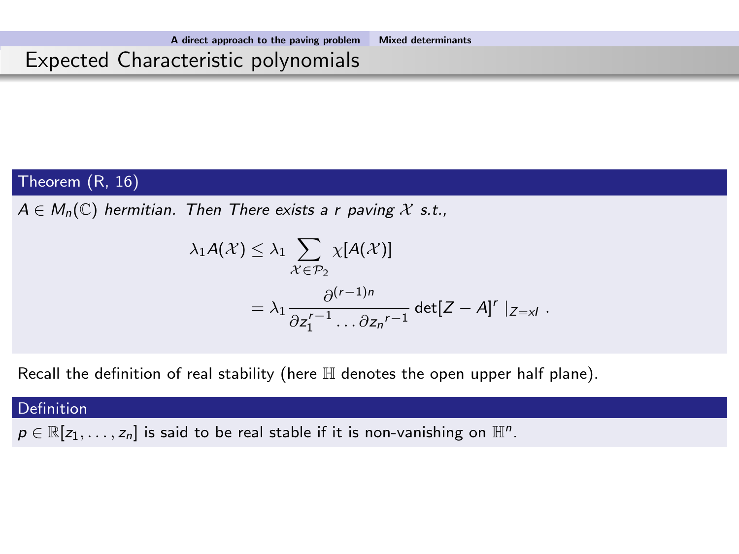## Expected Characteristic polynomials

**Theorem (R, 16)**

*$A \in M_n(\mathbb{C})$ hermitian. Then There exists a r paving $\mathcal{X}$ s.t.,*

$$
\begin{aligned}
\lambda_1 A(\mathcal{X}) &\leq \lambda_1 \sum_{\mathcal{X} \in \mathcal{P}_2} \chi[A(\mathcal{X})] \\
&= \lambda_1 \frac{\partial^{(r-1)n}}{\partial z_1^{r-1} \ldots \partial z_n{}^{r-1}} \det[Z - A]^r \mid_{Z = xI} .
\end{aligned}
$$

Recall the definition of real stability (here $\mathbb{H}$ denotes the open upper half plane).

**Definition**

$p \in \mathbb{R}[z_1, \ldots, z_n]$ is said to be real stable if it is non-vanishing on $\mathbb{H}^n$.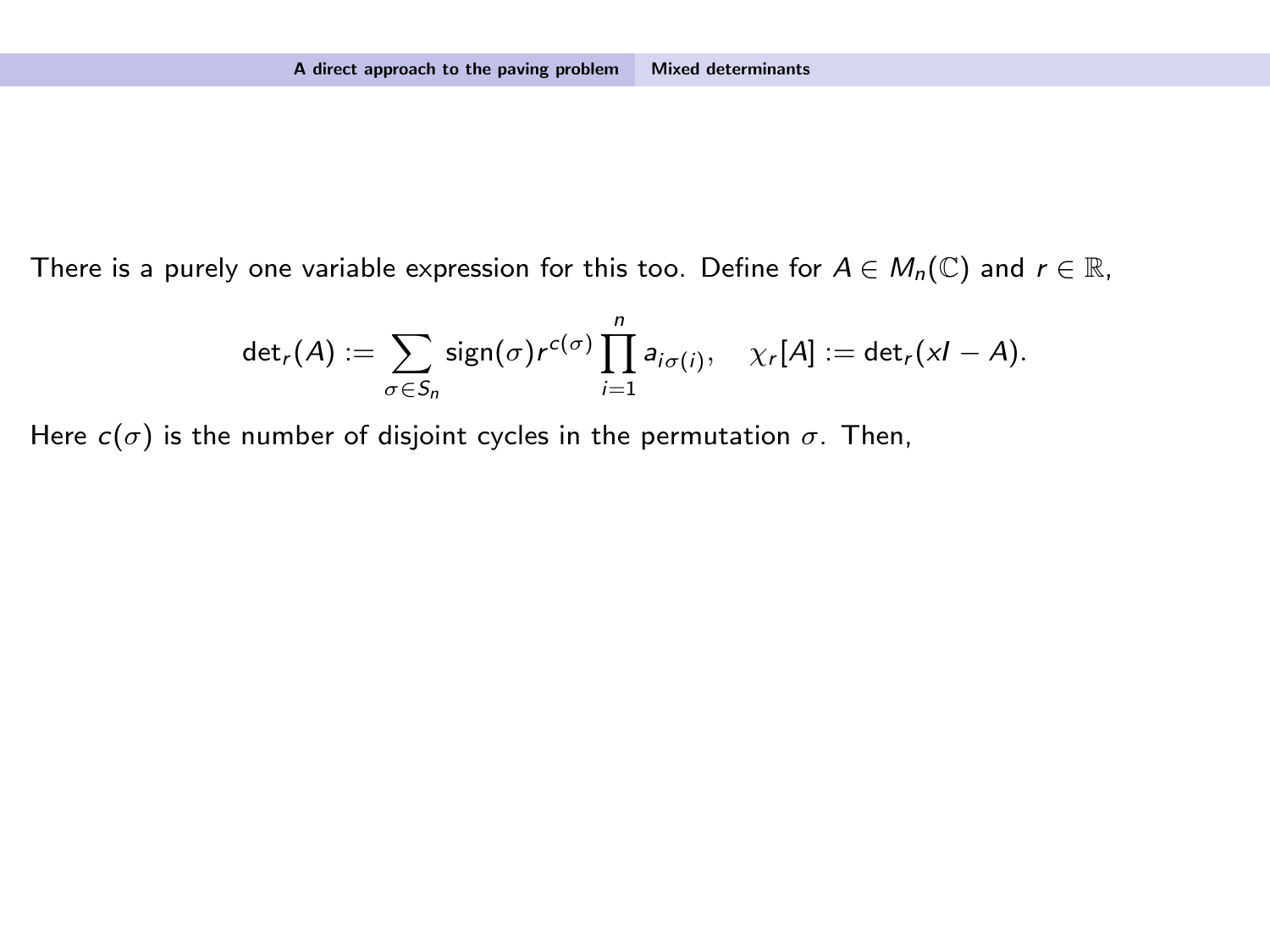There is a purely one variable expression for this too. Define for $A \in M_n(\mathbb{C})$ and $r \in \mathbb{R}$,

$$\det_r(A) := \sum_{\sigma \in S_n} \operatorname{sign}(\sigma) r^{c(\sigma)} \prod_{i=1}^{n} a_{i\sigma(i)}, \quad \chi_r[A] := \det_r(xI - A).$$

Here $c(\sigma)$ is the number of disjoint cycles in the permutation $\sigma$. Then,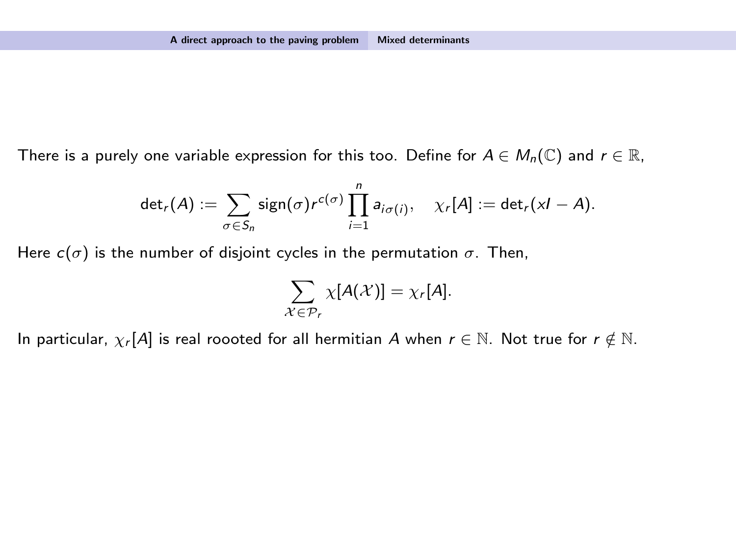There is a purely one variable expression for this too. Define for $A \in M_n(\mathbb{C})$ and $r \in \mathbb{R}$,

$$\det_r(A) := \sum_{\sigma \in S_n} \text{sign}(\sigma) r^{c(\sigma)} \prod_{i=1}^{n} a_{i\sigma(i)}, \quad \chi_r[A] := \det_r(xI - A).$$

Here $c(\sigma)$ is the number of disjoint cycles in the permutation $\sigma$. Then,

$$\sum_{\mathcal{X} \in \mathcal{P}_r} \chi[A(\mathcal{X})] = \chi_r[A].$$

In particular, $\chi_r[A]$ is real roooted for all hermitian $A$ when $r \in \mathbb{N}$. Not true for $r \notin \mathbb{N}$.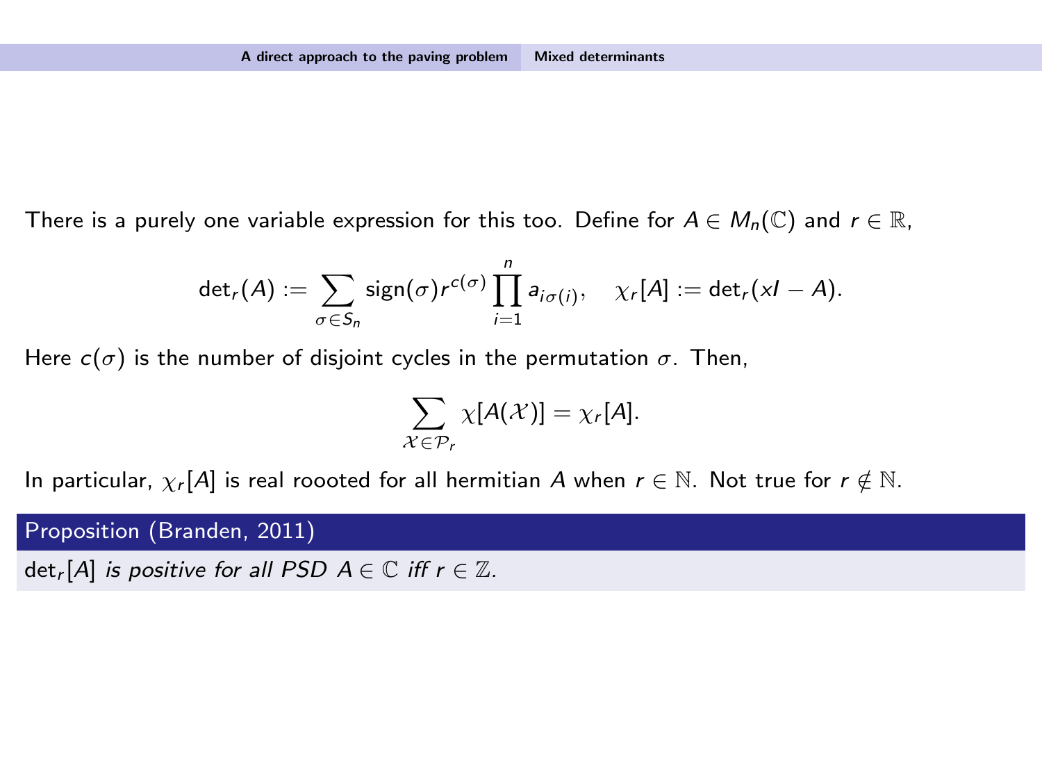There is a purely one variable expression for this too. Define for $A \in M_n(\mathbb{C})$ and $r \in \mathbb{R}$,

$$\det_r(A) := \sum_{\sigma \in S_n} \operatorname{sign}(\sigma) r^{c(\sigma)} \prod_{i=1}^{n} a_{i\sigma(i)}, \quad \chi_r[A] := \det_r(xI - A).$$

Here $c(\sigma)$ is the number of disjoint cycles in the permutation $\sigma$. Then,

$$\sum_{\mathcal{X} \in \mathcal{P}_r} \chi[A(\mathcal{X})] = \chi_r[A].$$

In particular, $\chi_r[A]$ is real roooted for all hermitian $A$ when $r \in \mathbb{N}$. Not true for $r \notin \mathbb{N}$.

**Proposition (Branden, 2011)**

$\det_r[A]$ *is positive for all PSD* $A \in \mathbb{C}$ *iff* $r \in \mathbb{Z}$.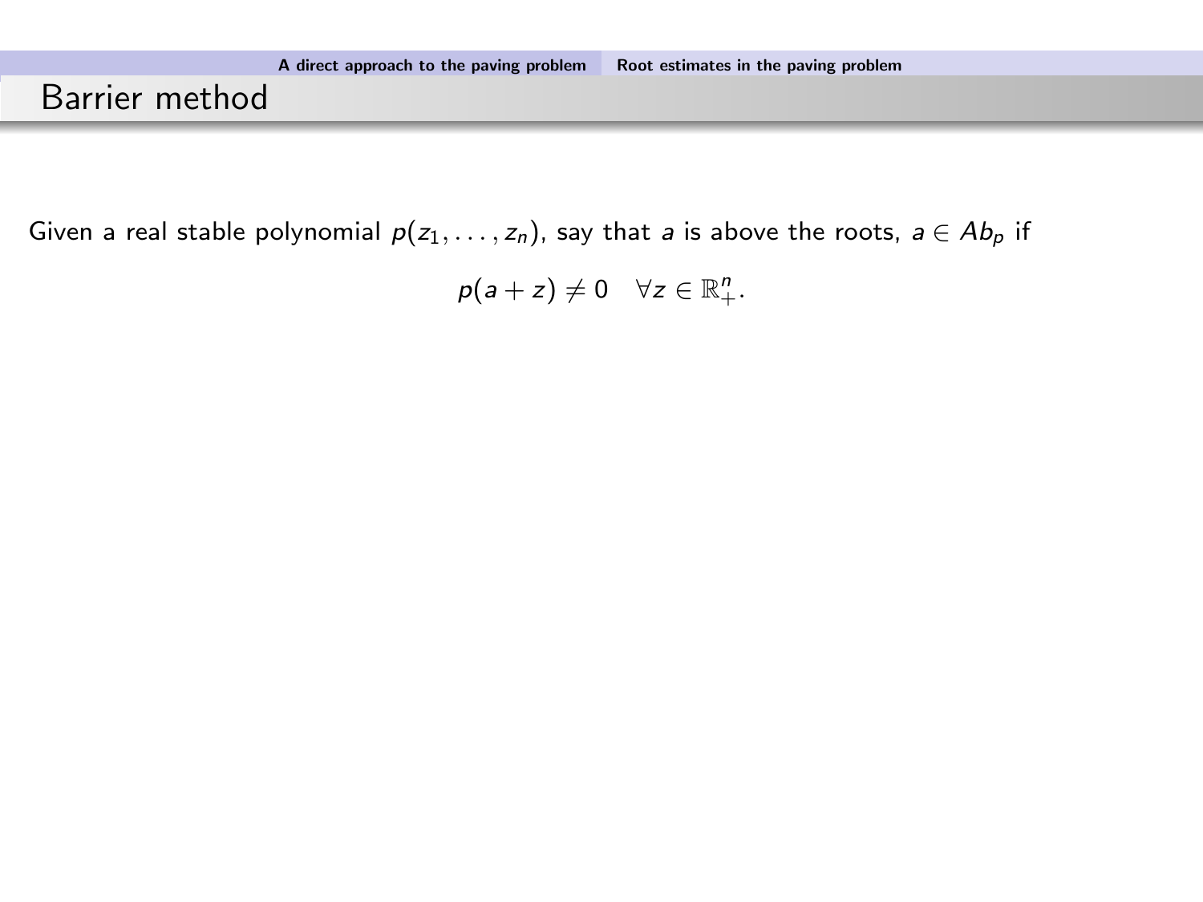# Barrier method

Given a real stable polynomial $p(z_1, \ldots, z_n)$, say that $a$ is above the roots, $a \in Ab_p$ if

$$p(a + z) \neq 0 \quad \forall z \in \mathbb{R}^n_+.$$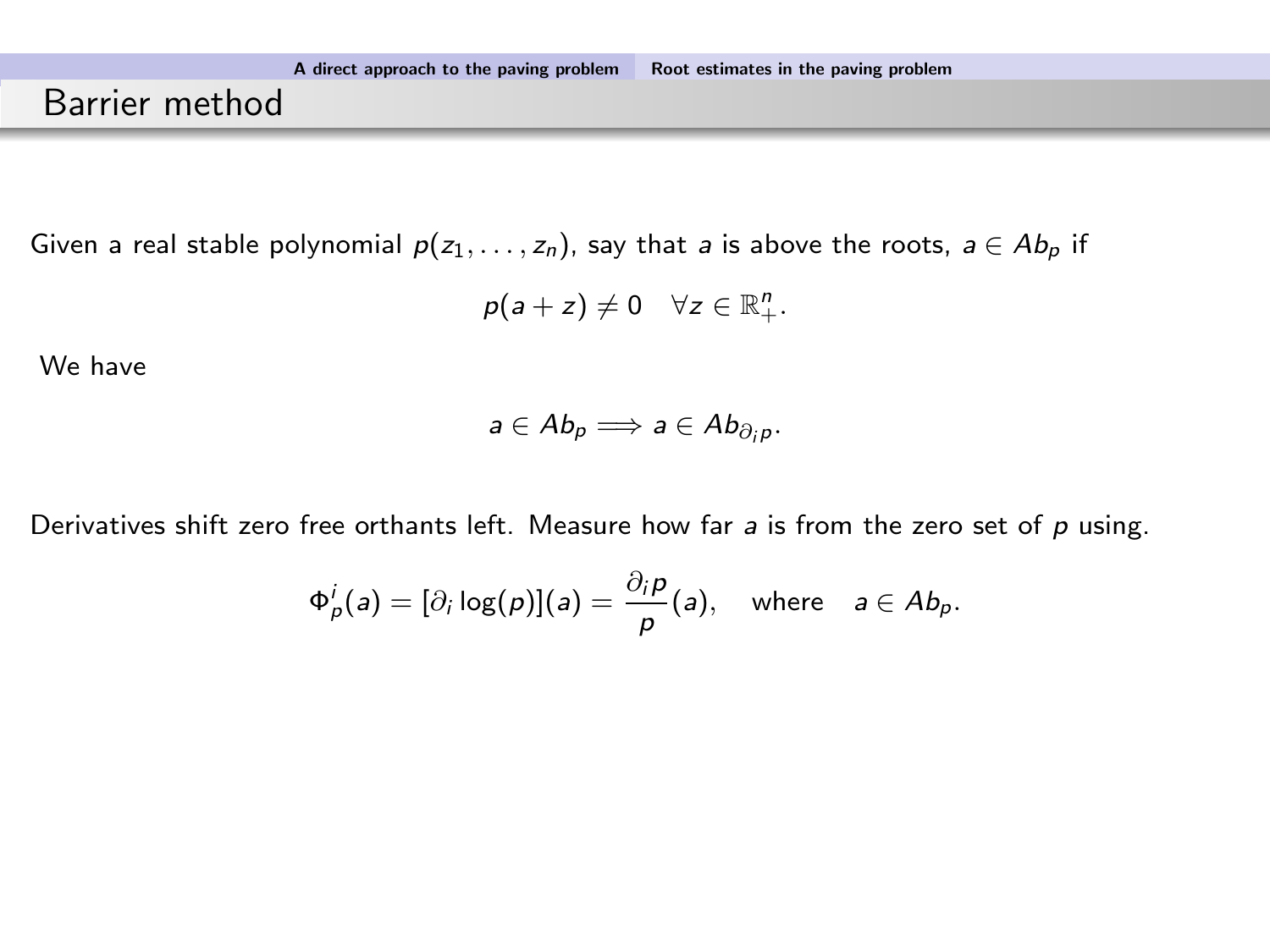# Barrier method

Given a real stable polynomial $p(z_1, \ldots, z_n)$, say that $a$ is above the roots, $a \in Ab_p$ if

$$p(a+z) \neq 0 \quad \forall z \in \mathbb{R}^n_+.$$

We have

$$a \in Ab_p \Longrightarrow a \in Ab_{\partial_i p}.$$

Derivatives shift zero free orthants left. Measure how far $a$ is from the zero set of $p$ using.

$$\Phi^i_p(a) = [\partial_i \log(p)](a) = \frac{\partial_i p}{p}(a), \quad \text{where} \quad a \in Ab_p.$$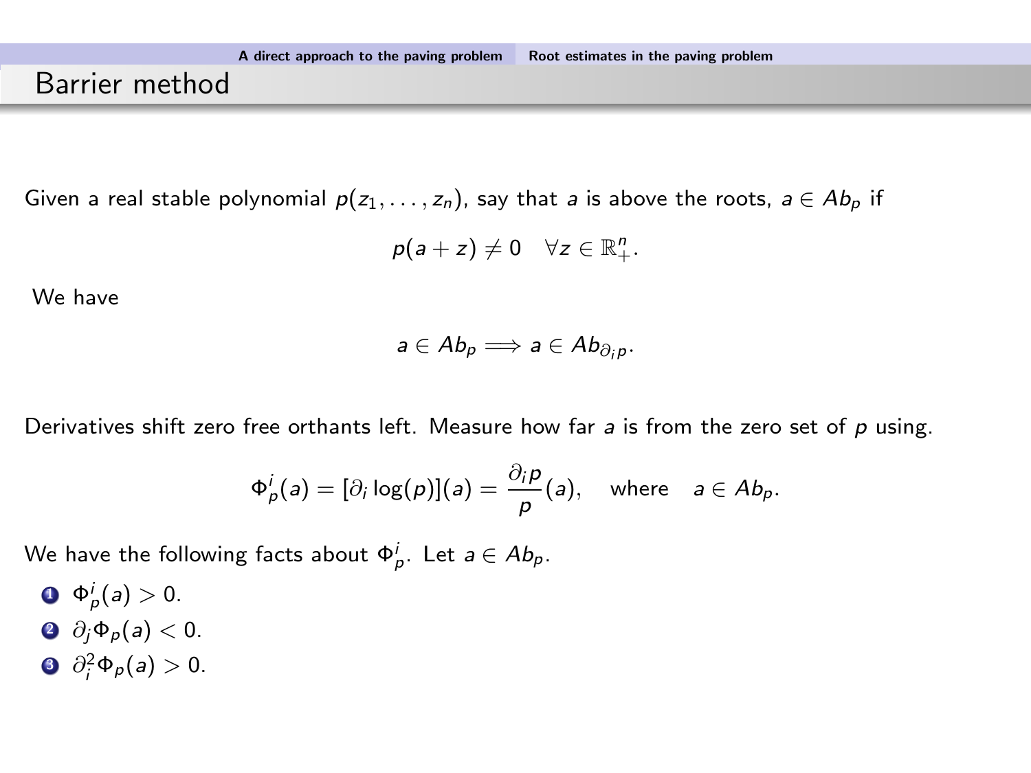# Barrier method

Given a real stable polynomial $p(z_1, \ldots, z_n)$, say that $a$ is above the roots, $a \in Ab_p$ if

$$p(a + z) \neq 0 \quad \forall z \in \mathbb{R}_+^n.$$

We have

$$a \in Ab_p \Longrightarrow a \in Ab_{\partial_i p}.$$

Derivatives shift zero free orthants left. Measure how far $a$ is from the zero set of $p$ using.

$$\Phi_p^i(a) = [\partial_i \log(p)](a) = \frac{\partial_i p}{p}(a), \quad \text{where} \quad a \in Ab_p.$$

We have the following facts about $\Phi_p^i$. Let $a \in Ab_p$.

1. $\Phi_p^i(a) > 0$.
2. $\partial_j \Phi_p(a) < 0$.
3. $\partial_i^2 \Phi_p(a) > 0$.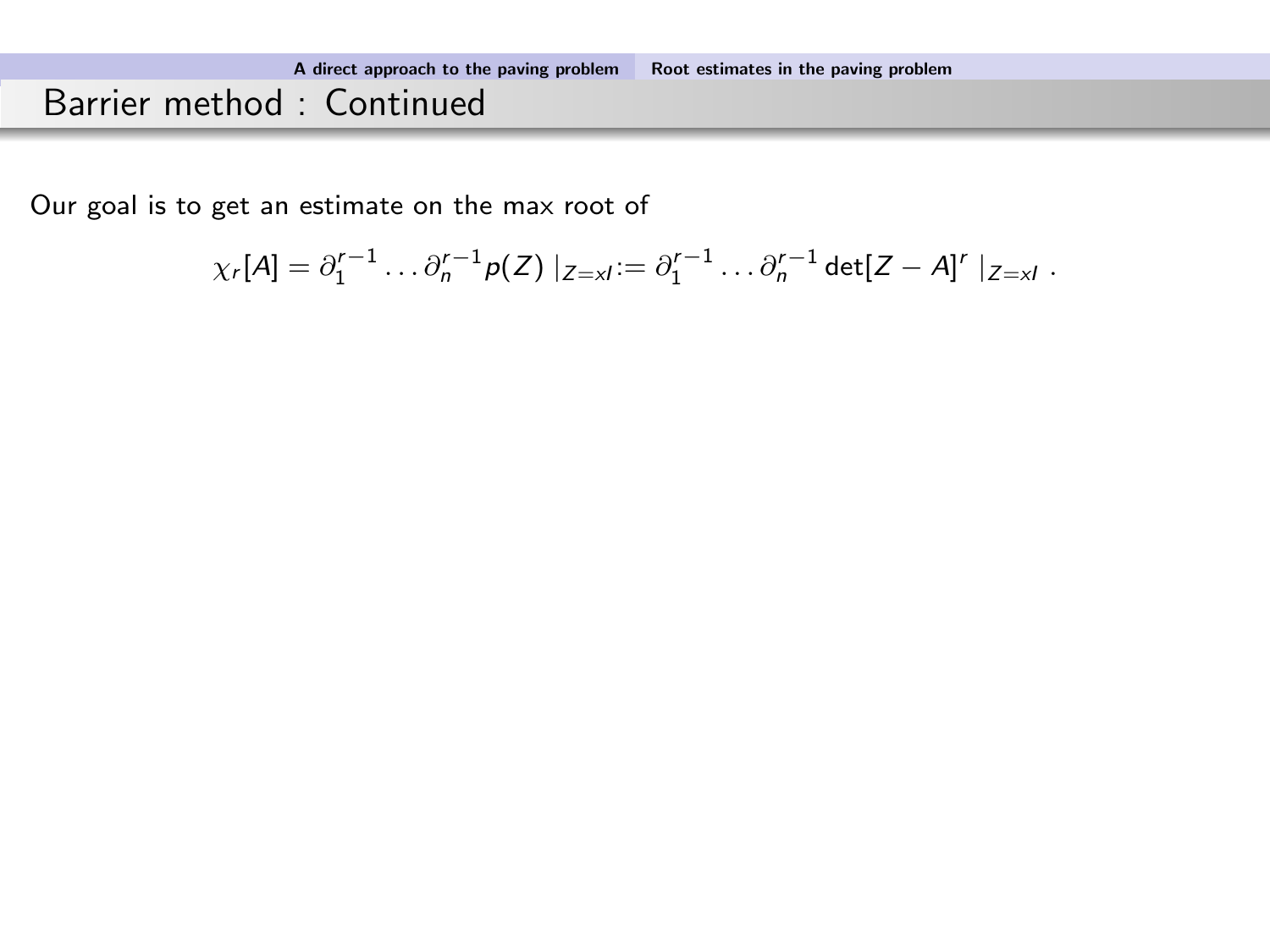# Barrier method : Continued

Our goal is to get an estimate on the max root of

$$\chi_r[A] = \partial_1^{r-1} \dots \partial_n^{r-1} p(Z) \mid_{Z=xI} := \partial_1^{r-1} \dots \partial_n^{r-1} \det[Z - A]^r \mid_{Z=xI} .$$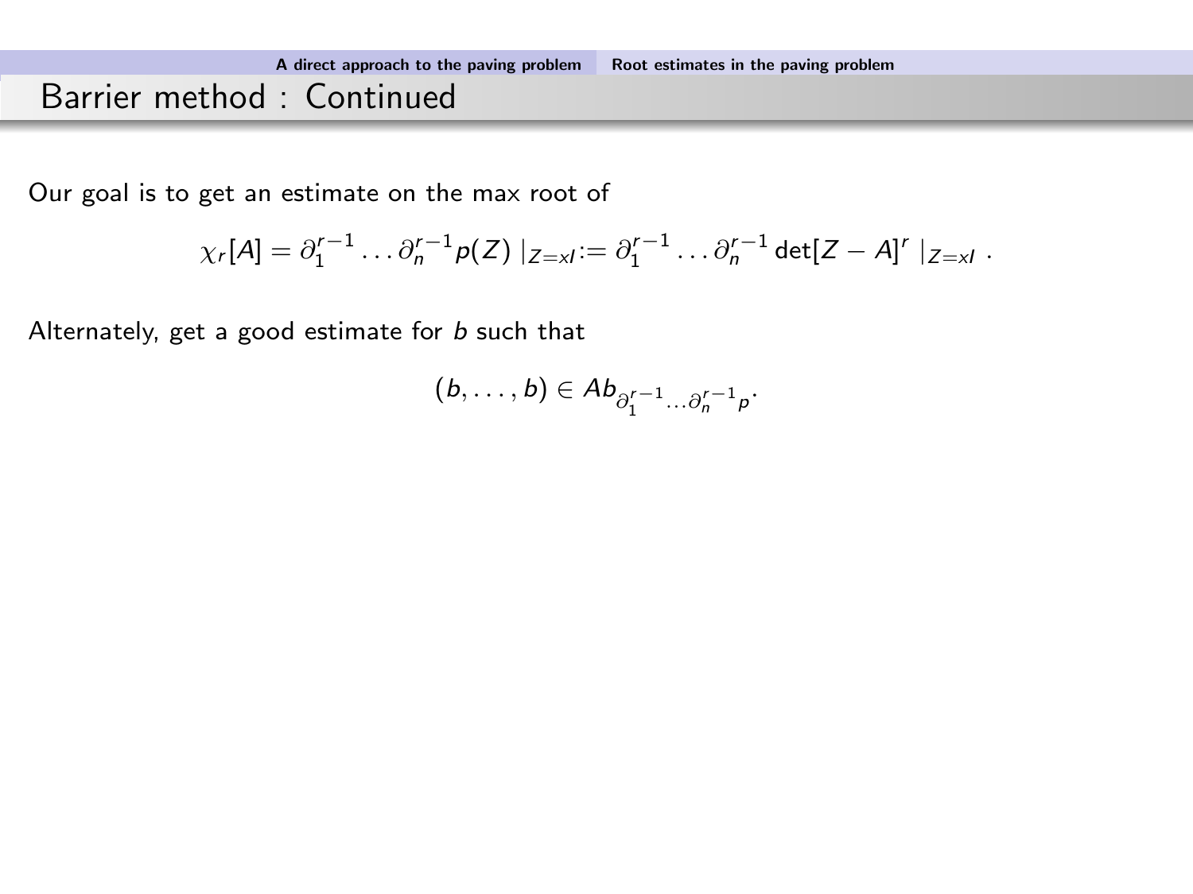# Barrier method : Continued

Our goal is to get an estimate on the max root of

$$\chi_r[A] = \partial_1^{r-1} \dots \partial_n^{r-1} p(Z) \mid_{Z=xI} := \partial_1^{r-1} \dots \partial_n^{r-1} \det[Z - A]^r \mid_{Z=xI} .$$

Alternately, get a good estimate for $b$ such that

$$(b, \dots, b) \in Ab_{\partial_1^{r-1} \dots \partial_n^{r-1} p}.$$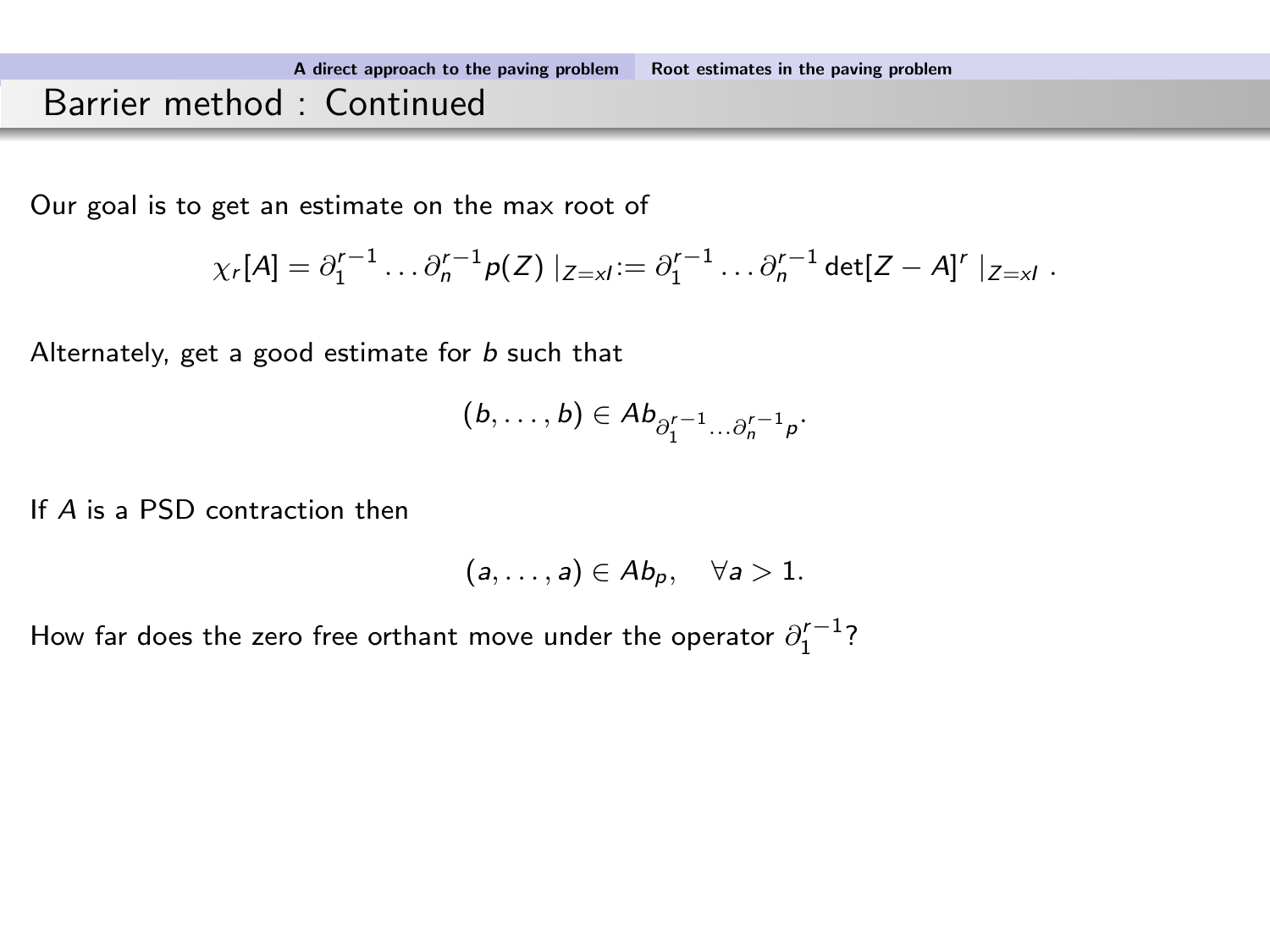## Barrier method : Continued

Our goal is to get an estimate on the max root of

$$\chi_r[A] = \partial_1^{r-1} \dots \partial_n^{r-1} p(Z) \mid_{Z=xI} := \partial_1^{r-1} \dots \partial_n^{r-1} \det[Z - A]^r \mid_{Z=xI} .$$

Alternately, get a good estimate for $b$ such that

$$(b, \dots, b) \in Ab_{\partial_1^{r-1} \dots \partial_n^{r-1} p}.$$

If $A$ is a PSD contraction then

$$(a, \dots, a) \in Ab_p, \quad \forall a > 1.$$

How far does the zero free orthant move under the operator $\partial_1^{r-1}$?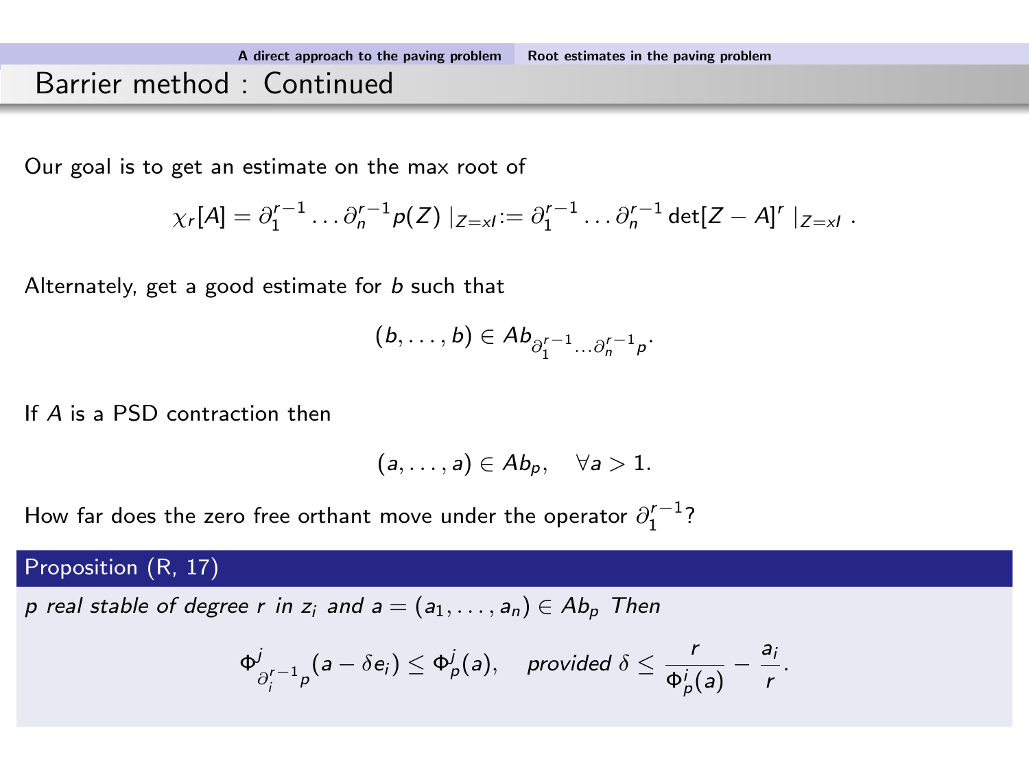## Barrier method : Continued

Our goal is to get an estimate on the max root of

$$\chi_r[A] = \partial_1^{r-1} \dots \partial_n^{r-1} p(Z) \mid_{Z=xI} := \partial_1^{r-1} \dots \partial_n^{r-1} \det[Z - A]^r \mid_{Z=xI} .$$

Alternately, get a good estimate for $b$ such that

$$(b, \dots, b) \in Ab_{\partial_1^{r-1} \dots \partial_n^{r-1} p}.$$

If $A$ is a PSD contraction then

$$(a, \dots, a) \in Ab_p, \quad \forall a > 1.$$

How far does the zero free orthant move under the operator $\partial_1^{r-1}$?

**Proposition (R, 17)**

*$p$ real stable of degree $r$ in $z_i$ and $a = (a_1, \dots, a_n) \in Ab_p$ Then*

$$\Phi^j_{\partial_i^{r-1} p}(a - \delta e_i) \leq \Phi^j_p(a), \quad \textit{provided } \delta \leq \frac{r}{\Phi^i_p(a)} - \frac{a_i}{r}.$$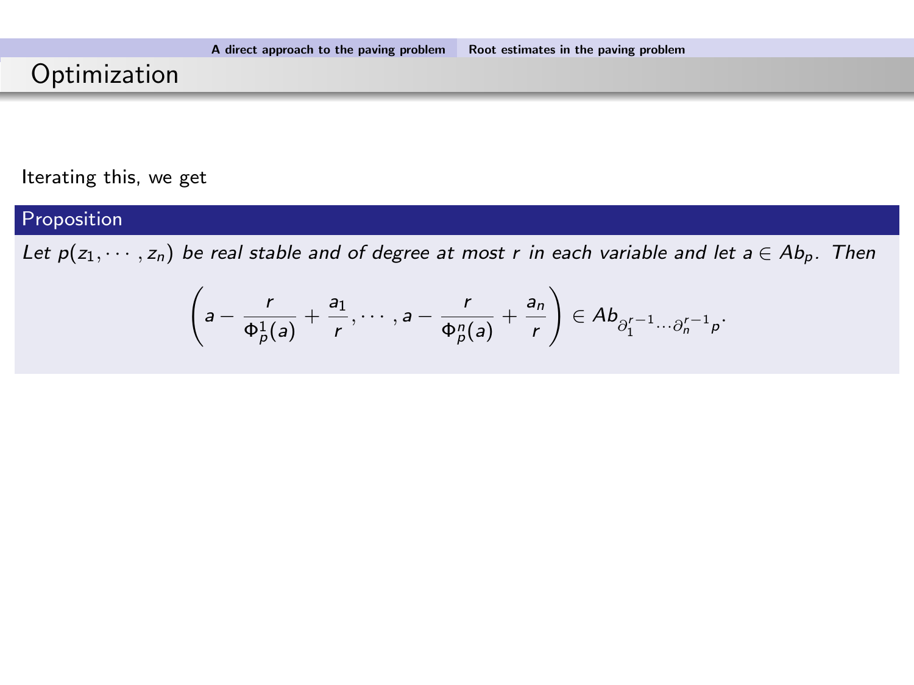# Optimization

Iterating this, we get

**Proposition**

*Let $p(z_1, \cdots, z_n)$ be real stable and of degree at most $r$ in each variable and let $a \in Ab_p$. Then*

$$\left(a - \frac{r}{\Phi_p^1(a)} + \frac{a_1}{r}, \cdots, a - \frac{r}{\Phi_p^n(a)} + \frac{a_n}{r}\right) \in Ab_{\partial_1^{r-1} \cdots \partial_n^{r-1} p}.$$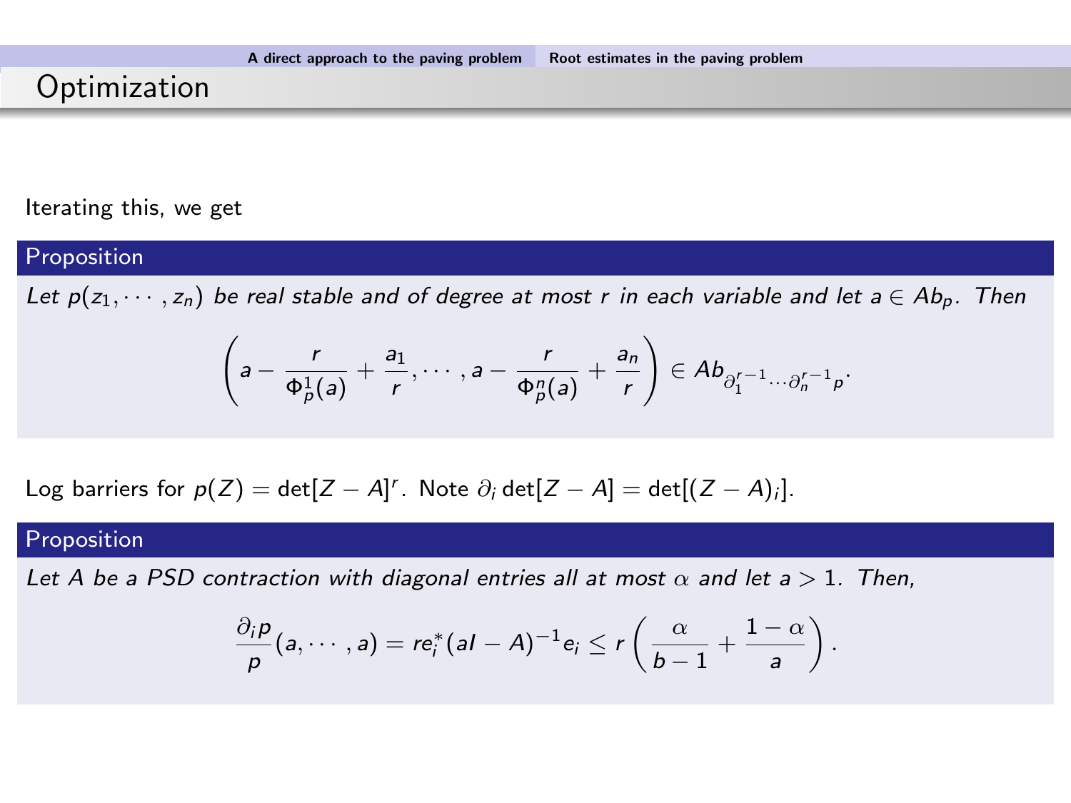# Optimization

Iterating this, we get

**Proposition**

*Let $p(z_1, \cdots, z_n)$ be real stable and of degree at most $r$ in each variable and let $a \in Ab_p$. Then*

$$\left(a - \frac{r}{\Phi_p^1(a)} + \frac{a_1}{r}, \cdots, a - \frac{r}{\Phi_p^n(a)} + \frac{a_n}{r}\right) \in Ab_{\partial_1^{r-1} \cdots \partial_n^{r-1} p}.$$

Log barriers for $p(Z) = \det[Z - A]^r$. Note $\partial_i \det[Z - A] = \det[(Z - A)_i]$.

**Proposition**

*Let $A$ be a PSD contraction with diagonal entries all at most $\alpha$ and let $a > 1$. Then,*

$$\frac{\partial_i p}{p}(a, \cdots, a) = r e_i^* (aI - A)^{-1} e_i \leq r\left(\frac{\alpha}{b-1} + \frac{1-\alpha}{a}\right).$$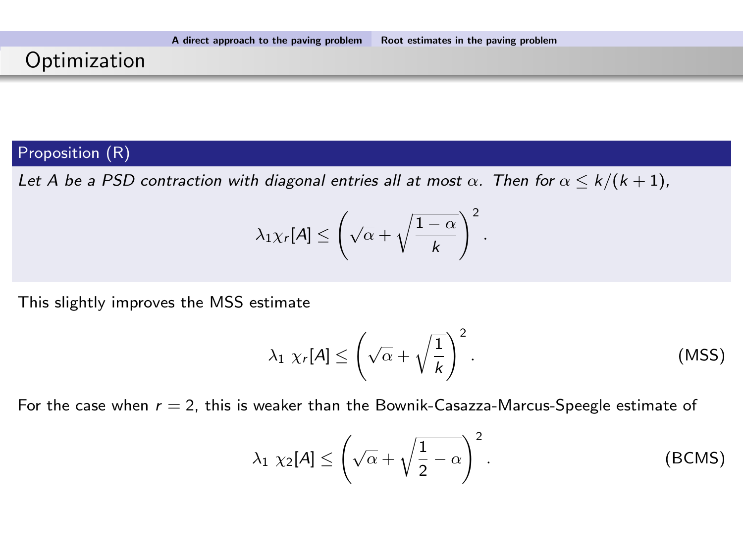## Optimization

**Proposition (R)**

*Let $A$ be a PSD contraction with diagonal entries all at most $\alpha$. Then for $\alpha \leq k/(k+1)$,*

$$\lambda_1 \chi_r[A] \leq \left( \sqrt{\alpha} + \sqrt{\frac{1-\alpha}{k}} \right)^2 .$$

This slightly improves the MSS estimate

$$\lambda_1 \ \chi_r[A] \leq \left( \sqrt{\alpha} + \sqrt{\frac{1}{k}} \right)^2 . \tag{MSS}$$

For the case when $r = 2$, this is weaker than the Bownik-Casazza-Marcus-Speegle estimate of

$$\lambda_1 \ \chi_2[A] \leq \left( \sqrt{\alpha} + \sqrt{\frac{1}{2} - \alpha} \right)^2 . \tag{BCMS}$$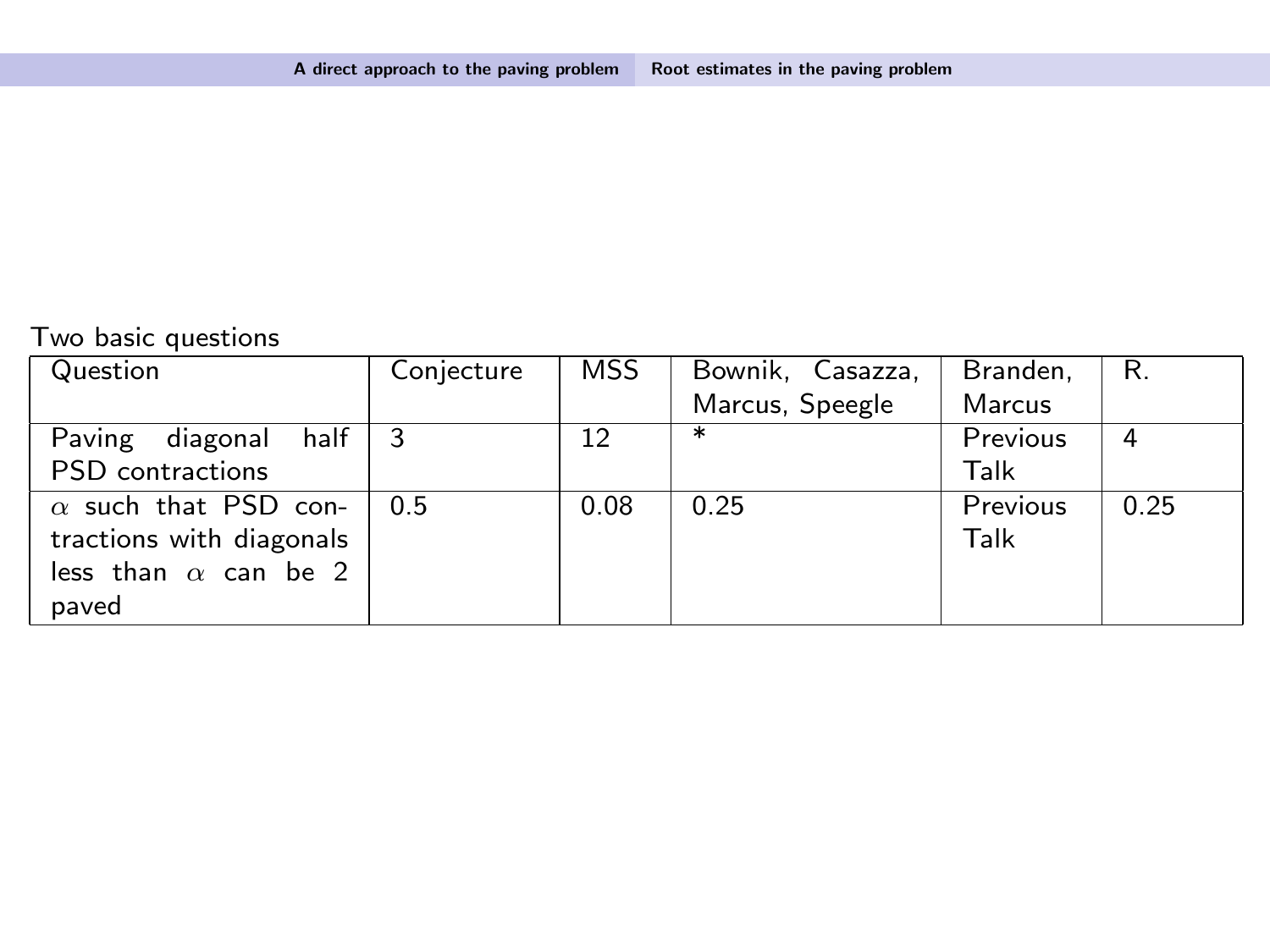Two basic questions

| Question | Conjecture | MSS | Bownik, Casazza, Marcus, Speegle | Branden, Marcus | R. |
| --- | --- | --- | --- | --- | --- |
| Paving diagonal half PSD contractions | 3 | 12 | * | Previous Talk | 4 |
| $\alpha$ such that PSD contractions with diagonals less than $\alpha$ can be 2 paved | 0.5 | 0.08 | 0.25 | Previous Talk | 0.25 |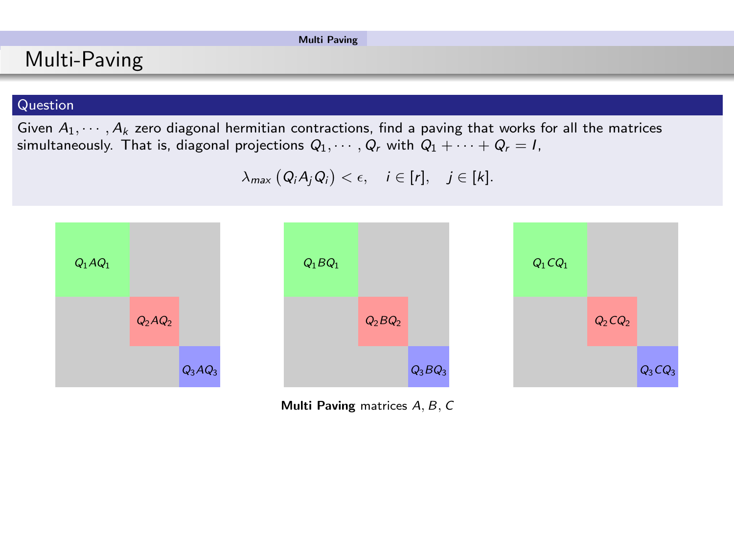# Multi-Paving

## Question

Given $A_1, \cdots, A_k$ zero diagonal hermitian contractions, find a paving that works for all the matrices simultaneously. That is, diagonal projections $Q_1, \cdots, Q_r$ with $Q_1 + \cdots + Q_r = I$,

$$\lambda_{max}\left(Q_i A_j Q_i\right) < \epsilon, \quad i \in [r], \quad j \in [k].$$

$Q_1 A Q_1$ $Q_2 A Q_2$ $Q_3 A Q_3$

$Q_1 B Q_1$ $Q_2 B Q_2$ $Q_3 B Q_3$

$Q_1 C Q_1$ $Q_2 C Q_2$ $Q_3 C Q_3$

**Multi Paving** matrices $A$, $B$, $C$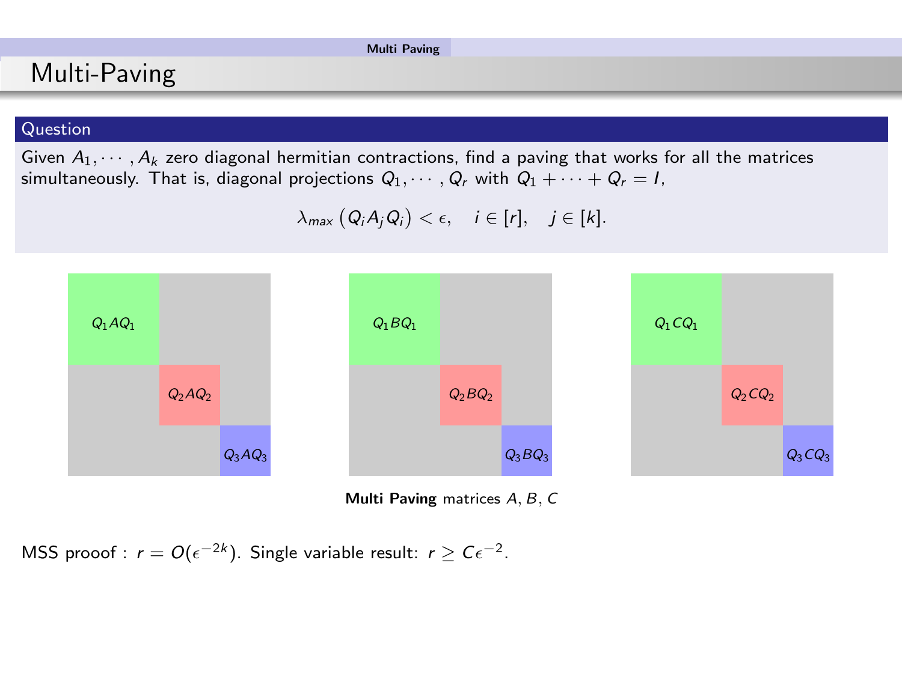# Multi-Paving

**Question**

Given $A_1, \cdots, A_k$ zero diagonal hermitian contractions, find a paving that works for all the matrices simultaneously. That is, diagonal projections $Q_1, \cdots, Q_r$ with $Q_1 + \cdots + Q_r = I$,

$$\lambda_{max}\left(Q_i A_j Q_i\right) < \epsilon, \quad i \in [r], \quad j \in [k].$$

$Q_1AQ_1$

$Q_2AQ_2$

$Q_3AQ_3$

$Q_1BQ_1$

$Q_2BQ_2$

$Q_3BQ_3$

$Q_1CQ_1$

$Q_2CQ_2$

$Q_3CQ_3$

**Multi Paving** matrices $A$, $B$, $C$

MSS prooof : $r = O(\epsilon^{-2k})$. Single variable result: $r \geq C\epsilon^{-2}$.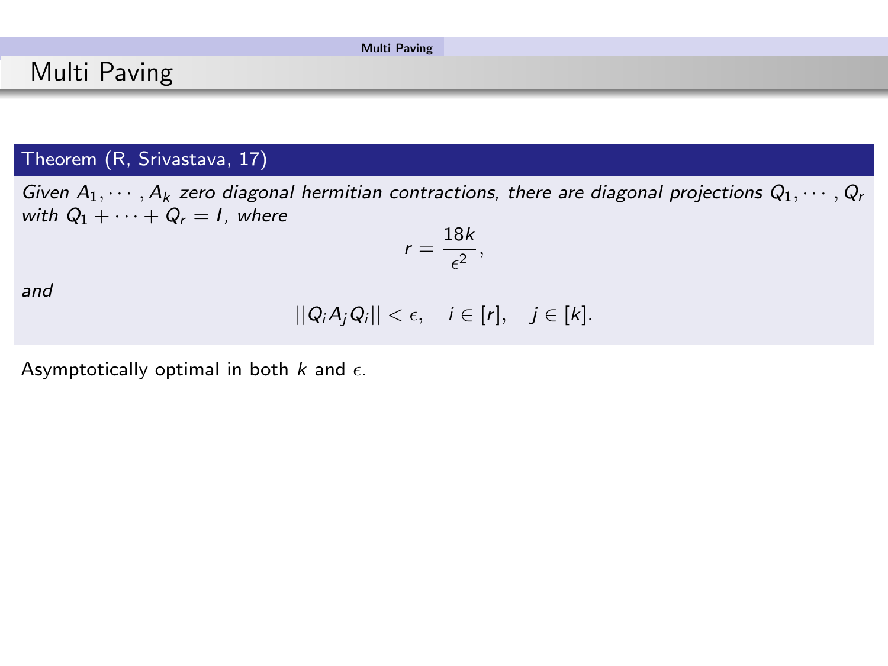# Multi Paving

**Theorem (R, Srivastava, 17)**

*Given $A_1, \cdots, A_k$ zero diagonal hermitian contractions, there are diagonal projections $Q_1, \cdots, Q_r$ with $Q_1 + \cdots + Q_r = I$, where*

$$r = \frac{18k}{\epsilon^2},$$

*and*

$$||Q_i A_j Q_i|| < \epsilon, \quad i \in [r], \quad j \in [k].$$

Asymptotically optimal in both $k$ and $\epsilon$.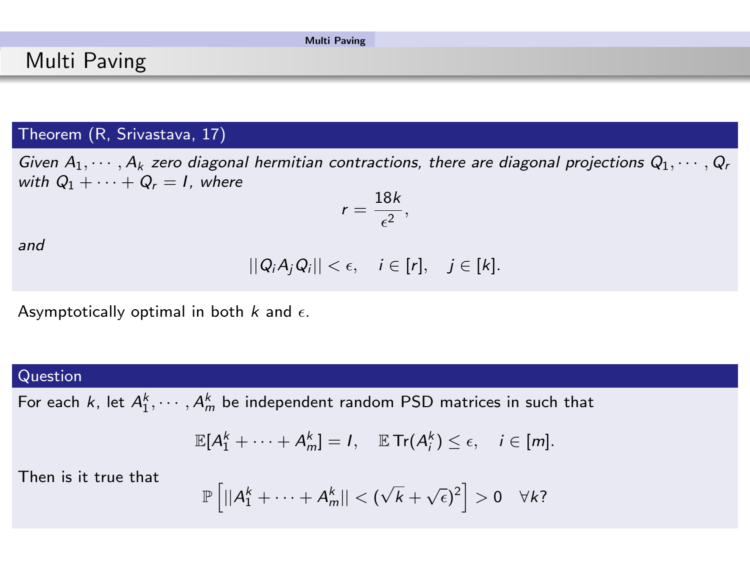# Multi Paving

**Theorem (R, Srivastava, 17)**

*Given $A_1, \cdots, A_k$ zero diagonal hermitian contractions, there are diagonal projections $Q_1, \cdots, Q_r$ with $Q_1 + \cdots + Q_r = I$, where*

$$r = \frac{18k}{\epsilon^2},$$

*and*

$$||Q_i A_j Q_i|| < \epsilon, \quad i \in [r], \quad j \in [k].$$

Asymptotically optimal in both $k$ and $\epsilon$.

**Question**

For each $k$, let $A_1^k, \cdots, A_m^k$ be independent random PSD matrices in such that

$$\mathbb{E}[A_1^k + \cdots + A_m^k] = I, \quad \mathbb{E}\,\mathrm{Tr}(A_i^k) \leq \epsilon, \quad i \in [m].$$

Then is it true that

$$\mathbb{P}\left[||A_1^k + \cdots + A_m^k|| < (\sqrt{k} + \sqrt{\epsilon})^2\right] > 0 \quad \forall k?$$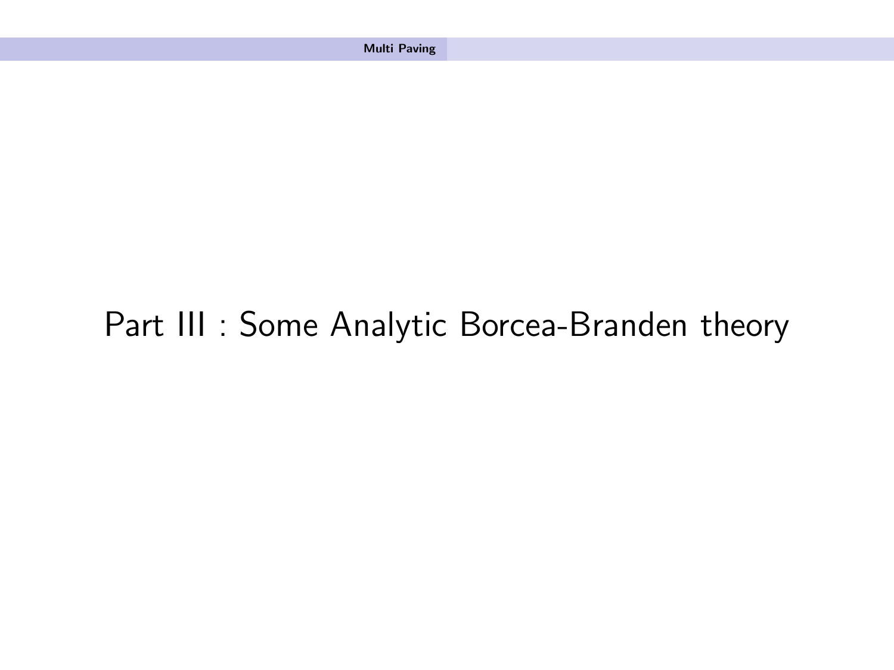# Part III : Some Analytic Borcea-Branden theory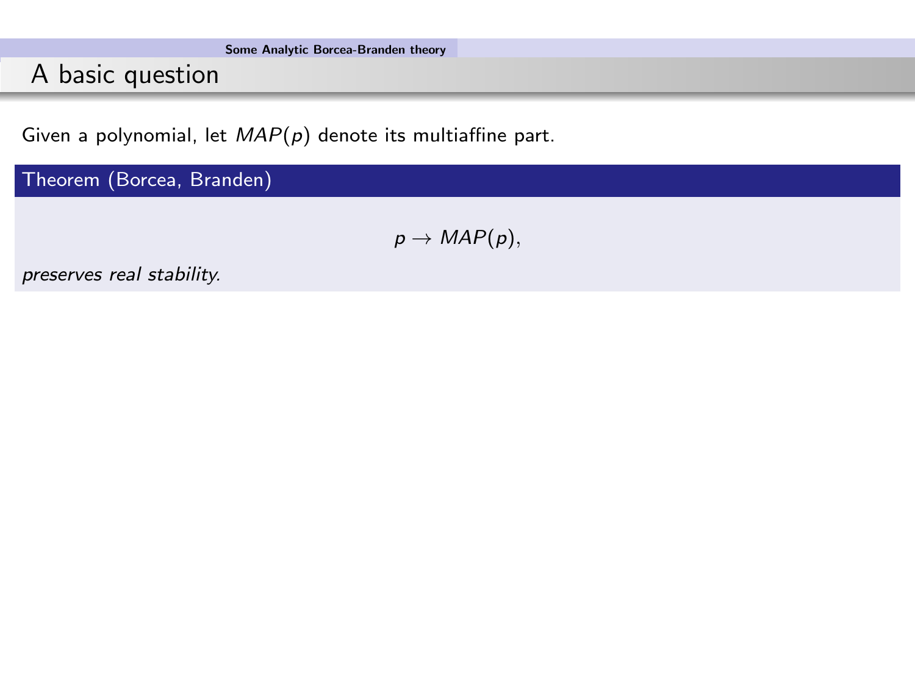## A basic question

Given a polynomial, let $MAP(p)$ denote its multiaffine part.

**Theorem (Borcea, Branden)**

$$p \to MAP(p),$$

*preserves real stability.*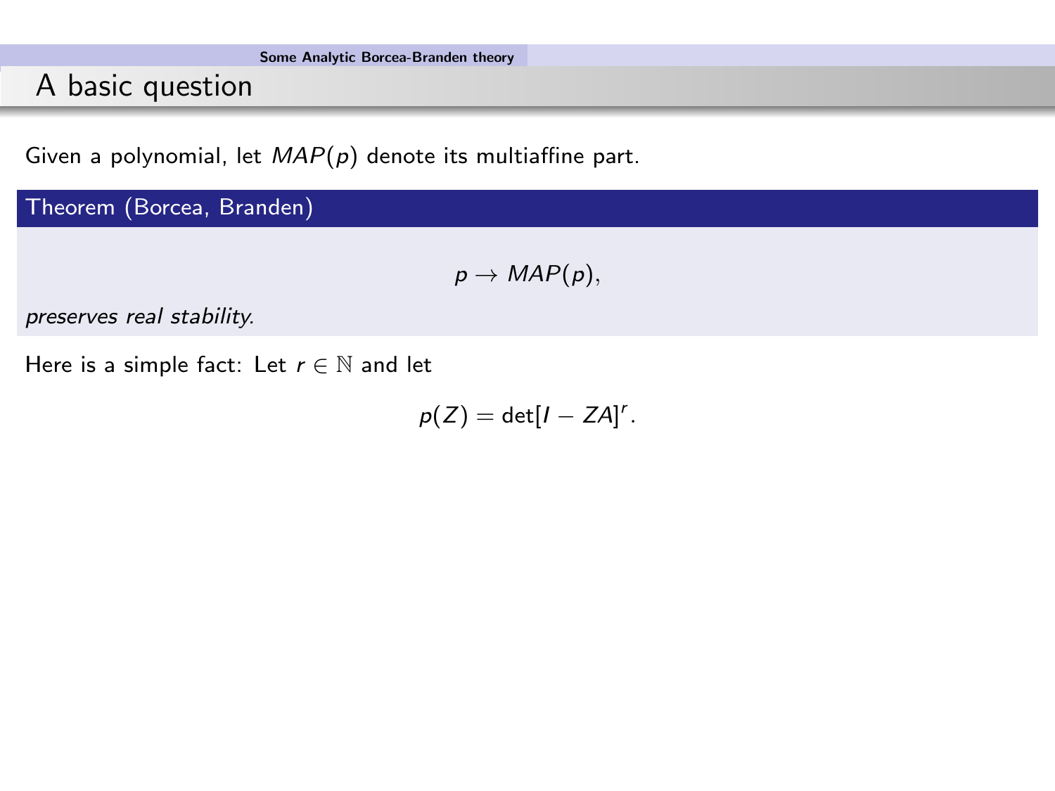# A basic question

Given a polynomial, let $MAP(p)$ denote its multiaffine part.

**Theorem (Borcea, Branden)**

$$p \to MAP(p),$$

*preserves real stability.*

Here is a simple fact: Let $r \in \mathbb{N}$ and let

$$p(Z) = \det[I - ZA]^r.$$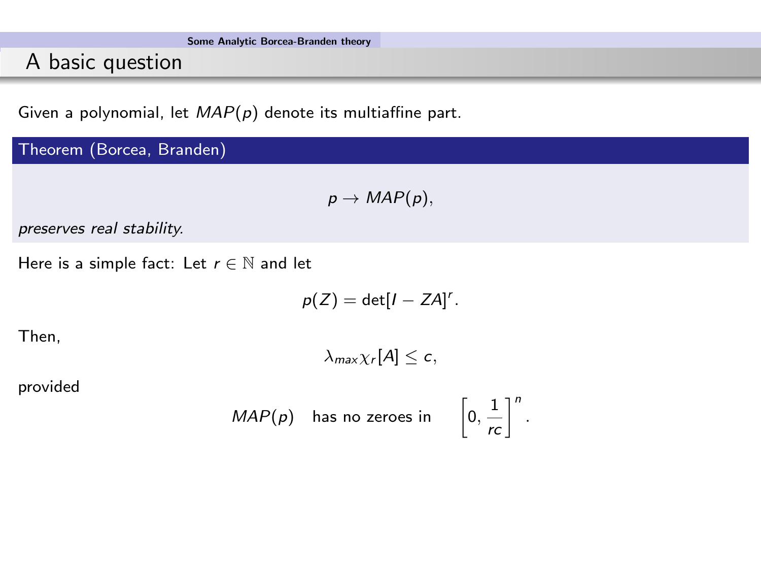## A basic question

Given a polynomial, let $MAP(p)$ denote its multiaffine part.

**Theorem (Borcea, Branden)**

$$p \to MAP(p),$$

*preserves real stability.*

Here is a simple fact: Let $r \in \mathbb{N}$ and let

$$p(Z) = \det[I - ZA]^r.$$

Then,

$$\lambda_{max}\chi_r[A] \leq c,$$

provided

$$MAP(p) \quad \text{has no zeroes in} \quad \left[0, \frac{1}{rc}\right]^n.$$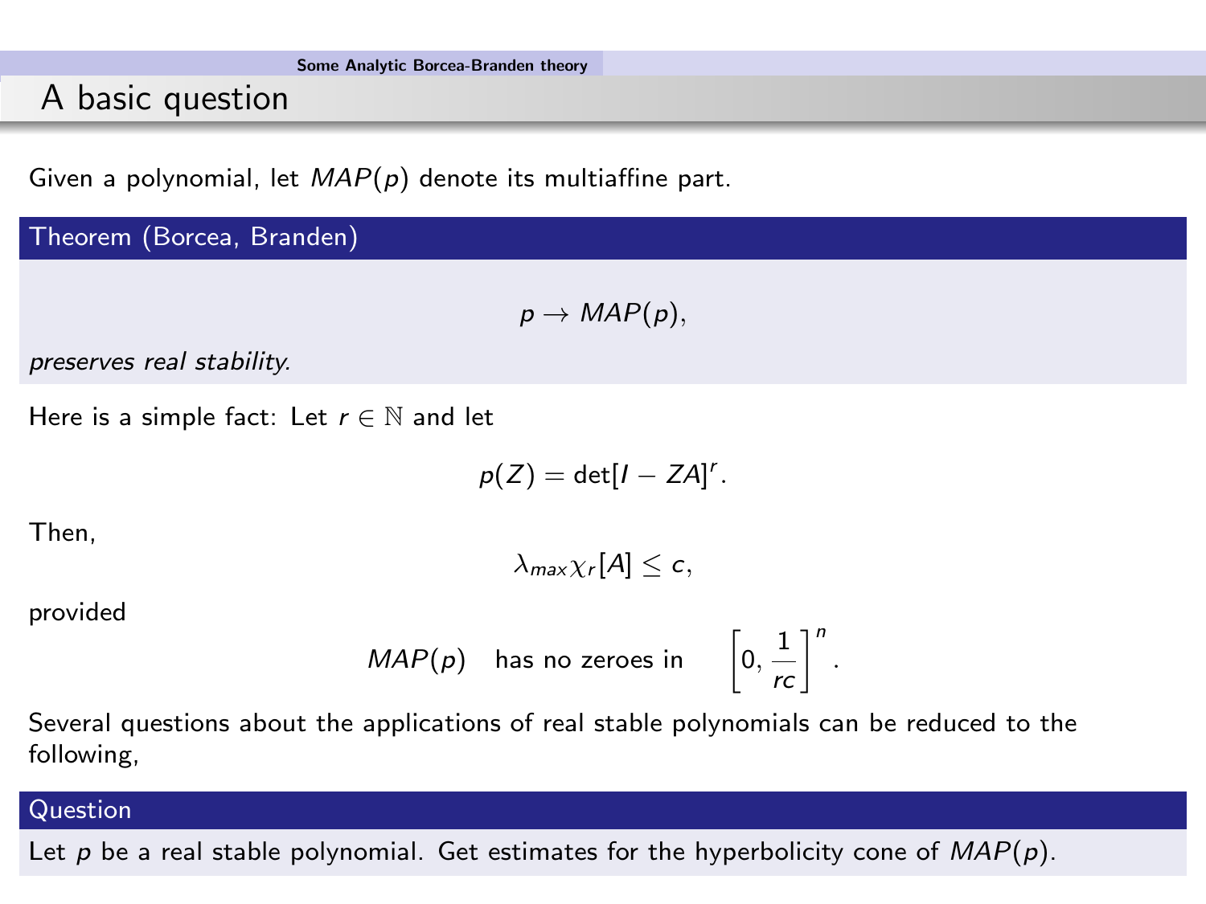## A basic question

Given a polynomial, let $MAP(p)$ denote its multiaffine part.

**Theorem (Borcea, Branden)**

$$p \to MAP(p),$$

*preserves real stability.*

Here is a simple fact: Let $r \in \mathbb{N}$ and let

$$p(Z) = \det[I - ZA]^r.$$

Then,

$$\lambda_{max}\chi_r[A] \leq c,$$

provided

$$MAP(p) \quad \text{has no zeroes in} \quad \left[0, \frac{1}{rc}\right]^n.$$

Several questions about the applications of real stable polynomials can be reduced to the following,

**Question**

Let $p$ be a real stable polynomial. Get estimates for the hyperbolicity cone of $MAP(p)$.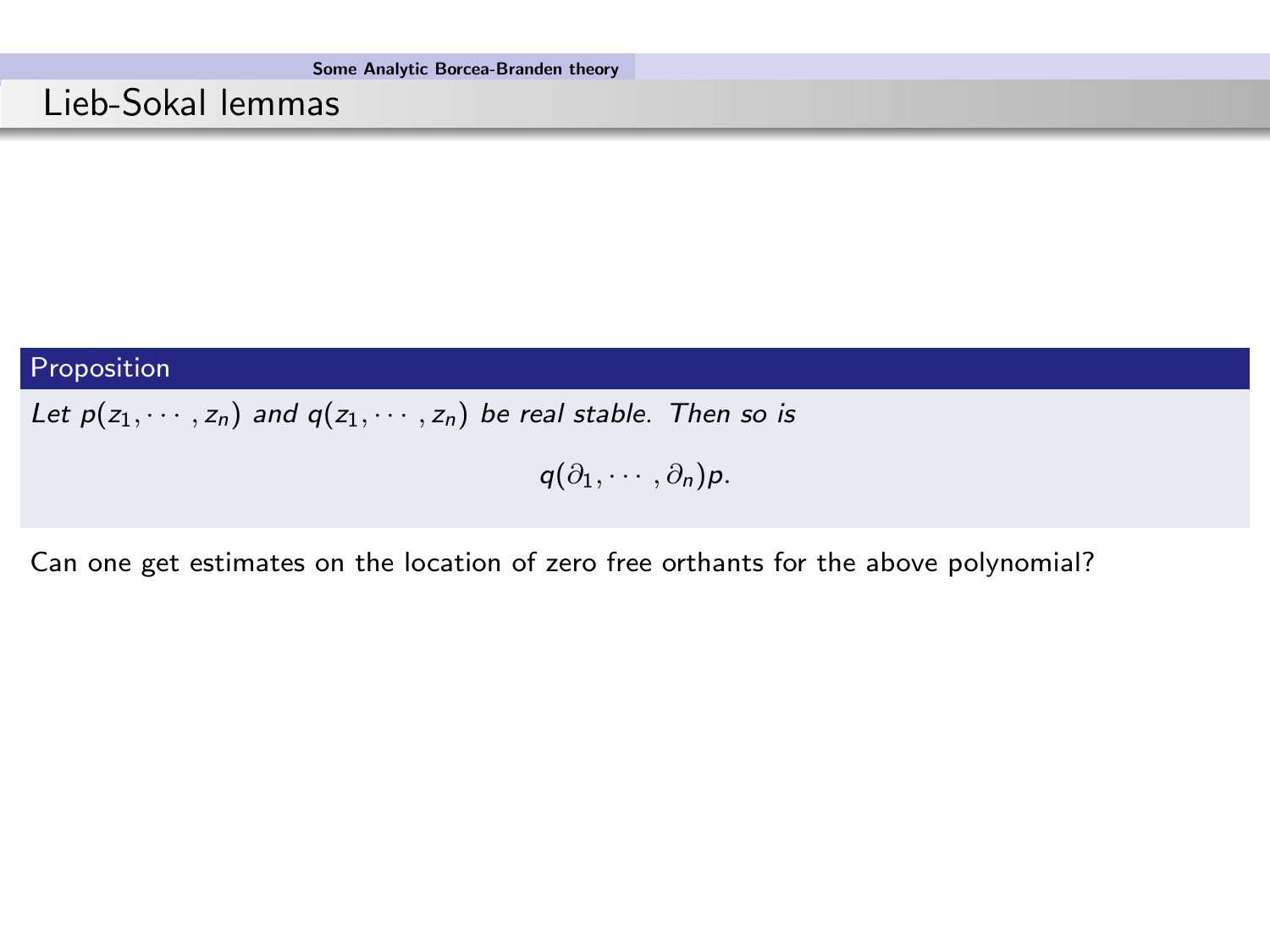## Lieb-Sokal lemmas

**Proposition**

*Let $p(z_1, \cdots, z_n)$ and $q(z_1, \cdots, z_n)$ be real stable. Then so is*

$$q(\partial_1, \cdots, \partial_n)p.$$

Can one get estimates on the location of zero free orthants for the above polynomial?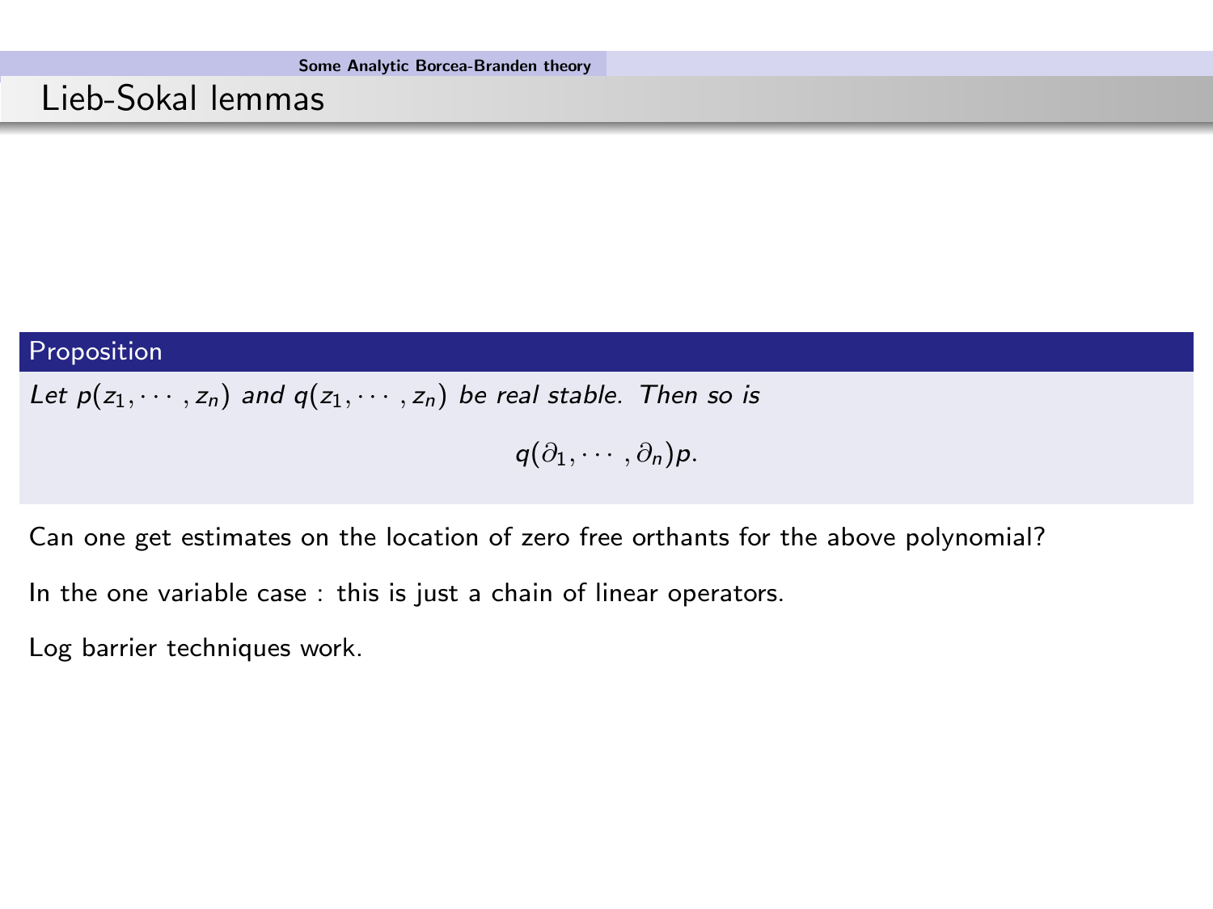## Lieb-Sokal lemmas

**Proposition**

*Let $p(z_1, \cdots, z_n)$ and $q(z_1, \cdots, z_n)$ be real stable. Then so is*

$$q(\partial_1, \cdots, \partial_n)p.$$

Can one get estimates on the location of zero free orthants for the above polynomial?

In the one variable case : this is just a chain of linear operators.

Log barrier techniques work.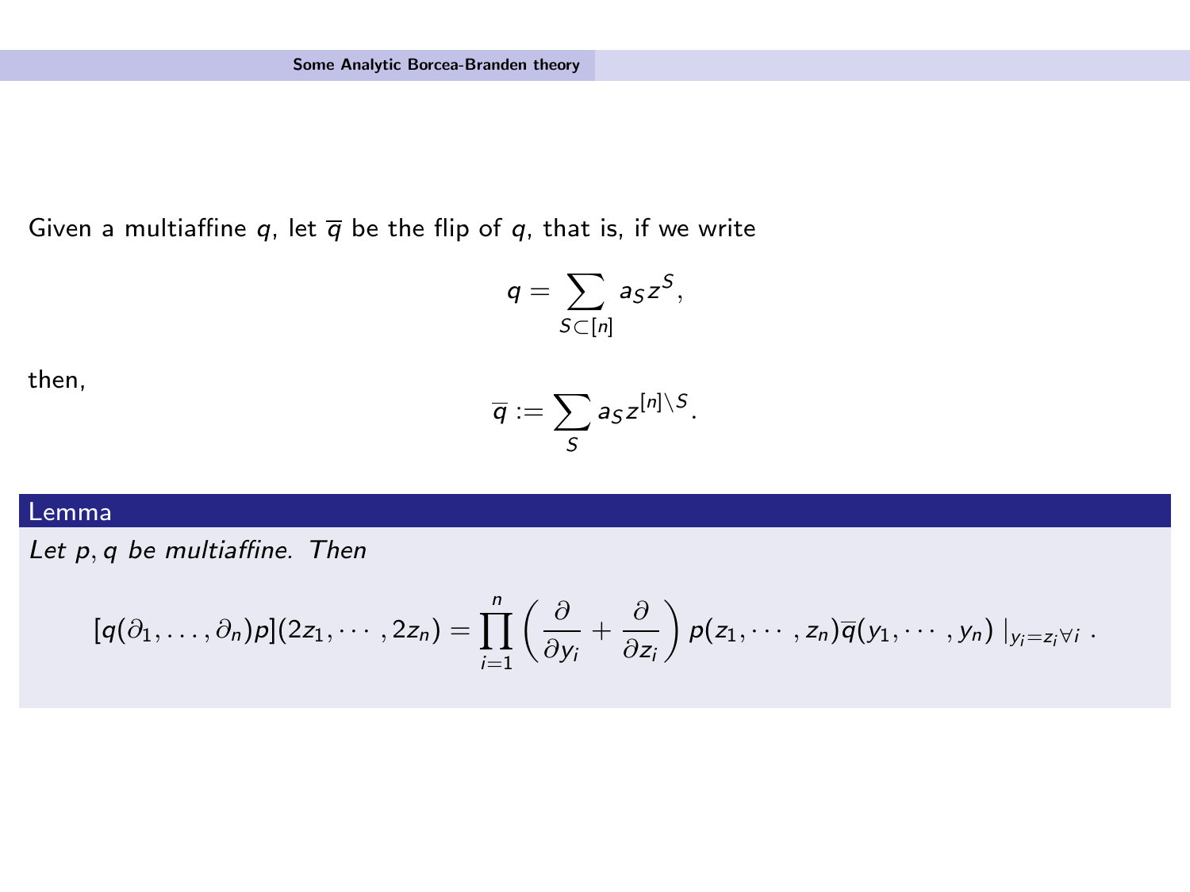Given a multiaffine $q$, let $\overline{q}$ be the flip of $q$, that is, if we write

$$q = \sum_{S \subset [n]} a_S z^S,$$

then,

$$\overline{q} := \sum_S a_S z^{[n] \setminus S}.$$

**Lemma**

*Let $p, q$ be multiaffine. Then*

$$[q(\partial_1, \ldots, \partial_n)p](2z_1, \cdots, 2z_n) = \prod_{i=1}^{n} \left( \frac{\partial}{\partial y_i} + \frac{\partial}{\partial z_i} \right) p(z_1, \cdots, z_n)\overline{q}(y_1, \cdots, y_n) \mid_{y_i = z_i \forall i} .$$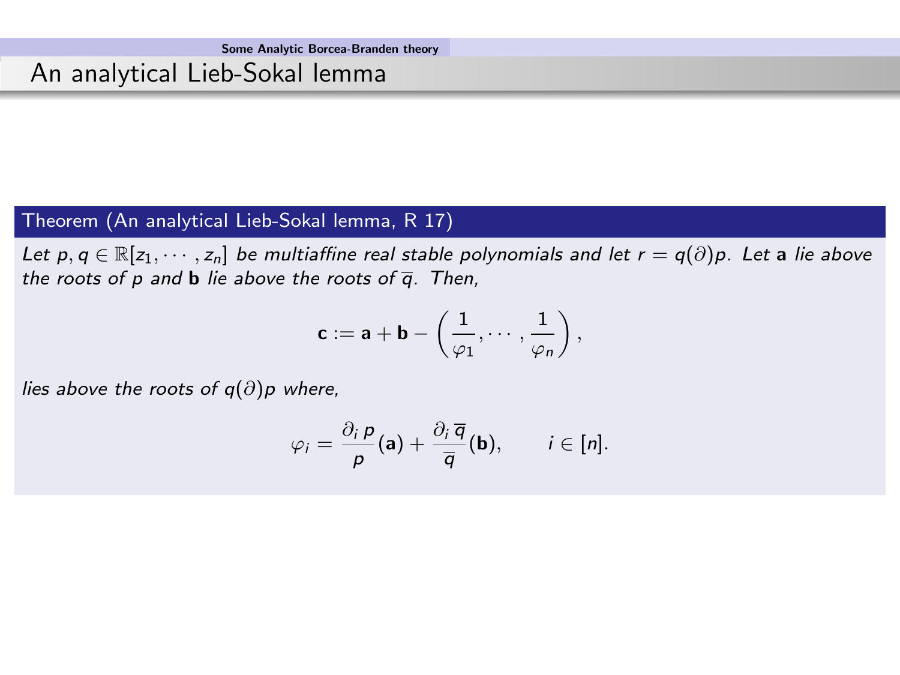## An analytical Lieb-Sokal lemma

**Theorem (An analytical Lieb-Sokal lemma, R 17)**

*Let $p, q \in \mathbb{R}[z_1, \cdots, z_n]$ be multiaffine real stable polynomials and let $r = q(\partial)p$. Let* $\mathbf{a}$ *lie above the roots of $p$ and* $\mathbf{b}$ *lie above the roots of $\overline{q}$. Then,*

$$\mathbf{c} := \mathbf{a} + \mathbf{b} - \left( \frac{1}{\varphi_1}, \cdots, \frac{1}{\varphi_n} \right),$$

*lies above the roots of $q(\partial)p$ where,*

$$\varphi_i = \frac{\partial_i \, p}{p}(\mathbf{a}) + \frac{\partial_i \, \overline{q}}{\overline{q}}(\mathbf{b}), \qquad i \in [n].$$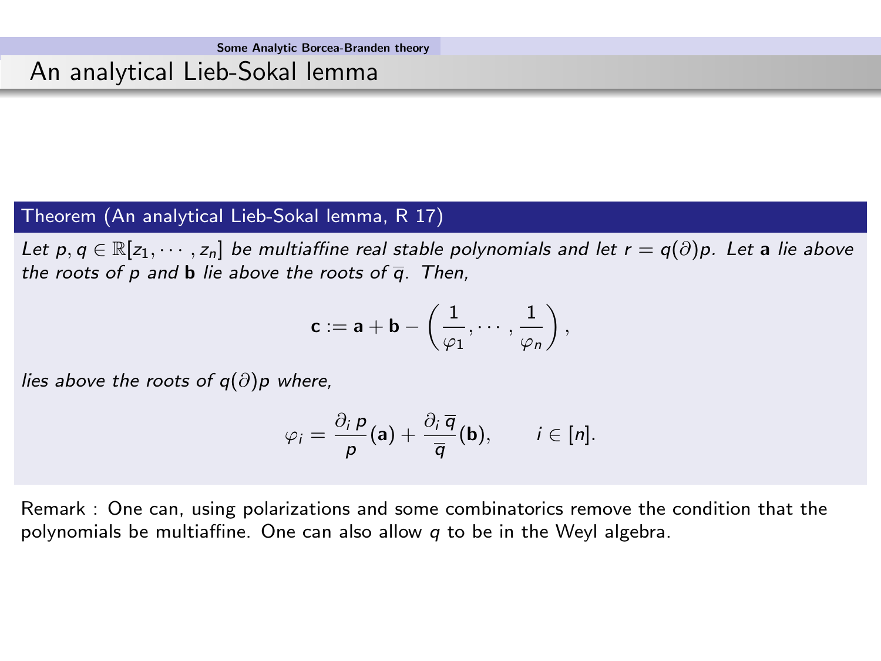## An analytical Lieb-Sokal lemma

**Theorem (An analytical Lieb-Sokal lemma, R 17)**

*Let $p, q \in \mathbb{R}[z_1, \cdots, z_n]$ be multiaffine real stable polynomials and let $r = q(\partial)p$. Let* $\mathbf{a}$ *lie above the roots of $p$ and* $\mathbf{b}$ *lie above the roots of $\overline{q}$. Then,*

$$\mathbf{c} := \mathbf{a} + \mathbf{b} - \left(\frac{1}{\varphi_1}, \cdots, \frac{1}{\varphi_n}\right),$$

*lies above the roots of $q(\partial)p$ where,*

$$\varphi_i = \frac{\partial_i \, p}{p}(\mathbf{a}) + \frac{\partial_i \, \overline{q}}{\overline{q}}(\mathbf{b}), \qquad i \in [n].$$

Remark : One can, using polarizations and some combinatorics remove the condition that the polynomials be multiaffine. One can also allow $q$ to be in the Weyl algebra.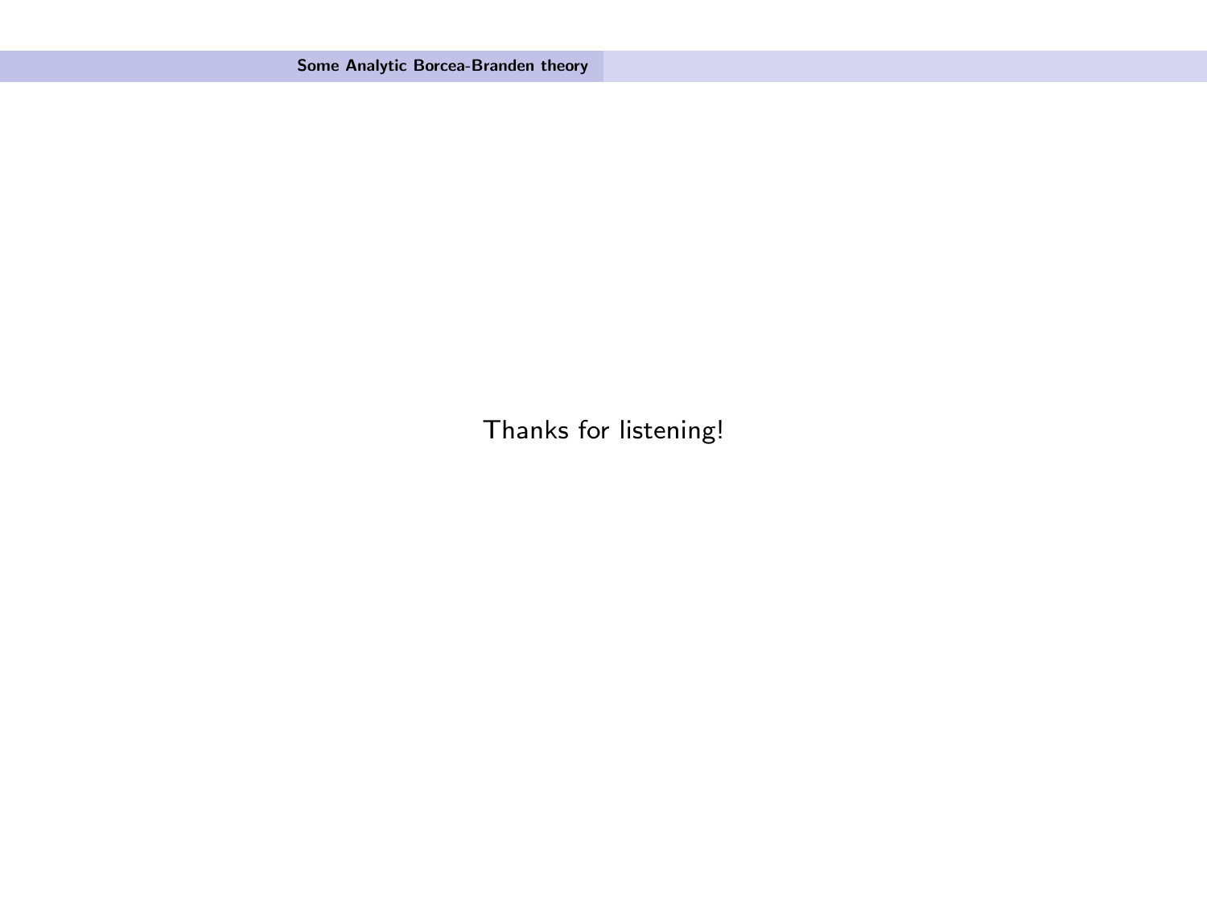Thanks for listening!